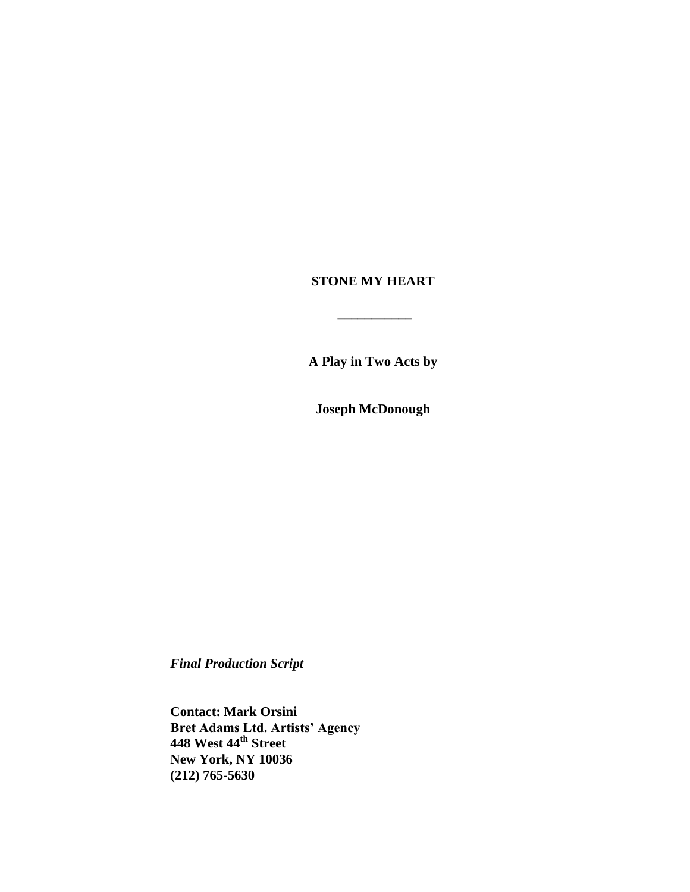# STONE MY HEART

___________

**A Play in Two Acts by**

**Joseph McDonough**

*Final Production Script*

**Contact: Mark Orsini**
**Bret Adams Ltd. Artists' Agency**
**448 West 44th Street**
**New York, NY 10036**
**(212) 765-5630**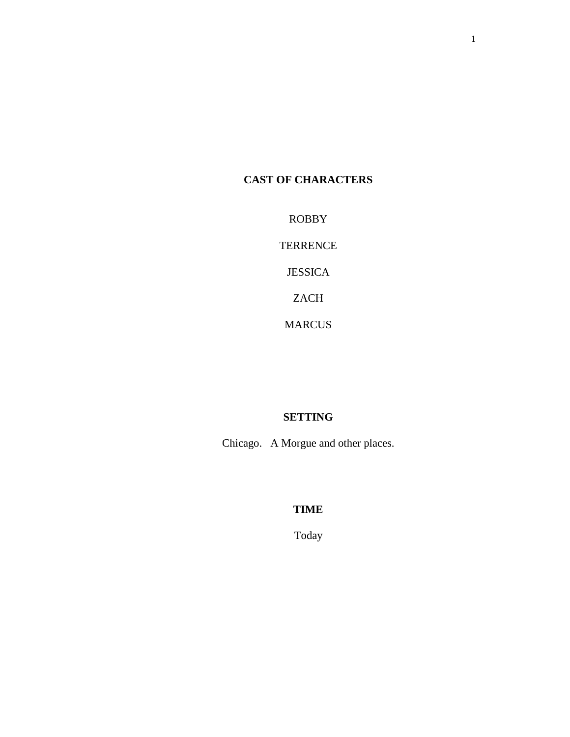## CAST OF CHARACTERS

ROBBY

TERRENCE

JESSICA

ZACH

MARCUS

## SETTING

Chicago. A Morgue and other places.

## TIME

Today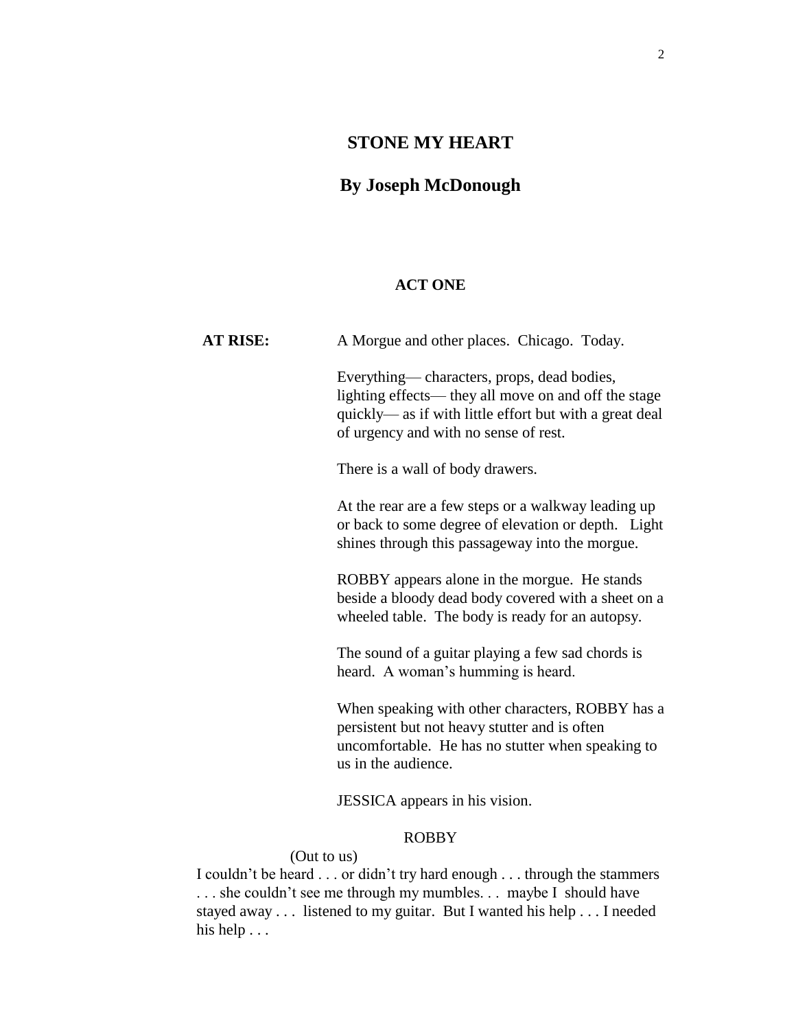# STONE MY HEART

## By Joseph McDonough

### ACT ONE

**AT RISE:** A Morgue and other places. Chicago. Today.

Everything— characters, props, dead bodies, lighting effects— they all move on and off the stage quickly— as if with little effort but with a great deal of urgency and with no sense of rest.

There is a wall of body drawers.

At the rear are a few steps or a walkway leading up or back to some degree of elevation or depth. Light shines through this passageway into the morgue.

ROBBY appears alone in the morgue. He stands beside a bloody dead body covered with a sheet on a wheeled table. The body is ready for an autopsy.

The sound of a guitar playing a few sad chords is heard. A woman's humming is heard.

When speaking with other characters, ROBBY has a persistent but not heavy stutter and is often uncomfortable. He has no stutter when speaking to us in the audience.

JESSICA appears in his vision.

ROBBY

(Out to us)

I couldn't be heard . . . or didn't try hard enough . . . through the stammers . . . she couldn't see me through my mumbles. . . maybe I should have stayed away . . . listened to my guitar. But I wanted his help . . . I needed his help . . .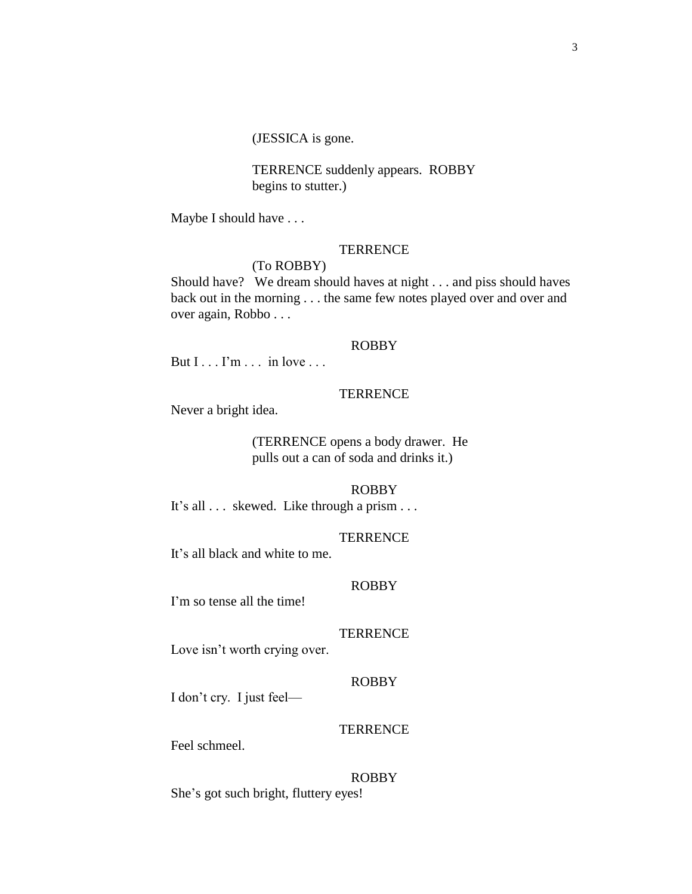(JESSICA is gone.

TERRENCE suddenly appears. ROBBY begins to stutter.)

Maybe I should have . . .

TERRENCE

(To ROBBY)

Should have? We dream should haves at night . . . and piss should haves back out in the morning . . . the same few notes played over and over and over again, Robbo . . .

ROBBY

But I . . . I'm . . . in love . . .

TERRENCE

Never a bright idea.

(TERRENCE opens a body drawer. He pulls out a can of soda and drinks it.)

ROBBY

It's all . . . skewed. Like through a prism . . .

TERRENCE

It's all black and white to me.

ROBBY

I'm so tense all the time!

TERRENCE

Love isn't worth crying over.

ROBBY

I don't cry. I just feel—

TERRENCE

Feel schmeel.

ROBBY

She's got such bright, fluttery eyes!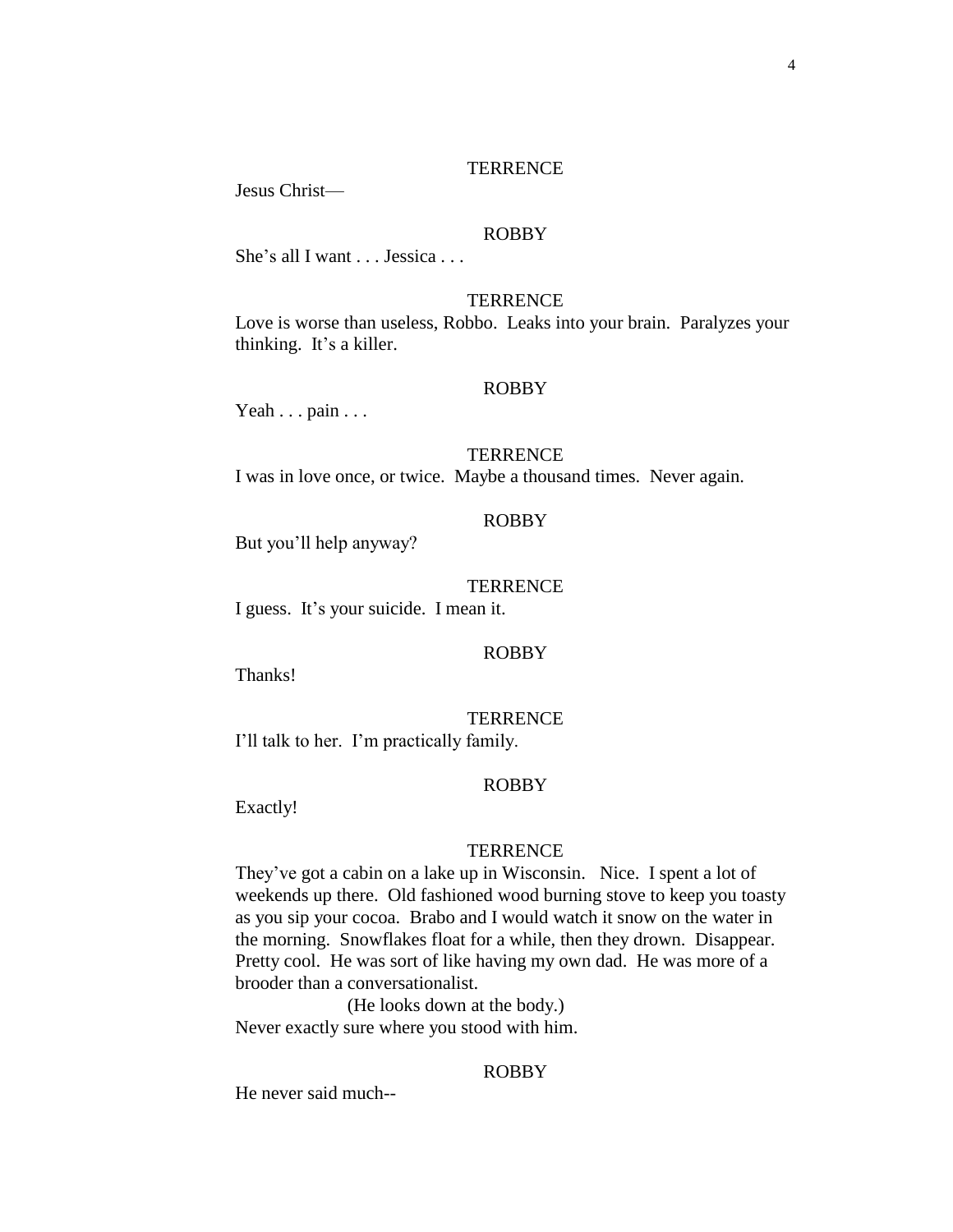TERRENCE

Jesus Christ—

ROBBY

She's all I want . . . Jessica . . .

TERRENCE

Love is worse than useless, Robbo. Leaks into your brain. Paralyzes your thinking. It's a killer.

ROBBY

Yeah . . . pain . . .

TERRENCE

I was in love once, or twice. Maybe a thousand times. Never again.

ROBBY

But you'll help anyway?

TERRENCE

I guess. It's your suicide. I mean it.

ROBBY

Thanks!

TERRENCE

I'll talk to her. I'm practically family.

ROBBY

Exactly!

TERRENCE

They've got a cabin on a lake up in Wisconsin. Nice. I spent a lot of weekends up there. Old fashioned wood burning stove to keep you toasty as you sip your cocoa. Brabo and I would watch it snow on the water in the morning. Snowflakes float for a while, then they drown. Disappear. Pretty cool. He was sort of like having my own dad. He was more of a brooder than a conversationalist.

(He looks down at the body.)

Never exactly sure where you stood with him.

ROBBY

He never said much--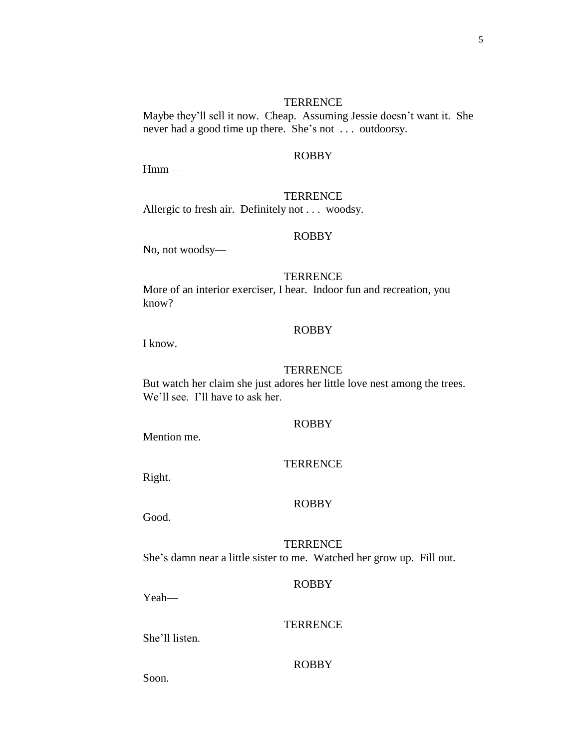TERRENCE

Maybe they'll sell it now. Cheap. Assuming Jessie doesn't want it. She never had a good time up there. She's not . . . outdoorsy.

ROBBY

Hmm—

TERRENCE

Allergic to fresh air. Definitely not . . . woodsy.

ROBBY

No, not woodsy—

TERRENCE

More of an interior exerciser, I hear. Indoor fun and recreation, you know?

ROBBY

I know.

TERRENCE

But watch her claim she just adores her little love nest among the trees. We'll see. I'll have to ask her.

ROBBY

Mention me.

TERRENCE

Right.

ROBBY

Good.

TERRENCE

She's damn near a little sister to me. Watched her grow up. Fill out.

ROBBY

Yeah—

TERRENCE

She'll listen.

ROBBY

Soon.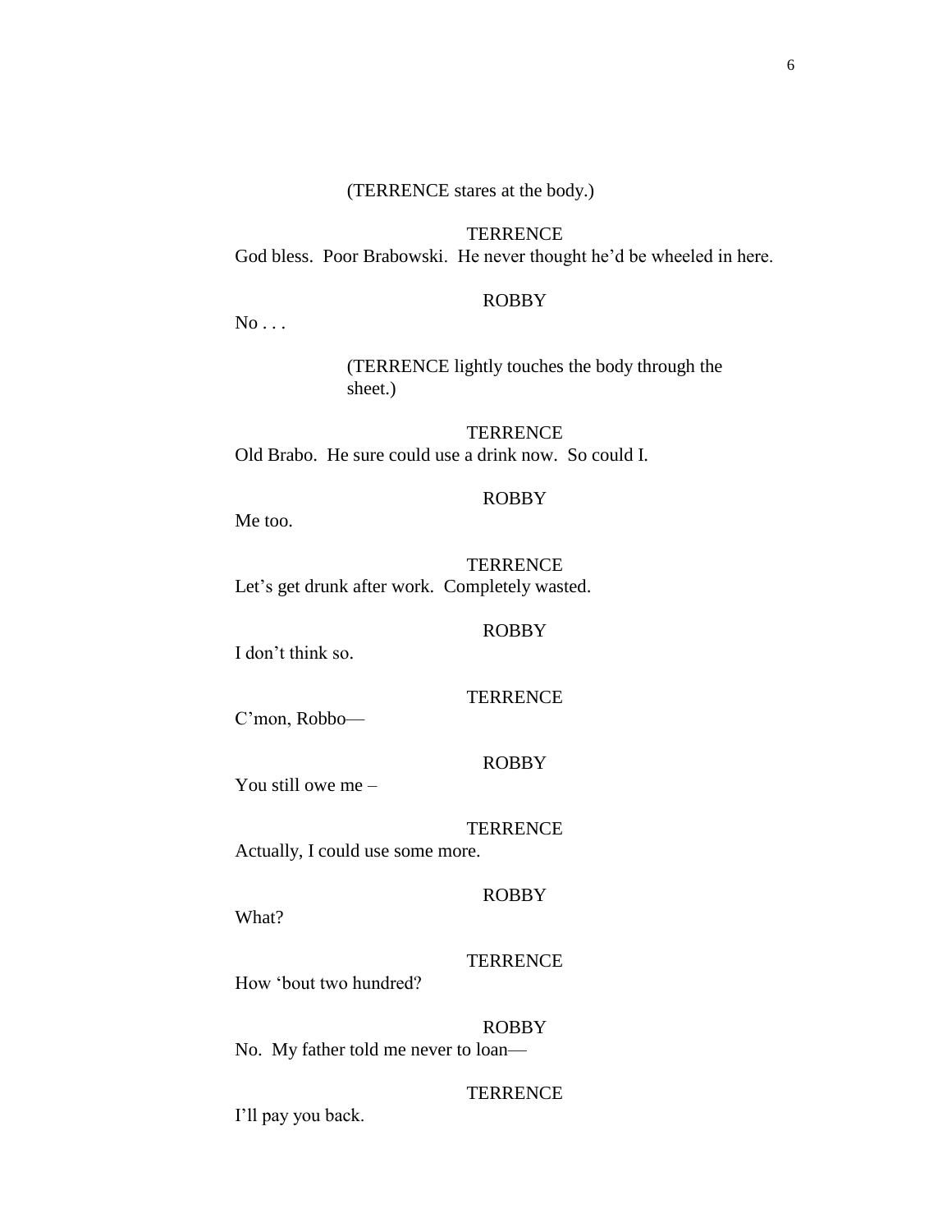(TERRENCE stares at the body.)

TERRENCE

God bless.  Poor Brabowski.  He never thought he'd be wheeled in here.

ROBBY

No . . .

(TERRENCE lightly touches the body through the sheet.)

TERRENCE

Old Brabo.  He sure could use a drink now.  So could I.

ROBBY

Me too.

TERRENCE

Let's get drunk after work.  Completely wasted.

ROBBY

I don't think so.

TERRENCE

C'mon, Robbo—

ROBBY

You still owe me –

TERRENCE

Actually, I could use some more.

ROBBY

What?

TERRENCE

How 'bout two hundred?

ROBBY

No.  My father told me never to loan—

TERRENCE

I'll pay you back.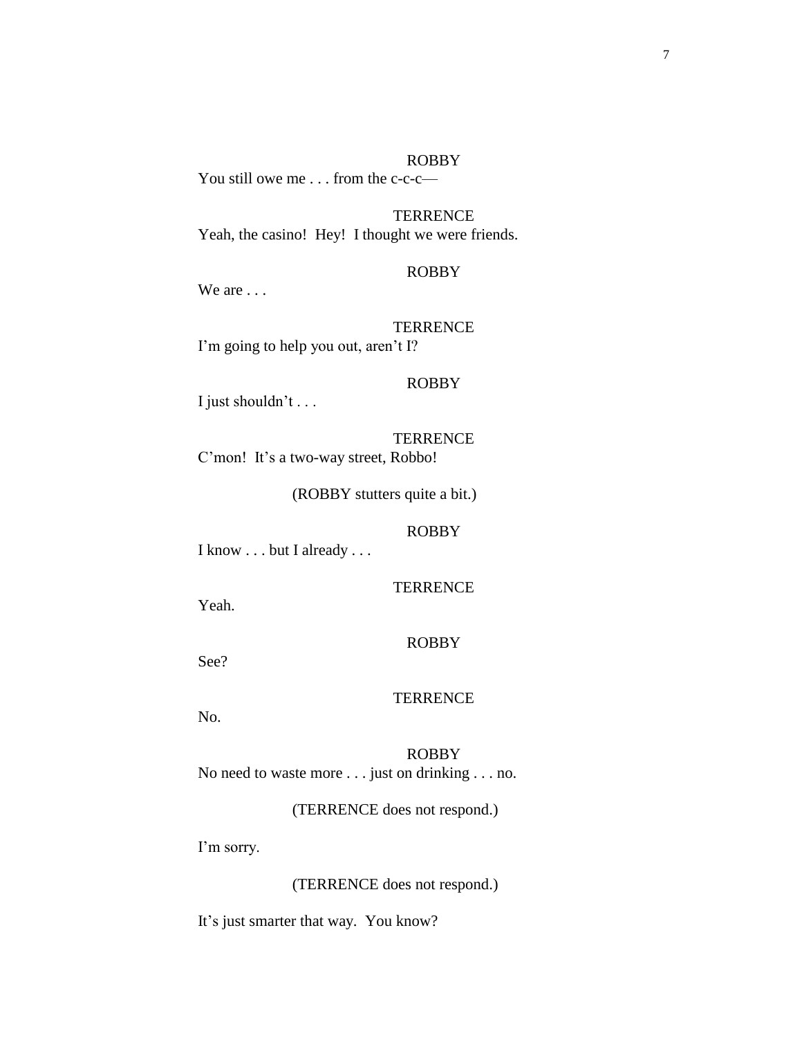ROBBY

You still owe me . . . from the c-c-c—

TERRENCE

Yeah, the casino! Hey! I thought we were friends.

ROBBY

We are . . .

TERRENCE

I'm going to help you out, aren't I?

ROBBY

I just shouldn't . . .

TERRENCE

C'mon! It's a two-way street, Robbo!

(ROBBY stutters quite a bit.)

ROBBY

I know . . . but I already . . .

TERRENCE

Yeah.

ROBBY

See?

TERRENCE

No.

ROBBY

No need to waste more . . . just on drinking . . . no.

(TERRENCE does not respond.)

I'm sorry.

(TERRENCE does not respond.)

It's just smarter that way. You know?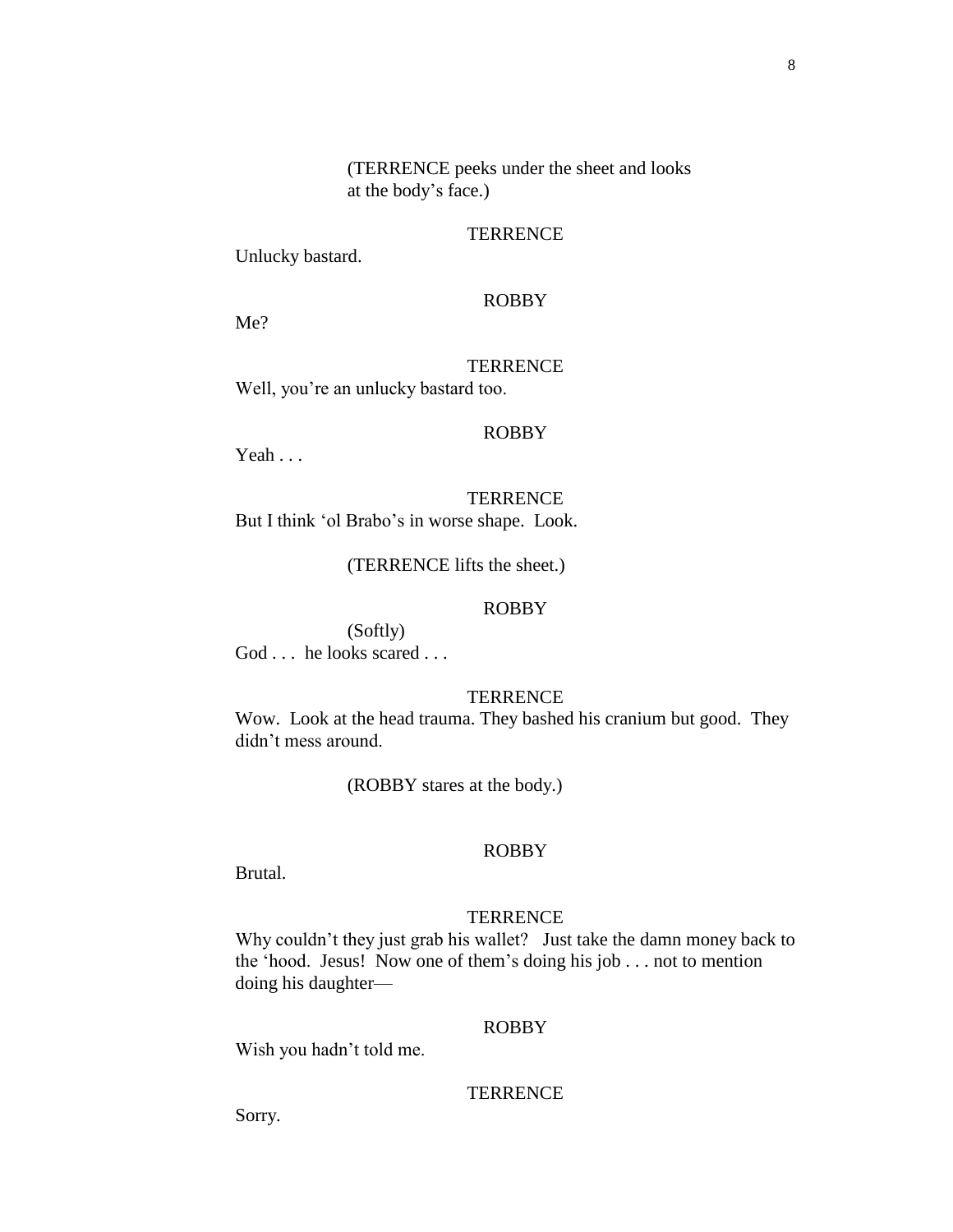(TERRENCE peeks under the sheet and looks at the body's face.)

TERRENCE

Unlucky bastard.

ROBBY

Me?

TERRENCE

Well, you're an unlucky bastard too.

ROBBY

Yeah . . .

TERRENCE

But I think 'ol Brabo's in worse shape. Look.

(TERRENCE lifts the sheet.)

ROBBY

(Softly)

God . . . he looks scared . . .

TERRENCE

Wow. Look at the head trauma. They bashed his cranium but good. They didn't mess around.

(ROBBY stares at the body.)

ROBBY

Brutal.

TERRENCE

Why couldn't they just grab his wallet? Just take the damn money back to the 'hood. Jesus! Now one of them's doing his job . . . not to mention doing his daughter—

ROBBY

Wish you hadn't told me.

TERRENCE

Sorry.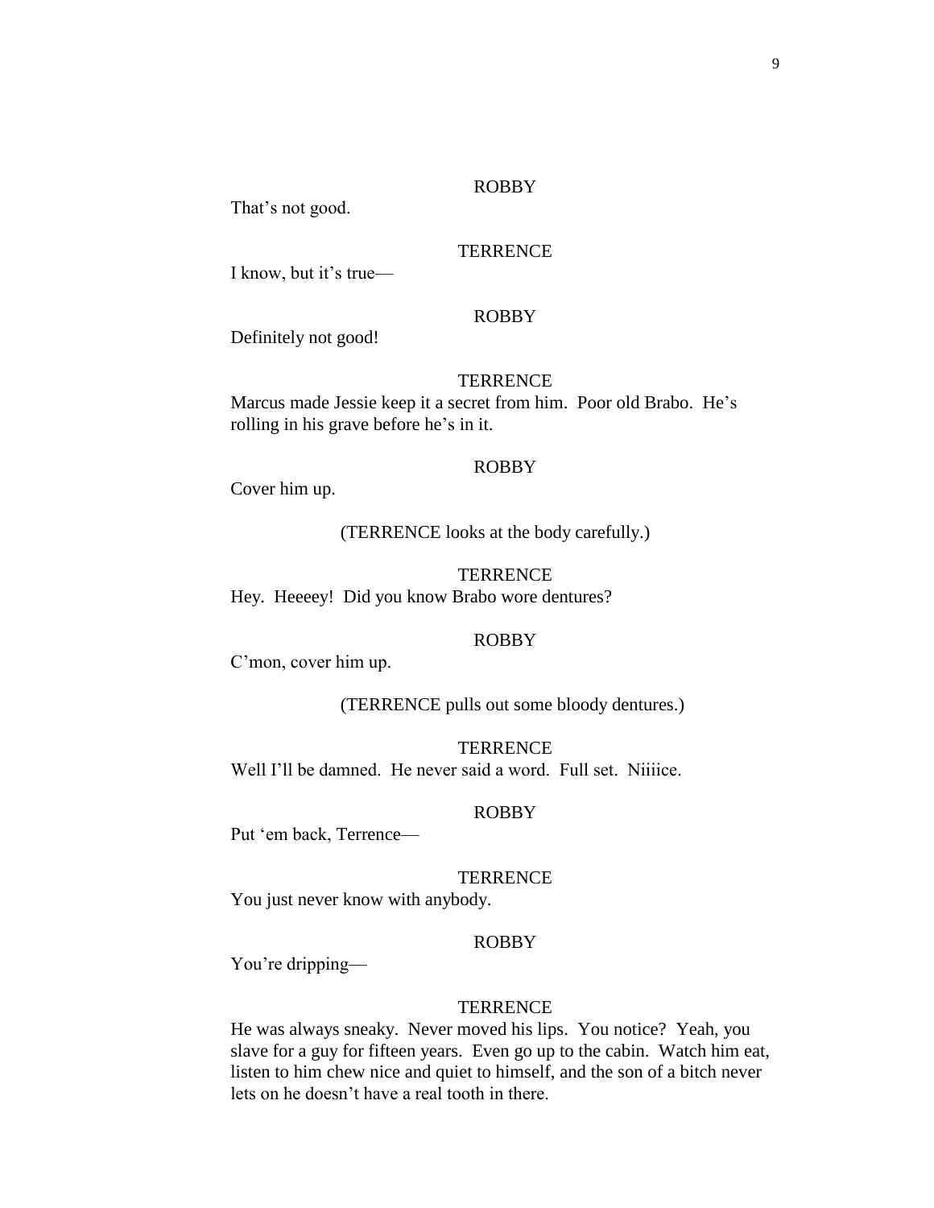ROBBY

That's not good.

TERRENCE

I know, but it's true—

ROBBY

Definitely not good!

TERRENCE

Marcus made Jessie keep it a secret from him. Poor old Brabo. He's rolling in his grave before he's in it.

ROBBY

Cover him up.

(TERRENCE looks at the body carefully.)

TERRENCE

Hey. Heeeey! Did you know Brabo wore dentures?

ROBBY

C'mon, cover him up.

(TERRENCE pulls out some bloody dentures.)

TERRENCE

Well I'll be damned. He never said a word. Full set. Niiiice.

ROBBY

Put 'em back, Terrence—

TERRENCE

You just never know with anybody.

ROBBY

You're dripping—

TERRENCE

He was always sneaky. Never moved his lips. You notice? Yeah, you slave for a guy for fifteen years. Even go up to the cabin. Watch him eat, listen to him chew nice and quiet to himself, and the son of a bitch never lets on he doesn't have a real tooth in there.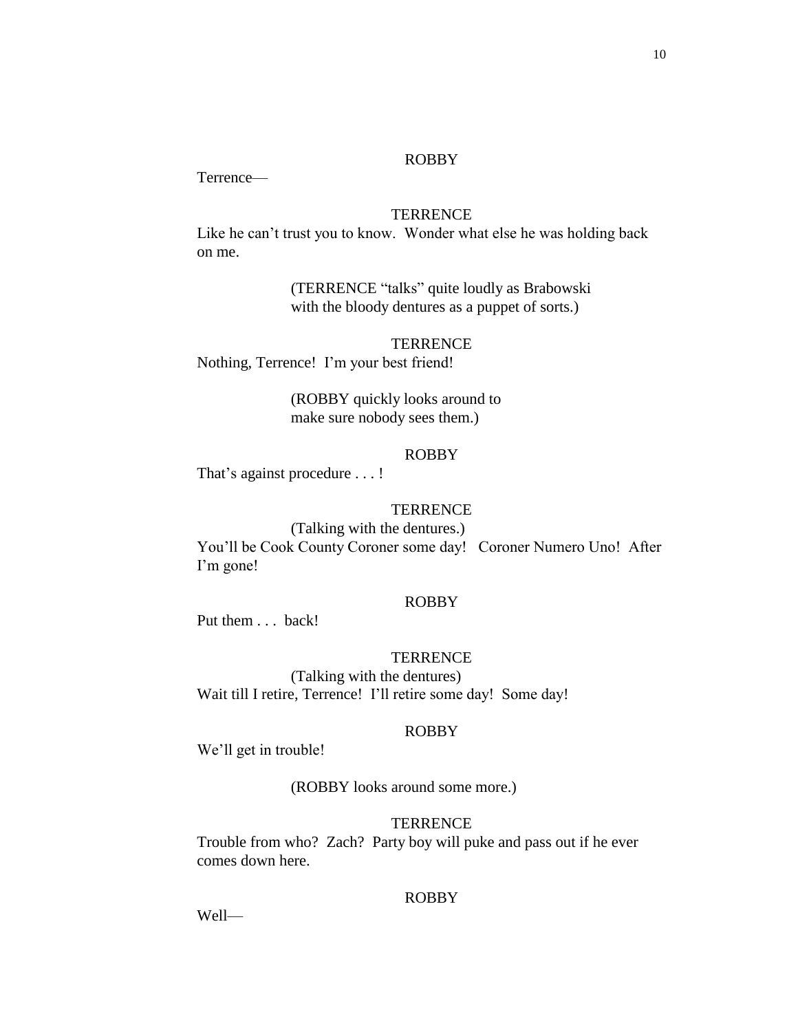ROBBY

Terrence—

TERRENCE

Like he can't trust you to know. Wonder what else he was holding back on me.

(TERRENCE "talks" quite loudly as Brabowski with the bloody dentures as a puppet of sorts.)

TERRENCE

Nothing, Terrence! I'm your best friend!

(ROBBY quickly looks around to make sure nobody sees them.)

ROBBY

That's against procedure . . . !

TERRENCE

(Talking with the dentures.)

You'll be Cook County Coroner some day! Coroner Numero Uno! After I'm gone!

ROBBY

Put them . . . back!

TERRENCE

(Talking with the dentures)

Wait till I retire, Terrence! I'll retire some day! Some day!

ROBBY

We'll get in trouble!

(ROBBY looks around some more.)

TERRENCE

Trouble from who? Zach? Party boy will puke and pass out if he ever comes down here.

ROBBY

Well—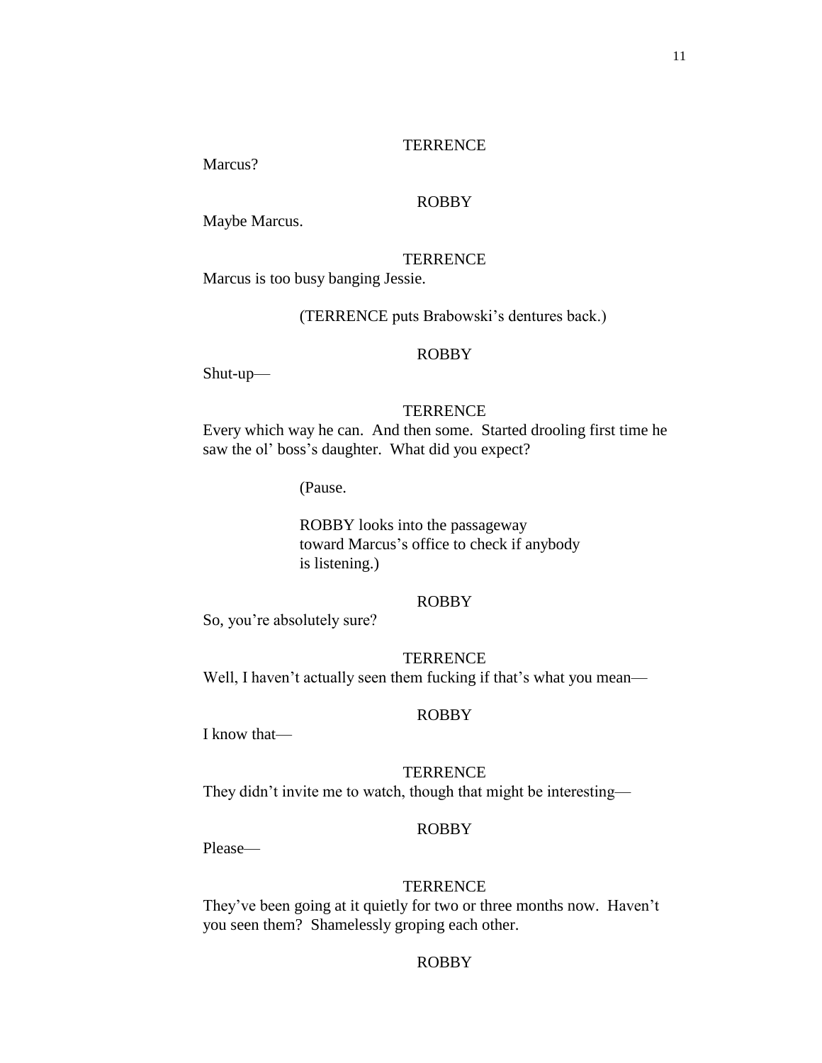TERRENCE

Marcus?

ROBBY

Maybe Marcus.

TERRENCE

Marcus is too busy banging Jessie.

(TERRENCE puts Brabowski's dentures back.)

ROBBY

Shut-up—

TERRENCE

Every which way he can. And then some. Started drooling first time he saw the ol' boss's daughter. What did you expect?

(Pause.

ROBBY looks into the passageway toward Marcus's office to check if anybody is listening.)

ROBBY

So, you're absolutely sure?

TERRENCE

Well, I haven't actually seen them fucking if that's what you mean—

ROBBY

I know that—

TERRENCE

They didn't invite me to watch, though that might be interesting—

ROBBY

Please—

TERRENCE

They've been going at it quietly for two or three months now. Haven't you seen them? Shamelessly groping each other.

ROBBY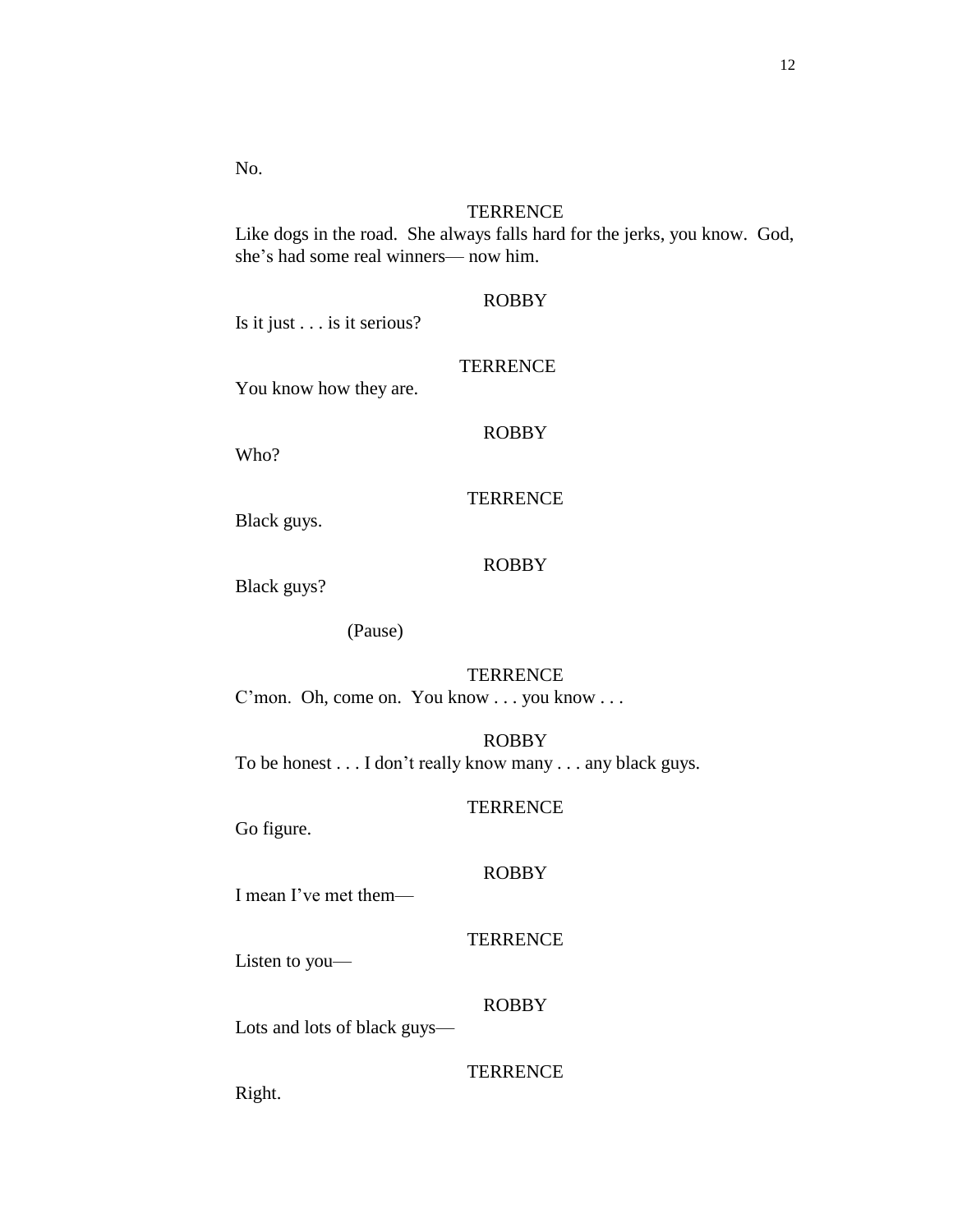No.

TERRENCE

Like dogs in the road. She always falls hard for the jerks, you know. God, she's had some real winners— now him.

ROBBY

Is it just . . . is it serious?

TERRENCE

You know how they are.

ROBBY

Who?

TERRENCE

Black guys.

ROBBY

Black guys?

(Pause)

TERRENCE

C'mon. Oh, come on. You know . . . you know . . .

ROBBY

To be honest . . . I don't really know many . . . any black guys.

TERRENCE

Go figure.

ROBBY

I mean I've met them—

TERRENCE

Listen to you—

ROBBY

Lots and lots of black guys—

TERRENCE

Right.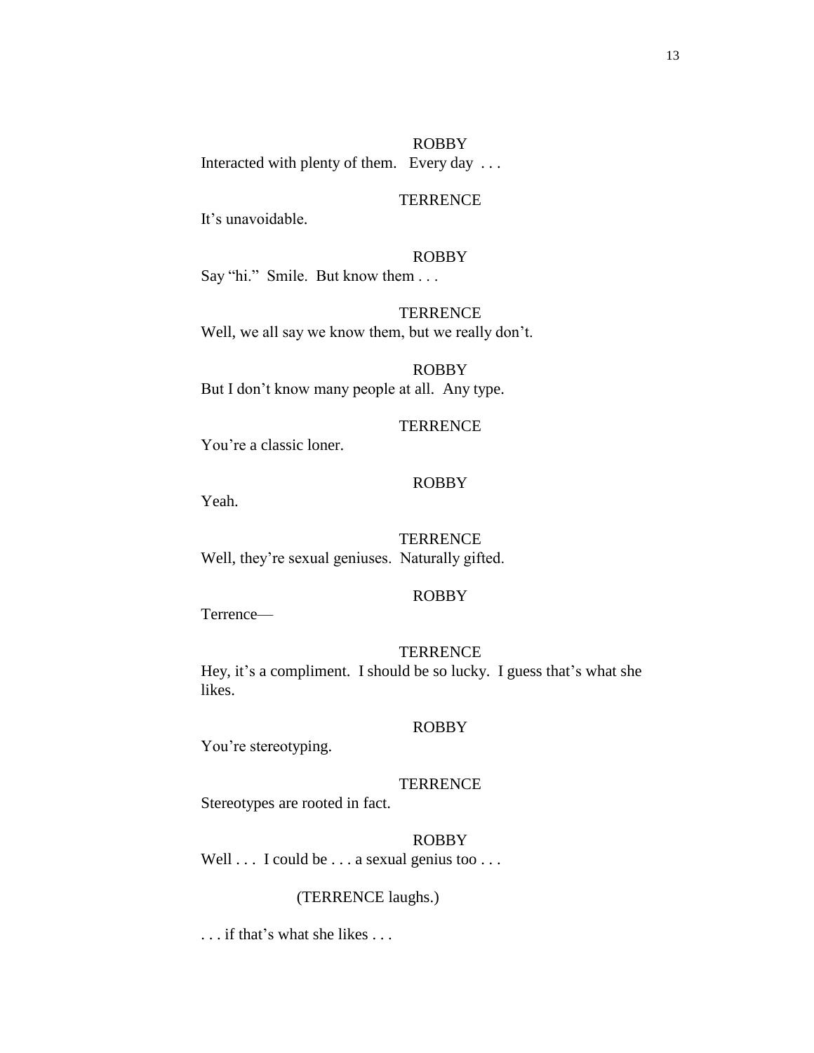ROBBY

Interacted with plenty of them. Every day . . .

TERRENCE

It's unavoidable.

ROBBY

Say "hi." Smile. But know them . . .

TERRENCE

Well, we all say we know them, but we really don't.

ROBBY

But I don't know many people at all. Any type.

TERRENCE

You're a classic loner.

ROBBY

Yeah.

TERRENCE

Well, they're sexual geniuses. Naturally gifted.

ROBBY

Terrence—

TERRENCE

Hey, it's a compliment. I should be so lucky. I guess that's what she likes.

ROBBY

You're stereotyping.

TERRENCE

Stereotypes are rooted in fact.

ROBBY

Well . . . I could be . . . a sexual genius too . . .

(TERRENCE laughs.)

. . . if that's what she likes . . .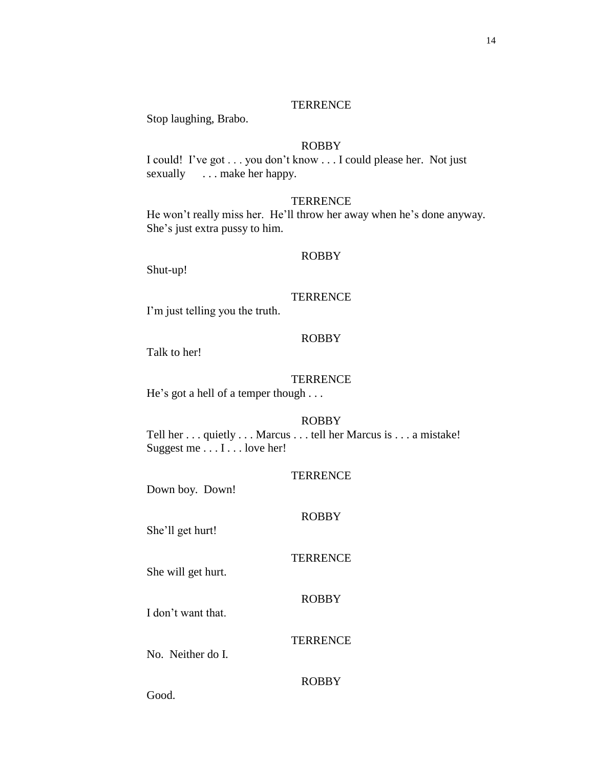TERRENCE

Stop laughing, Brabo.

ROBBY

I could! I've got . . . you don't know . . . I could please her. Not just sexually . . . make her happy.

TERRENCE

He won't really miss her. He'll throw her away when he's done anyway. She's just extra pussy to him.

ROBBY

Shut-up!

TERRENCE

I'm just telling you the truth.

ROBBY

Talk to her!

TERRENCE

He's got a hell of a temper though . . .

ROBBY

Tell her . . . quietly . . . Marcus . . . tell her Marcus is . . . a mistake! Suggest me . . . I . . . love her!

TERRENCE

Down boy. Down!

ROBBY

She'll get hurt!

TERRENCE

She will get hurt.

ROBBY

I don't want that.

TERRENCE

No. Neither do I.

ROBBY

Good.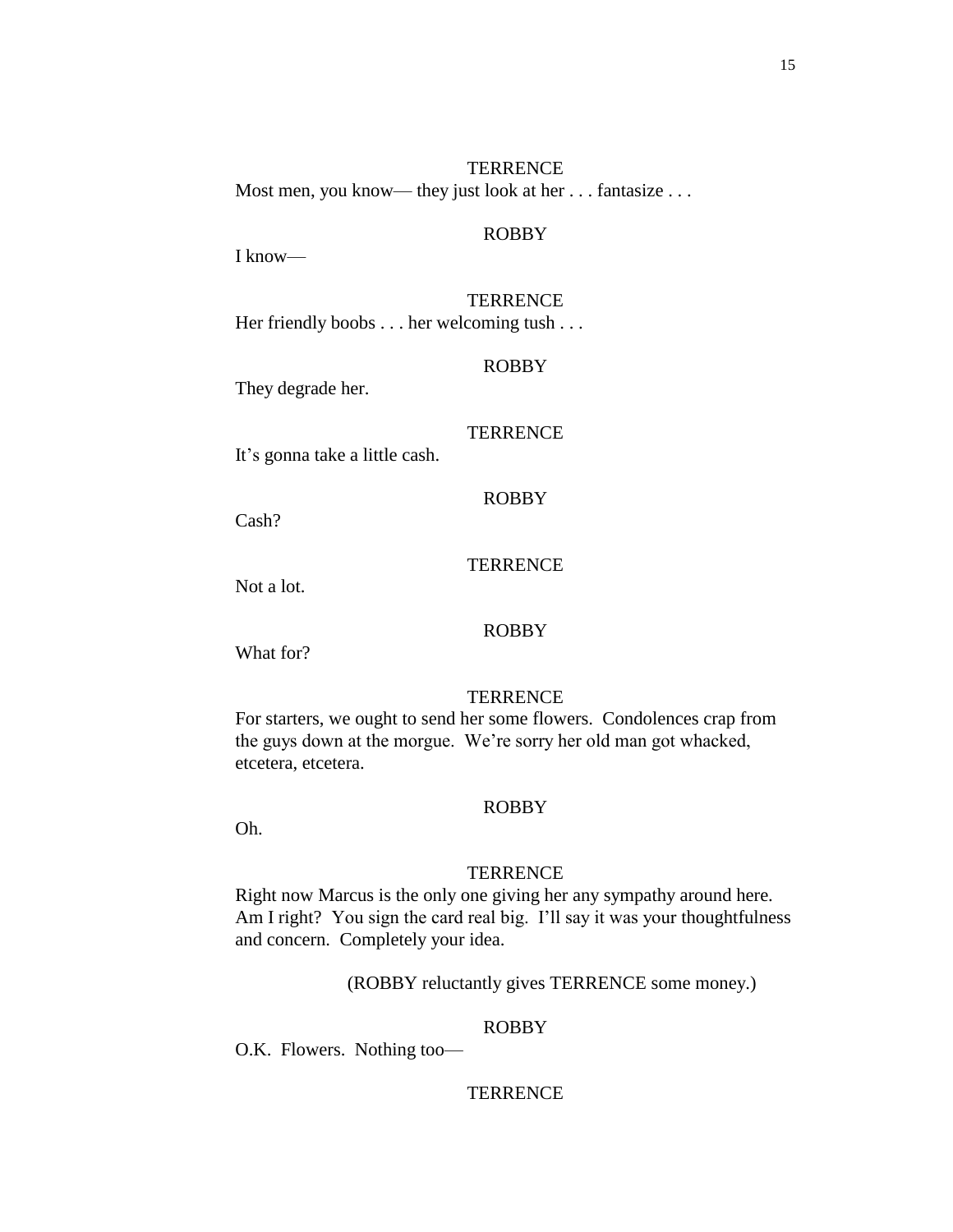TERRENCE

Most men, you know— they just look at her . . . fantasize . . .

ROBBY

I know—

TERRENCE

Her friendly boobs . . . her welcoming tush . . .

ROBBY

They degrade her.

TERRENCE

It's gonna take a little cash.

ROBBY

Cash?

TERRENCE

Not a lot.

ROBBY

What for?

TERRENCE

For starters, we ought to send her some flowers. Condolences crap from the guys down at the morgue. We're sorry her old man got whacked, etcetera, etcetera.

ROBBY

Oh.

TERRENCE

Right now Marcus is the only one giving her any sympathy around here. Am I right? You sign the card real big. I'll say it was your thoughtfulness and concern. Completely your idea.

(ROBBY reluctantly gives TERRENCE some money.)

ROBBY

O.K. Flowers. Nothing too—

TERRENCE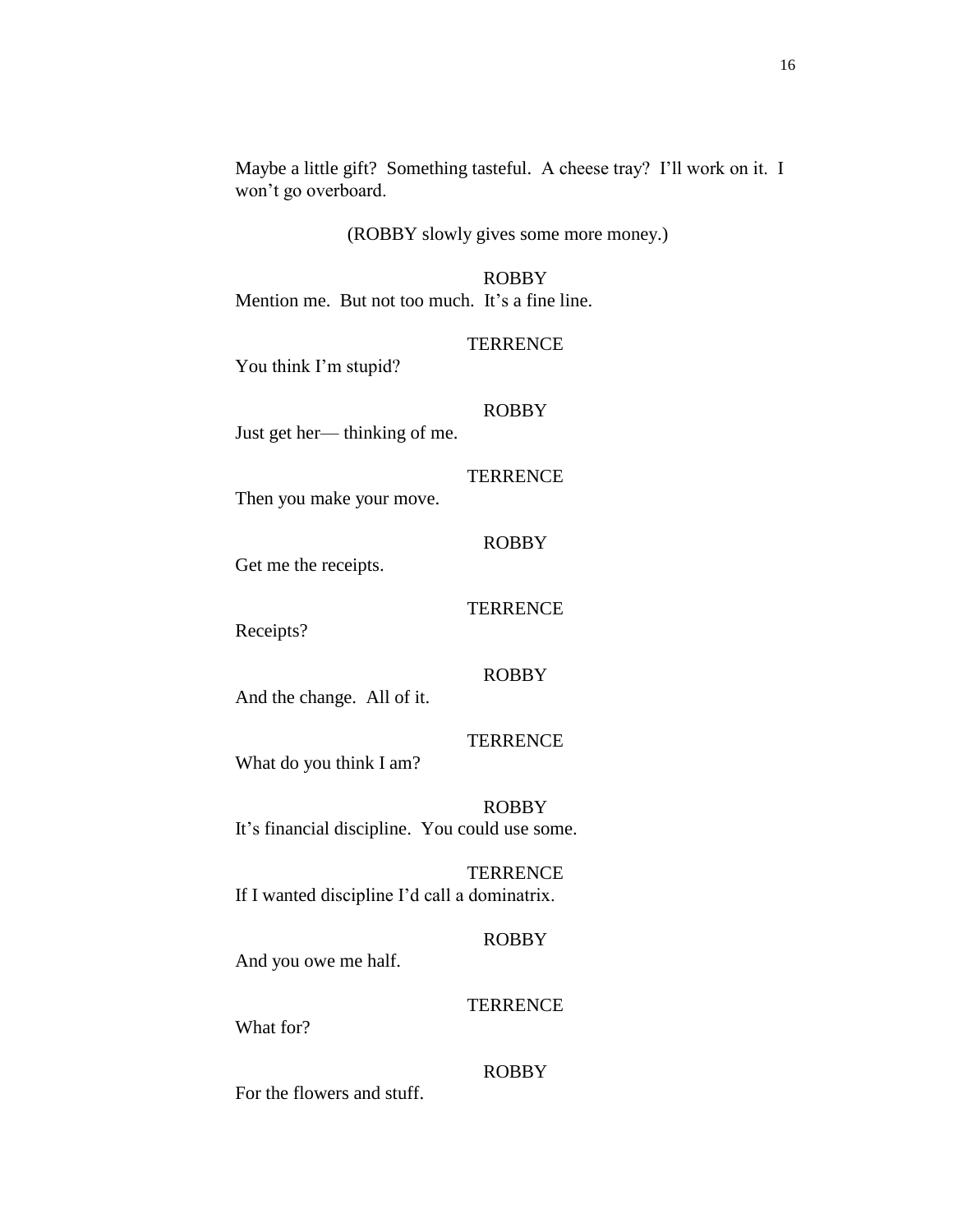Maybe a little gift? Something tasteful. A cheese tray? I'll work on it. I won't go overboard.

(ROBBY slowly gives some more money.)

ROBBY

Mention me. But not too much. It's a fine line.

TERRENCE

You think I'm stupid?

ROBBY

Just get her— thinking of me.

TERRENCE

Then you make your move.

ROBBY

Get me the receipts.

TERRENCE

Receipts?

ROBBY

And the change. All of it.

TERRENCE

What do you think I am?

ROBBY

It's financial discipline. You could use some.

TERRENCE

If I wanted discipline I'd call a dominatrix.

ROBBY

And you owe me half.

TERRENCE

What for?

ROBBY

For the flowers and stuff.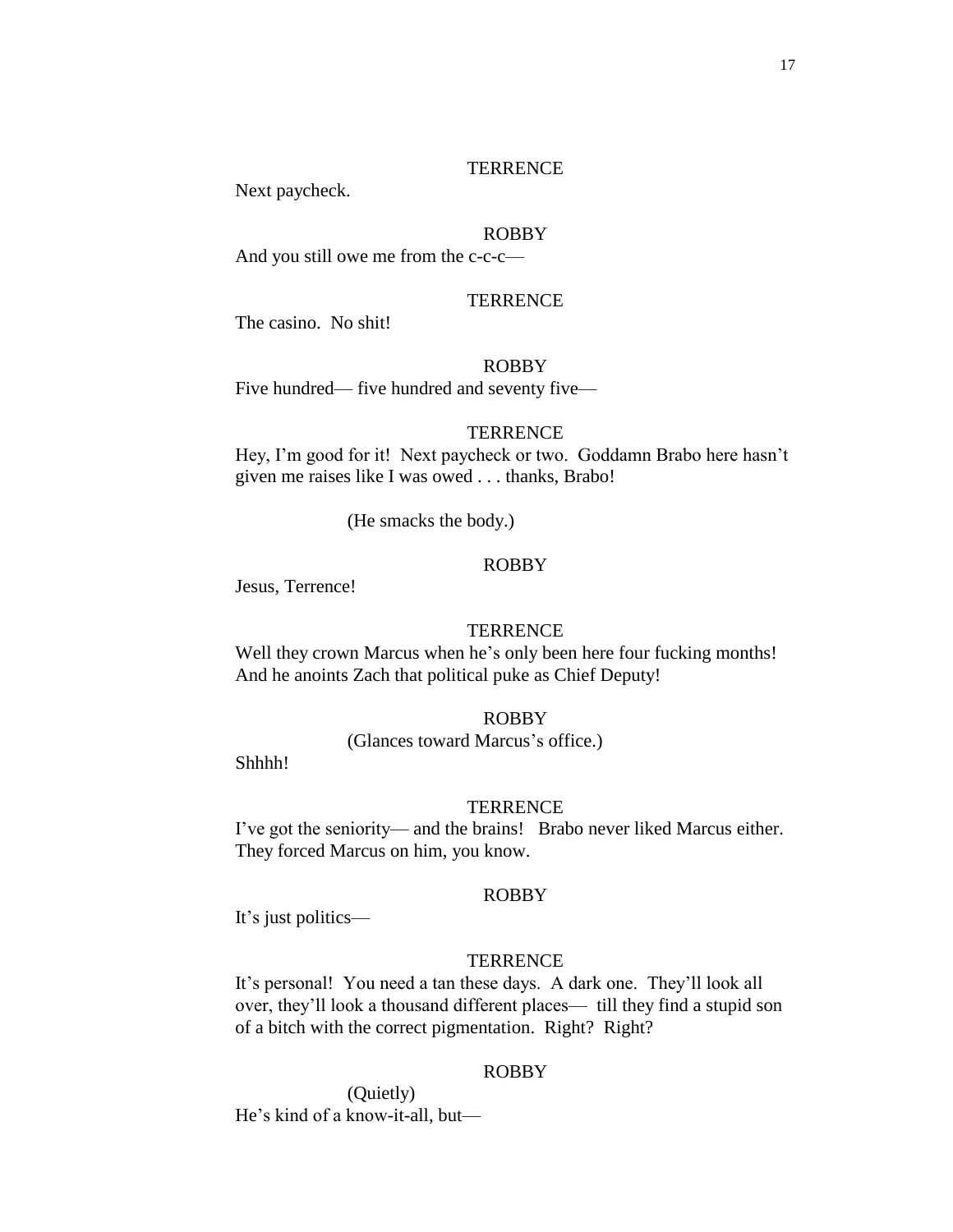TERRENCE

Next paycheck.

ROBBY

And you still owe me from the c-c-c—

TERRENCE

The casino.  No shit!

ROBBY

Five hundred— five hundred and seventy five—

TERRENCE

Hey, I'm good for it!  Next paycheck or two.  Goddamn Brabo here hasn't given me raises like I was owed . . . thanks, Brabo!

(He smacks the body.)

ROBBY

Jesus, Terrence!

TERRENCE

Well they crown Marcus when he's only been here four fucking months!  And he anoints Zach that political puke as Chief Deputy!

ROBBY

(Glances toward Marcus's office.)

Shhhh!

TERRENCE

I've got the seniority— and the brains!  Brabo never liked Marcus either.  They forced Marcus on him, you know.

ROBBY

It's just politics—

TERRENCE

It's personal!  You need a tan these days.  A dark one.  They'll look all over, they'll look a thousand different places— till they find a stupid son of a bitch with the correct pigmentation.  Right?  Right?

ROBBY

(Quietly)

He's kind of a know-it-all, but—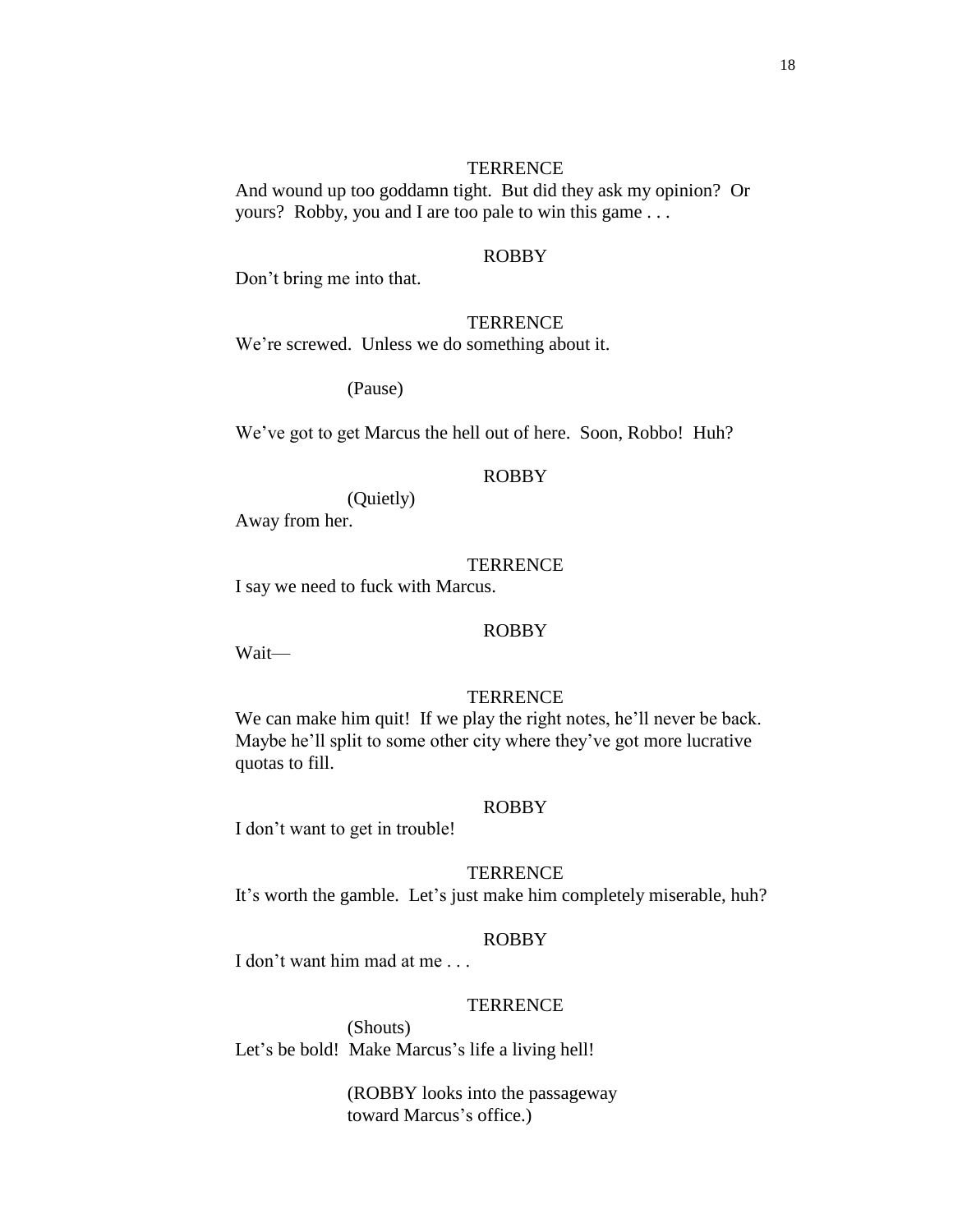TERRENCE

And wound up too goddamn tight. But did they ask my opinion? Or yours? Robby, you and I are too pale to win this game . . .

ROBBY

Don't bring me into that.

TERRENCE

We're screwed. Unless we do something about it.

(Pause)

We've got to get Marcus the hell out of here. Soon, Robbo! Huh?

ROBBY

(Quietly)

Away from her.

TERRENCE

I say we need to fuck with Marcus.

ROBBY

Wait—

TERRENCE

We can make him quit! If we play the right notes, he'll never be back. Maybe he'll split to some other city where they've got more lucrative quotas to fill.

ROBBY

I don't want to get in trouble!

TERRENCE

It's worth the gamble. Let's just make him completely miserable, huh?

ROBBY

I don't want him mad at me . . .

TERRENCE

(Shouts)

Let's be bold! Make Marcus's life a living hell!

(ROBBY looks into the passageway toward Marcus's office.)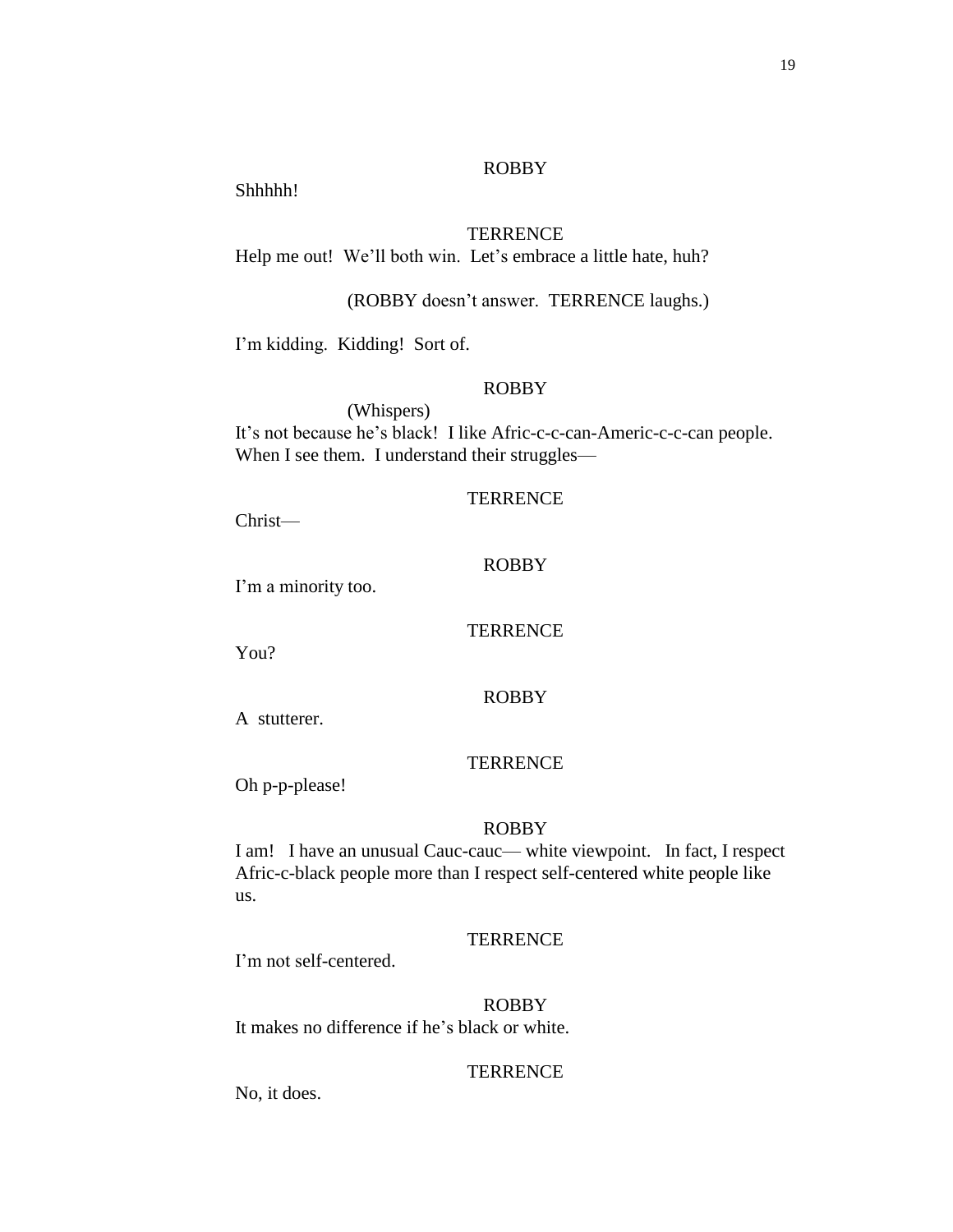ROBBY

Shhhhh!

TERRENCE

Help me out! We'll both win. Let's embrace a little hate, huh?

(ROBBY doesn't answer. TERRENCE laughs.)

I'm kidding. Kidding! Sort of.

ROBBY

(Whispers)

It's not because he's black! I like Afric-c-c-can-Americ-c-c-can people. When I see them. I understand their struggles—

TERRENCE

Christ—

ROBBY

I'm a minority too.

TERRENCE

You?

ROBBY

A stutterer.

TERRENCE

Oh p-p-please!

ROBBY

I am! I have an unusual Cauc-cauc— white viewpoint. In fact, I respect Afric-c-black people more than I respect self-centered white people like us.

TERRENCE

I'm not self-centered.

ROBBY

It makes no difference if he's black or white.

TERRENCE

No, it does.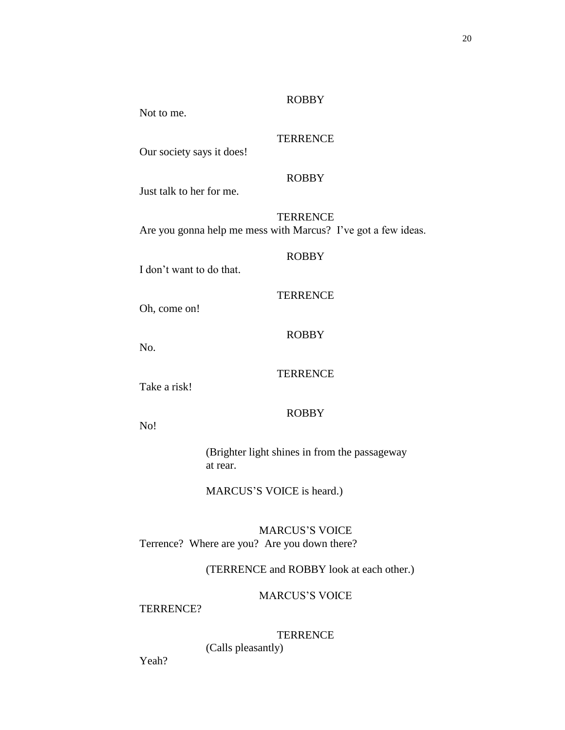ROBBY

Not to me.

TERRENCE

Our society says it does!

ROBBY

Just talk to her for me.

TERRENCE

Are you gonna help me mess with Marcus? I've got a few ideas.

ROBBY

I don't want to do that.

TERRENCE

Oh, come on!

ROBBY

No.

TERRENCE

Take a risk!

ROBBY

No!

(Brighter light shines in from the passageway at rear.

MARCUS'S VOICE is heard.)

MARCUS'S VOICE

Terrence? Where are you? Are you down there?

(TERRENCE and ROBBY look at each other.)

MARCUS'S VOICE

TERRENCE?

TERRENCE

(Calls pleasantly)

Yeah?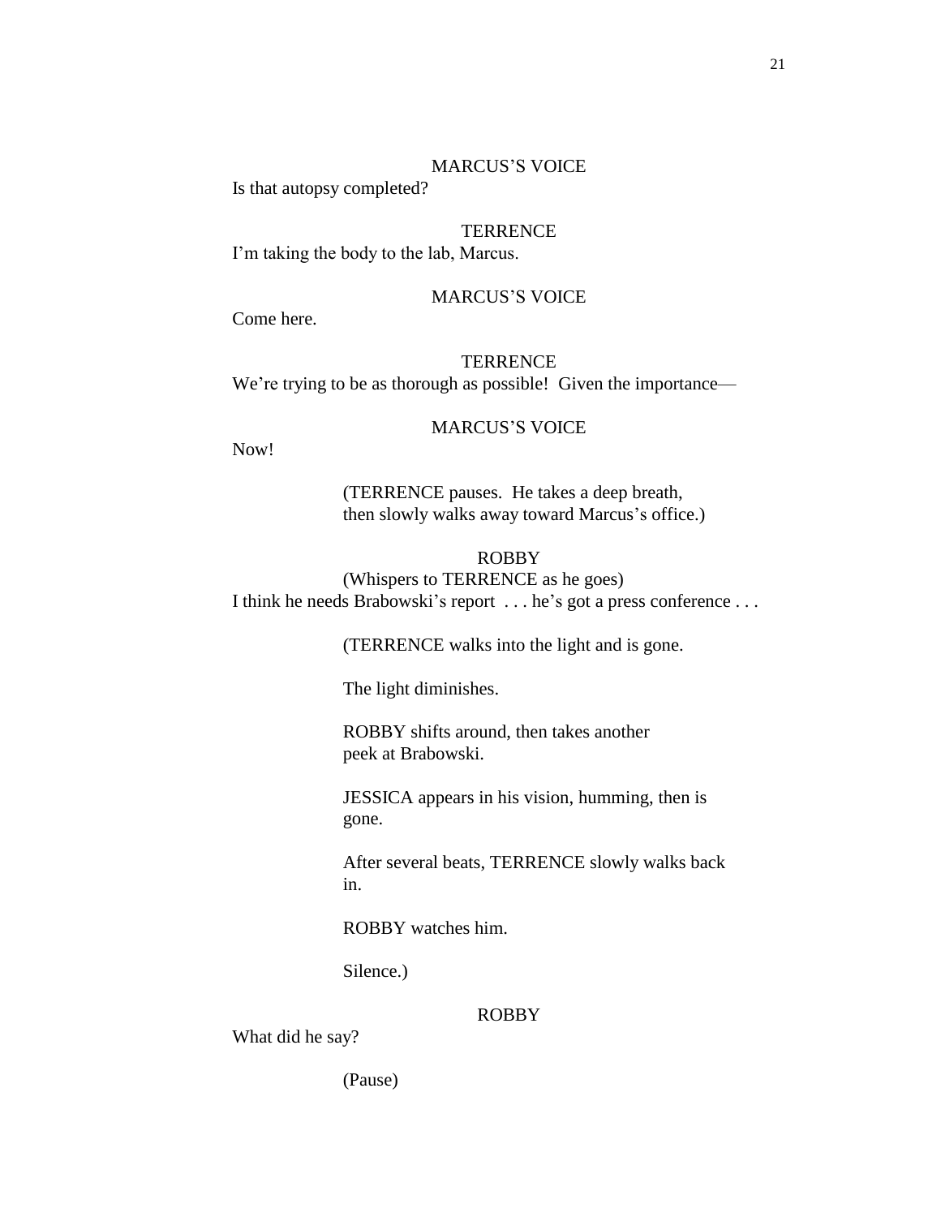MARCUS'S VOICE

Is that autopsy completed?

TERRENCE

I'm taking the body to the lab, Marcus.

MARCUS'S VOICE

Come here.

TERRENCE

We're trying to be as thorough as possible! Given the importance—

MARCUS'S VOICE

Now!

(TERRENCE pauses. He takes a deep breath, then slowly walks away toward Marcus's office.)

ROBBY

(Whispers to TERRENCE as he goes)

I think he needs Brabowski's report . . . he's got a press conference . . .

(TERRENCE walks into the light and is gone.

The light diminishes.

ROBBY shifts around, then takes another peek at Brabowski.

JESSICA appears in his vision, humming, then is gone.

After several beats, TERRENCE slowly walks back in.

ROBBY watches him.

Silence.)

ROBBY

What did he say?

(Pause)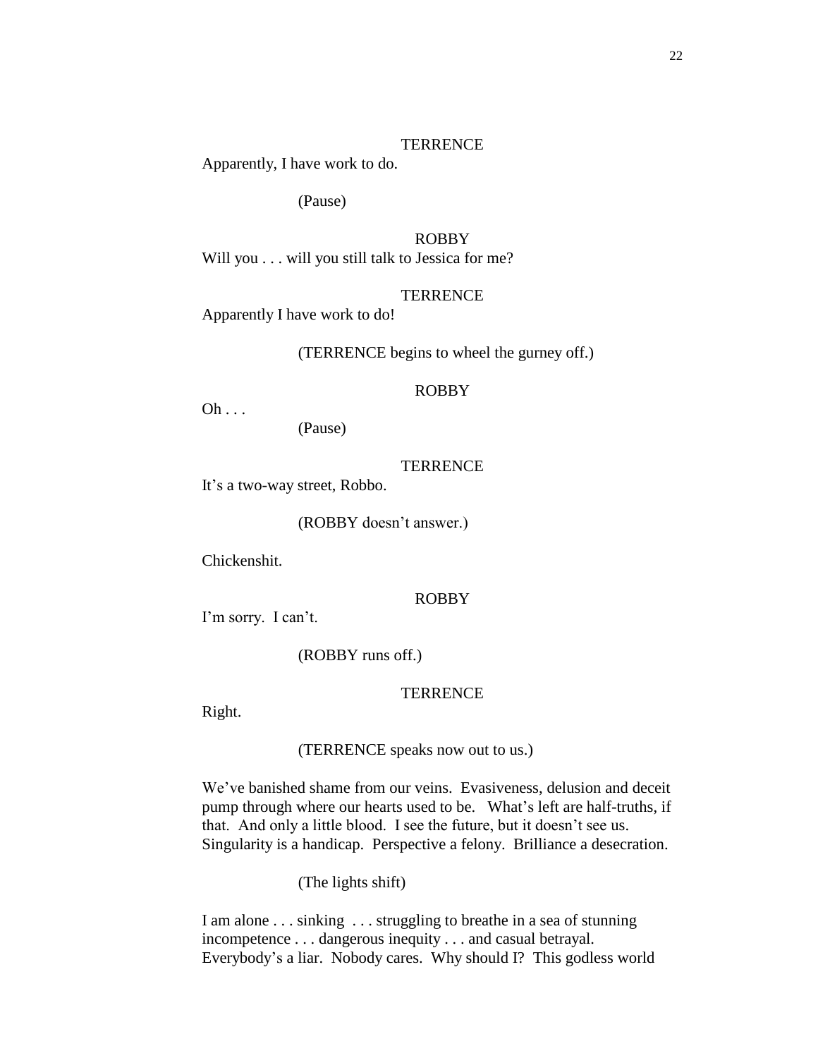TERRENCE

Apparently, I have work to do.

(Pause)

ROBBY

Will you . . . will you still talk to Jessica for me?

TERRENCE

Apparently I have work to do!

(TERRENCE begins to wheel the gurney off.)

ROBBY

Oh . . .

(Pause)

TERRENCE

It's a two-way street, Robbo.

(ROBBY doesn't answer.)

Chickenshit.

ROBBY

I'm sorry. I can't.

(ROBBY runs off.)

TERRENCE

Right.

(TERRENCE speaks now out to us.)

We've banished shame from our veins. Evasiveness, delusion and deceit pump through where our hearts used to be. What's left are half-truths, if that. And only a little blood. I see the future, but it doesn't see us. Singularity is a handicap. Perspective a felony. Brilliance a desecration.

(The lights shift)

I am alone . . . sinking . . . struggling to breathe in a sea of stunning incompetence . . . dangerous inequity . . . and casual betrayal. Everybody's a liar. Nobody cares. Why should I? This godless world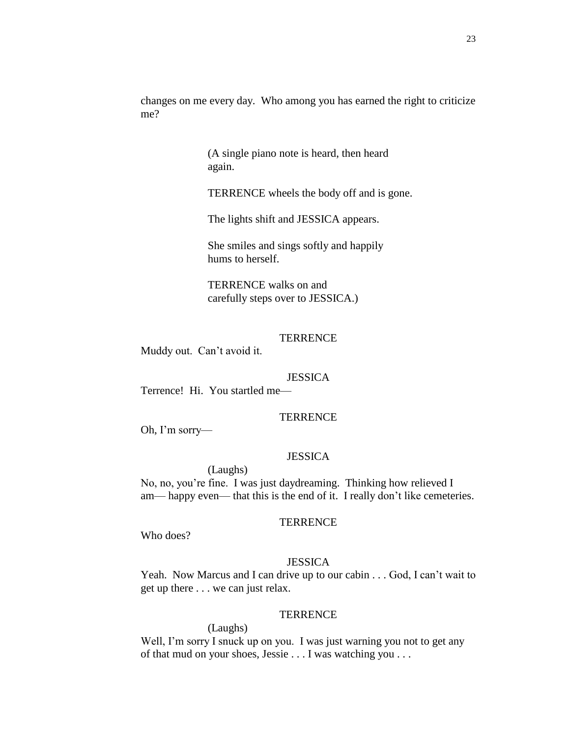changes on me every day. Who among you has earned the right to criticize me?

(A single piano note is heard, then heard again.

TERRENCE wheels the body off and is gone.

The lights shift and JESSICA appears.

She smiles and sings softly and happily hums to herself.

TERRENCE walks on and carefully steps over to JESSICA.)

TERRENCE

Muddy out. Can't avoid it.

JESSICA

Terrence! Hi. You startled me—

TERRENCE

Oh, I'm sorry—

JESSICA

(Laughs)

No, no, you're fine. I was just daydreaming. Thinking how relieved I am— happy even— that this is the end of it. I really don't like cemeteries.

TERRENCE

Who does?

JESSICA

Yeah. Now Marcus and I can drive up to our cabin . . . God, I can't wait to get up there . . . we can just relax.

TERRENCE

(Laughs)

Well, I'm sorry I snuck up on you. I was just warning you not to get any of that mud on your shoes, Jessie . . . I was watching you . . .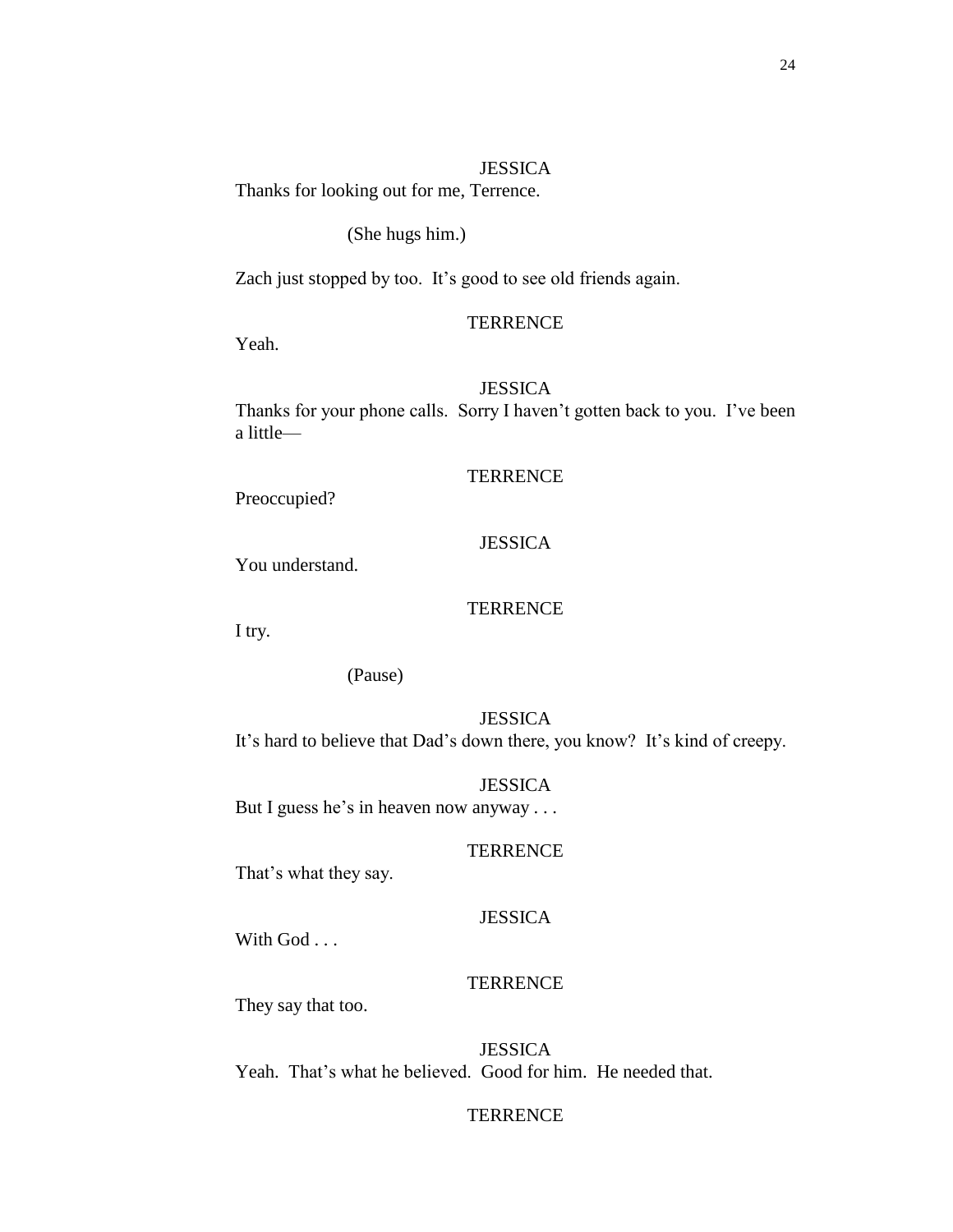JESSICA

Thanks for looking out for me, Terrence.

(She hugs him.)

Zach just stopped by too.  It's good to see old friends again.

TERRENCE

Yeah.

JESSICA

Thanks for your phone calls.  Sorry I haven't gotten back to you.  I've been a little—

TERRENCE

Preoccupied?

JESSICA

You understand.

TERRENCE

I try.

(Pause)

JESSICA

It's hard to believe that Dad's down there, you know?  It's kind of creepy.

JESSICA

But I guess he's in heaven now anyway . . .

TERRENCE

That's what they say.

JESSICA

With God . . .

TERRENCE

They say that too.

JESSICA

Yeah.  That's what he believed.  Good for him.  He needed that.

TERRENCE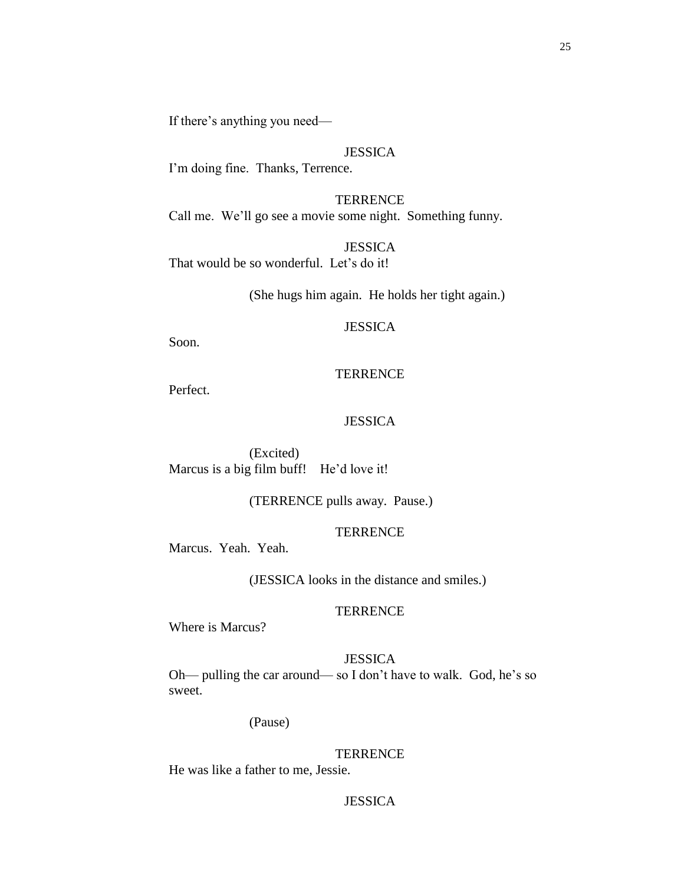If there's anything you need—

JESSICA

I'm doing fine. Thanks, Terrence.

TERRENCE

Call me. We'll go see a movie some night. Something funny.

JESSICA

That would be so wonderful. Let's do it!

(She hugs him again. He holds her tight again.)

JESSICA

Soon.

TERRENCE

Perfect.

JESSICA

(Excited)

Marcus is a big film buff! He'd love it!

(TERRENCE pulls away. Pause.)

TERRENCE

Marcus. Yeah. Yeah.

(JESSICA looks in the distance and smiles.)

TERRENCE

Where is Marcus?

JESSICA

Oh— pulling the car around— so I don't have to walk. God, he's so sweet.

(Pause)

TERRENCE

He was like a father to me, Jessie.

JESSICA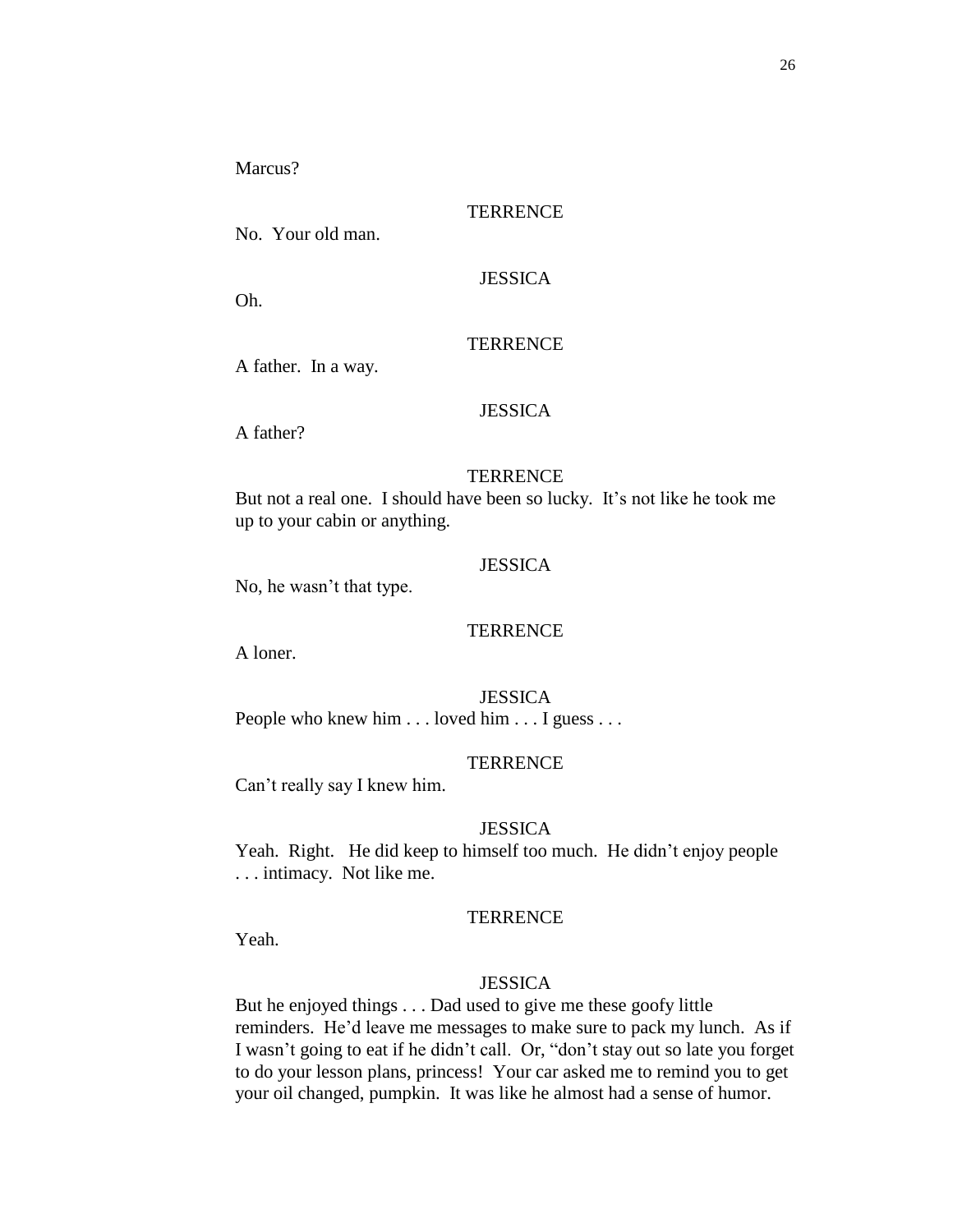Marcus?

TERRENCE

No.  Your old man.

JESSICA

Oh.

TERRENCE

A father.  In a way.

JESSICA

A father?

TERRENCE

But not a real one.  I should have been so lucky.  It's not like he took me up to your cabin or anything.

JESSICA

No, he wasn't that type.

TERRENCE

A loner.

JESSICA

People who knew him . . . loved him . . . I guess . . .

TERRENCE

Can't really say I knew him.

JESSICA

Yeah.  Right.   He did keep to himself too much.  He didn't enjoy people . . . intimacy.  Not like me.

TERRENCE

Yeah.

JESSICA

But he enjoyed things . . . Dad used to give me these goofy little reminders.  He'd leave me messages to make sure to pack my lunch.  As if I wasn't going to eat if he didn't call.  Or, "don't stay out so late you forget to do your lesson plans, princess!  Your car asked me to remind you to get your oil changed, pumpkin.  It was like he almost had a sense of humor.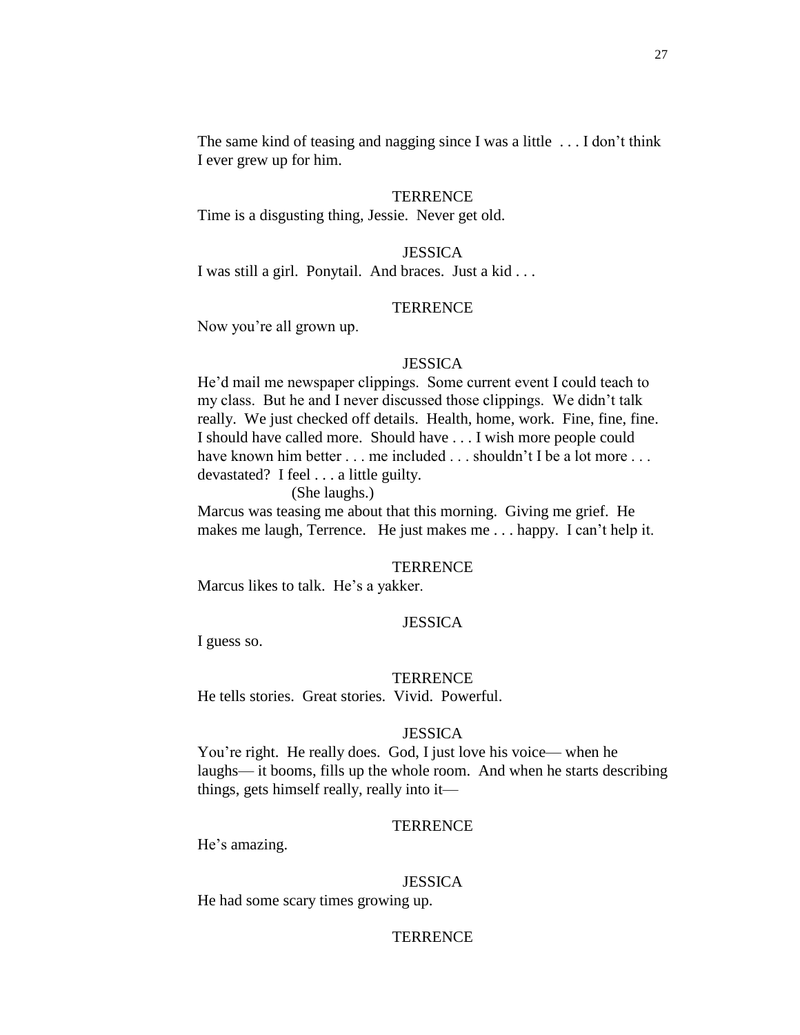The same kind of teasing and nagging since I was a little . . . I don't think I ever grew up for him.

TERRENCE

Time is a disgusting thing, Jessie. Never get old.

JESSICA

I was still a girl. Ponytail. And braces. Just a kid . . .

TERRENCE

Now you're all grown up.

JESSICA

He'd mail me newspaper clippings. Some current event I could teach to my class. But he and I never discussed those clippings. We didn't talk really. We just checked off details. Health, home, work. Fine, fine, fine. I should have called more. Should have . . . I wish more people could have known him better . . . me included . . . shouldn't I be a lot more . . . devastated? I feel . . . a little guilty.

(She laughs.)

Marcus was teasing me about that this morning. Giving me grief. He makes me laugh, Terrence. He just makes me . . . happy. I can't help it.

TERRENCE

Marcus likes to talk. He's a yakker.

JESSICA

I guess so.

TERRENCE

He tells stories. Great stories. Vivid. Powerful.

JESSICA

You're right. He really does. God, I just love his voice— when he laughs— it booms, fills up the whole room. And when he starts describing things, gets himself really, really into it—

TERRENCE

He's amazing.

JESSICA

He had some scary times growing up.

TERRENCE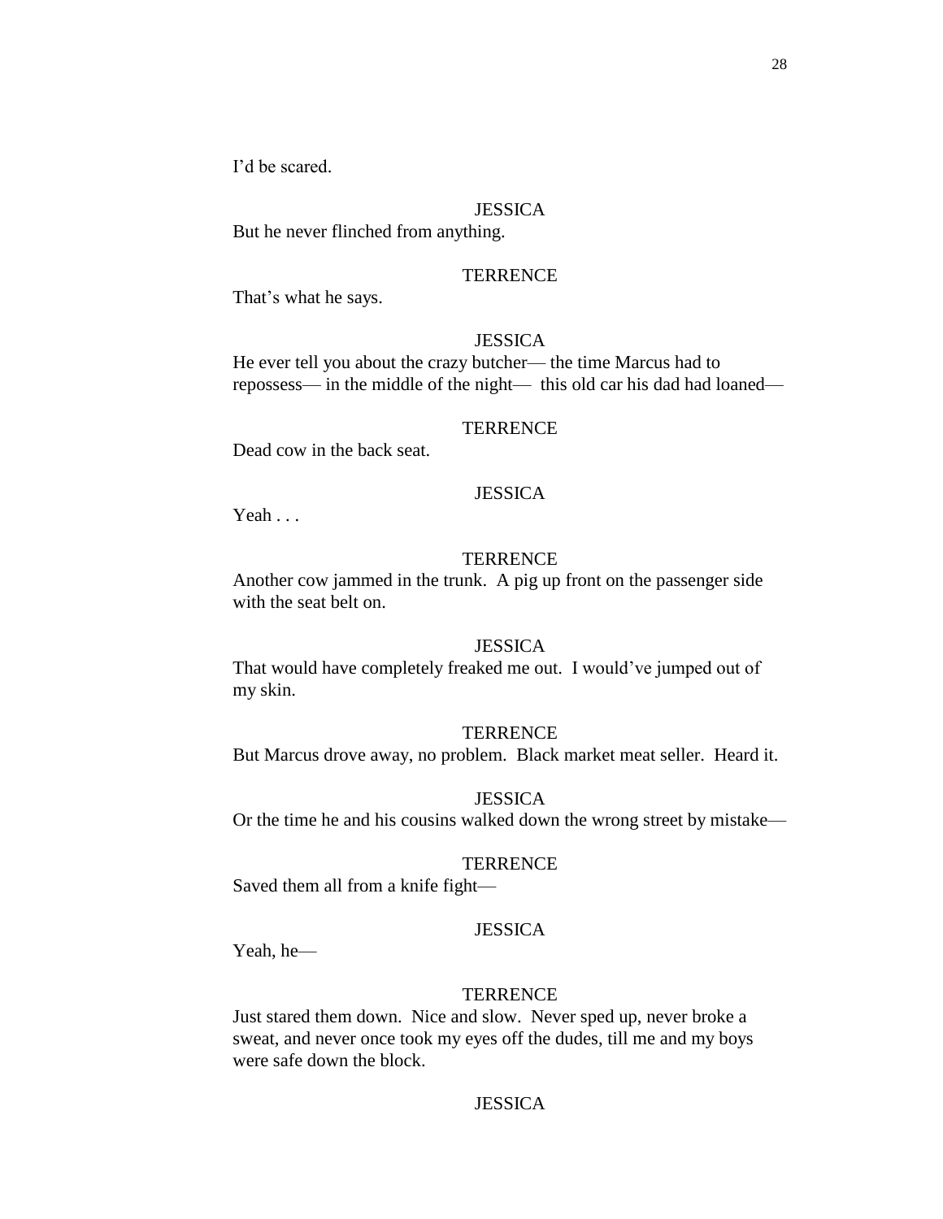I'd be scared.

JESSICA

But he never flinched from anything.

TERRENCE

That's what he says.

JESSICA

He ever tell you about the crazy butcher— the time Marcus had to repossess— in the middle of the night— this old car his dad had loaned—

TERRENCE

Dead cow in the back seat.

JESSICA

Yeah . . .

TERRENCE

Another cow jammed in the trunk. A pig up front on the passenger side with the seat belt on.

JESSICA

That would have completely freaked me out. I would've jumped out of my skin.

TERRENCE

But Marcus drove away, no problem. Black market meat seller. Heard it.

JESSICA

Or the time he and his cousins walked down the wrong street by mistake—

TERRENCE

Saved them all from a knife fight—

JESSICA

Yeah, he—

TERRENCE

Just stared them down. Nice and slow. Never sped up, never broke a sweat, and never once took my eyes off the dudes, till me and my boys were safe down the block.

JESSICA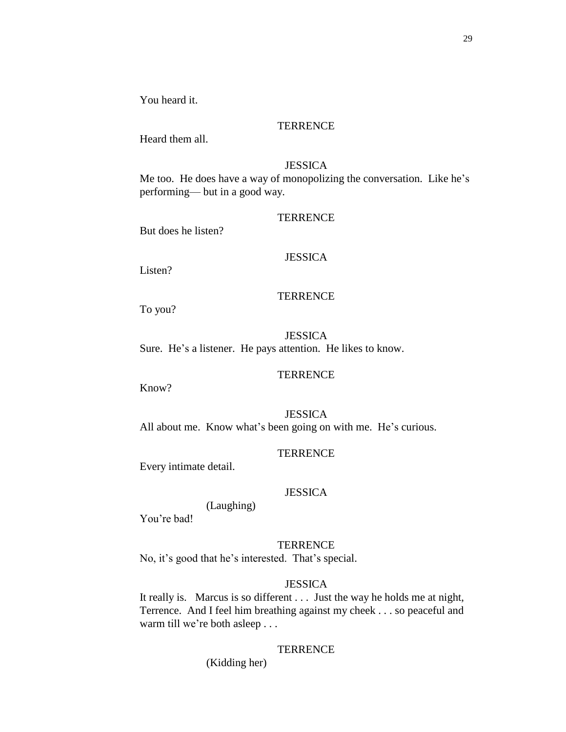You heard it.

TERRENCE

Heard them all.

JESSICA

Me too. He does have a way of monopolizing the conversation. Like he's performing— but in a good way.

TERRENCE

But does he listen?

JESSICA

Listen?

TERRENCE

To you?

JESSICA

Sure. He's a listener. He pays attention. He likes to know.

TERRENCE

Know?

JESSICA

All about me. Know what's been going on with me. He's curious.

TERRENCE

Every intimate detail.

JESSICA

(Laughing)

You're bad!

TERRENCE

No, it's good that he's interested. That's special.

JESSICA

It really is. Marcus is so different . . . Just the way he holds me at night, Terrence. And I feel him breathing against my cheek . . . so peaceful and warm till we're both asleep . . .

TERRENCE

(Kidding her)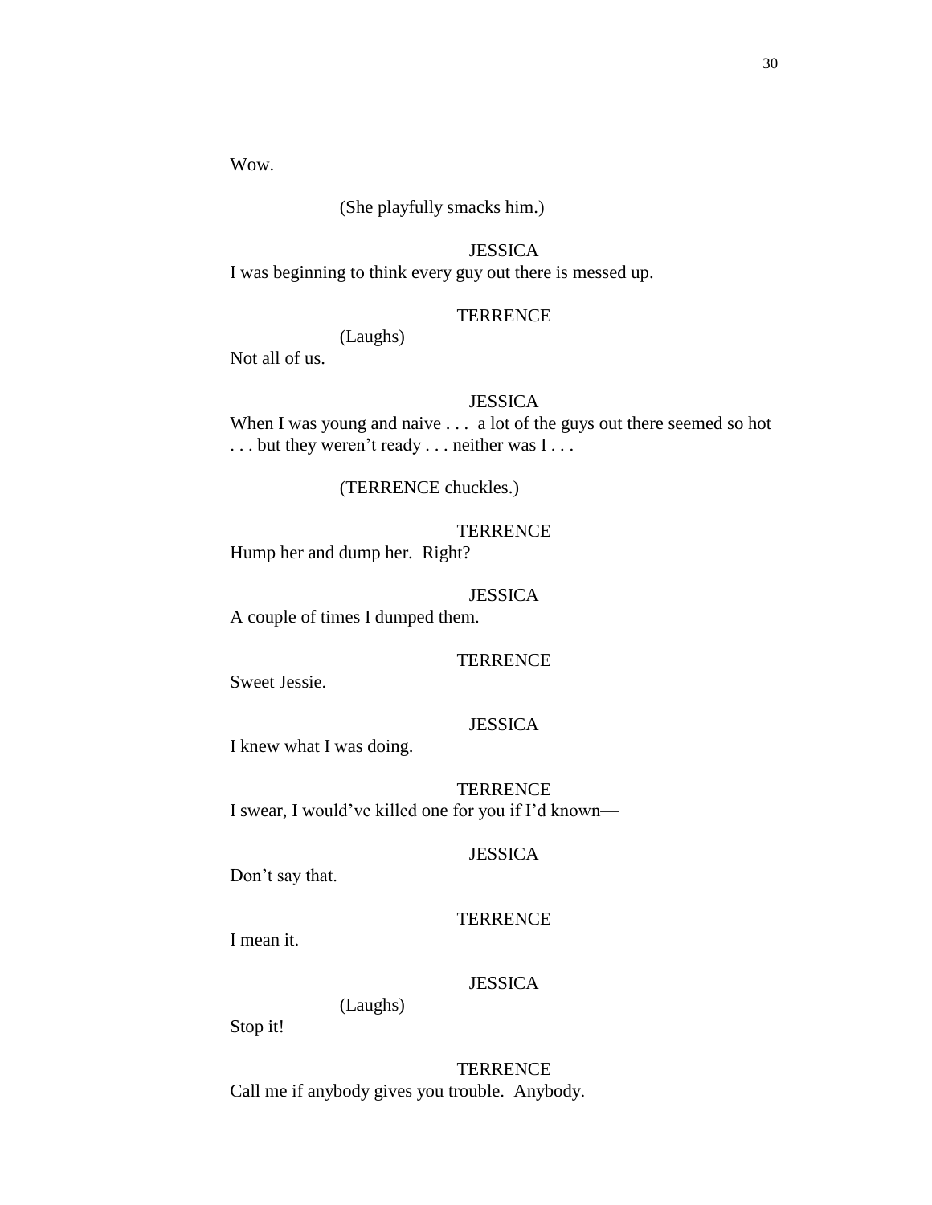Wow.

(She playfully smacks him.)

JESSICA

I was beginning to think every guy out there is messed up.

TERRENCE

(Laughs)

Not all of us.

JESSICA

When I was young and naive . . . a lot of the guys out there seemed so hot . . . but they weren't ready . . . neither was I . . .

(TERRENCE chuckles.)

TERRENCE

Hump her and dump her. Right?

JESSICA

A couple of times I dumped them.

TERRENCE

Sweet Jessie.

JESSICA

I knew what I was doing.

TERRENCE

I swear, I would've killed one for you if I'd known—

JESSICA

Don't say that.

TERRENCE

I mean it.

JESSICA

(Laughs)

Stop it!

TERRENCE

Call me if anybody gives you trouble. Anybody.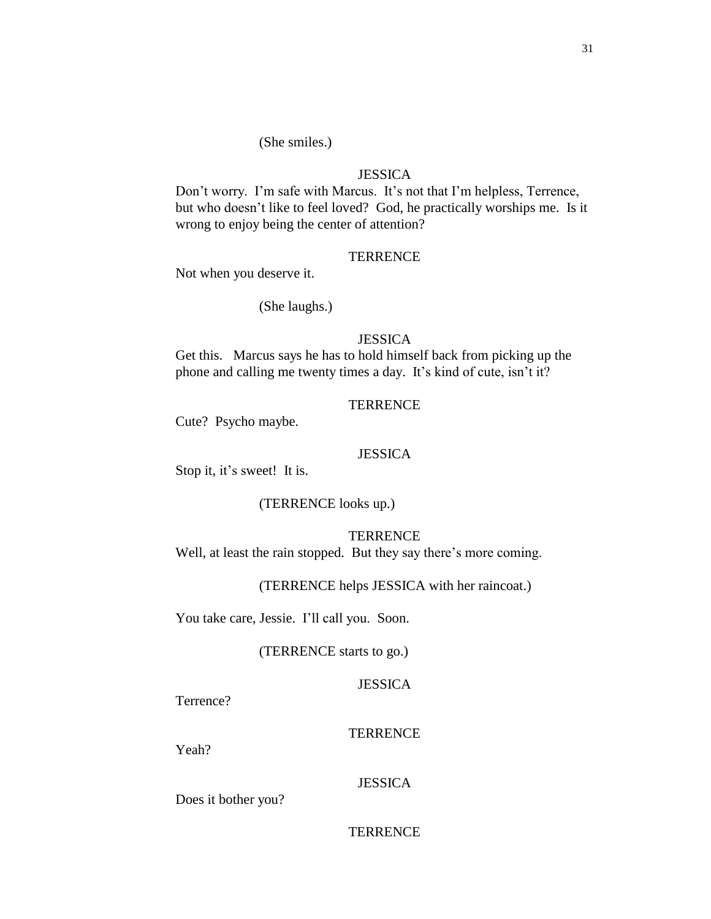(She smiles.)

JESSICA

Don't worry. I'm safe with Marcus. It's not that I'm helpless, Terrence, but who doesn't like to feel loved? God, he practically worships me. Is it wrong to enjoy being the center of attention?

TERRENCE

Not when you deserve it.

(She laughs.)

JESSICA

Get this. Marcus says he has to hold himself back from picking up the phone and calling me twenty times a day. It's kind of cute, isn't it?

TERRENCE

Cute? Psycho maybe.

JESSICA

Stop it, it's sweet! It is.

(TERRENCE looks up.)

TERRENCE

Well, at least the rain stopped. But they say there's more coming.

(TERRENCE helps JESSICA with her raincoat.)

You take care, Jessie. I'll call you. Soon.

(TERRENCE starts to go.)

JESSICA

Terrence?

TERRENCE

Yeah?

JESSICA

Does it bother you?

TERRENCE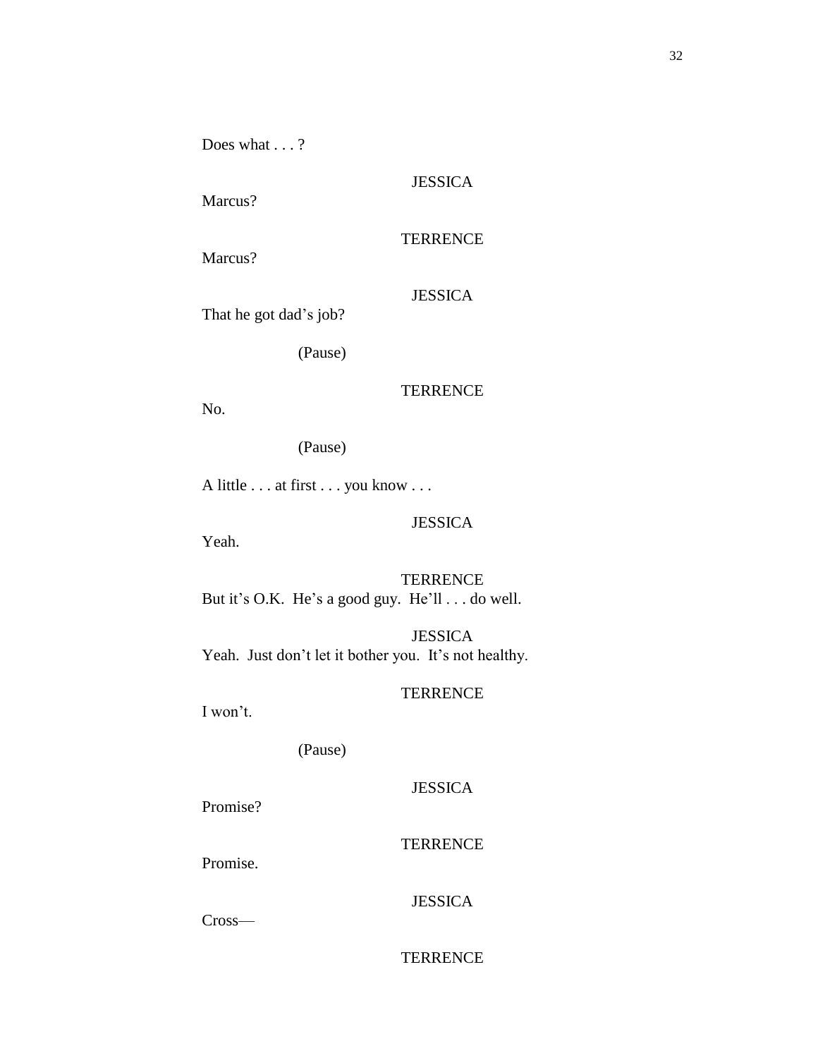Does what . . . ?

JESSICA

Marcus?

TERRENCE

Marcus?

JESSICA

That he got dad's job?

(Pause)

TERRENCE

No.

(Pause)

A little . . . at first . . . you know . . .

JESSICA

Yeah.

TERRENCE

But it's O.K. He's a good guy. He'll . . . do well.

JESSICA

Yeah. Just don't let it bother you. It's not healthy.

TERRENCE

I won't.

(Pause)

JESSICA

Promise?

TERRENCE

Promise.

JESSICA

Cross—

TERRENCE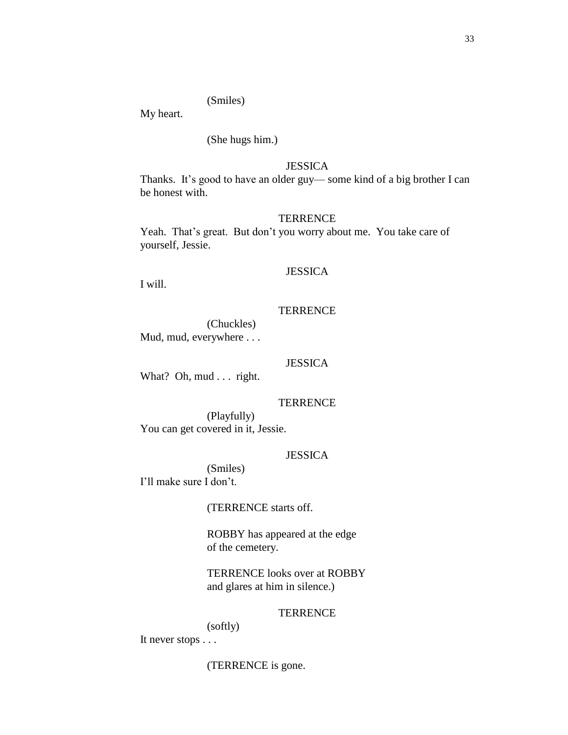(Smiles)

My heart.

(She hugs him.)

JESSICA

Thanks. It's good to have an older guy— some kind of a big brother I can be honest with.

TERRENCE

Yeah. That's great. But don't you worry about me. You take care of yourself, Jessie.

JESSICA

I will.

TERRENCE

(Chuckles)

Mud, mud, everywhere . . .

JESSICA

What? Oh, mud . . . right.

TERRENCE

(Playfully)

You can get covered in it, Jessie.

JESSICA

(Smiles)

I'll make sure I don't.

(TERRENCE starts off.

ROBBY has appeared at the edge of the cemetery.

TERRENCE looks over at ROBBY and glares at him in silence.)

TERRENCE

(softly)

It never stops . . .

(TERRENCE is gone.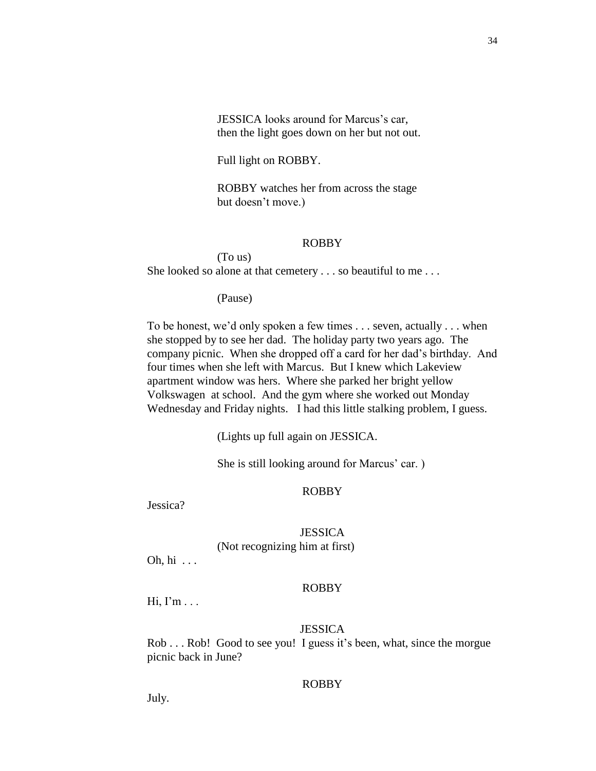JESSICA looks around for Marcus's car,
then the light goes down on her but not out.

Full light on ROBBY.

ROBBY watches her from across the stage
but doesn't move.)

ROBBY

(To us)

She looked so alone at that cemetery . . . so beautiful to me . . .

(Pause)

To be honest, we'd only spoken a few times . . . seven, actually . . . when she stopped by to see her dad. The holiday party two years ago. The company picnic. When she dropped off a card for her dad's birthday. And four times when she left with Marcus. But I knew which Lakeview apartment window was hers. Where she parked her bright yellow Volkswagen at school. And the gym where she worked out Monday Wednesday and Friday nights. I had this little stalking problem, I guess.

(Lights up full again on JESSICA.

She is still looking around for Marcus' car. )

ROBBY

Jessica?

JESSICA

(Not recognizing him at first)

Oh, hi . . .

ROBBY

Hi, I'm . . .

JESSICA

Rob . . . Rob! Good to see you! I guess it's been, what, since the morgue picnic back in June?

ROBBY

July.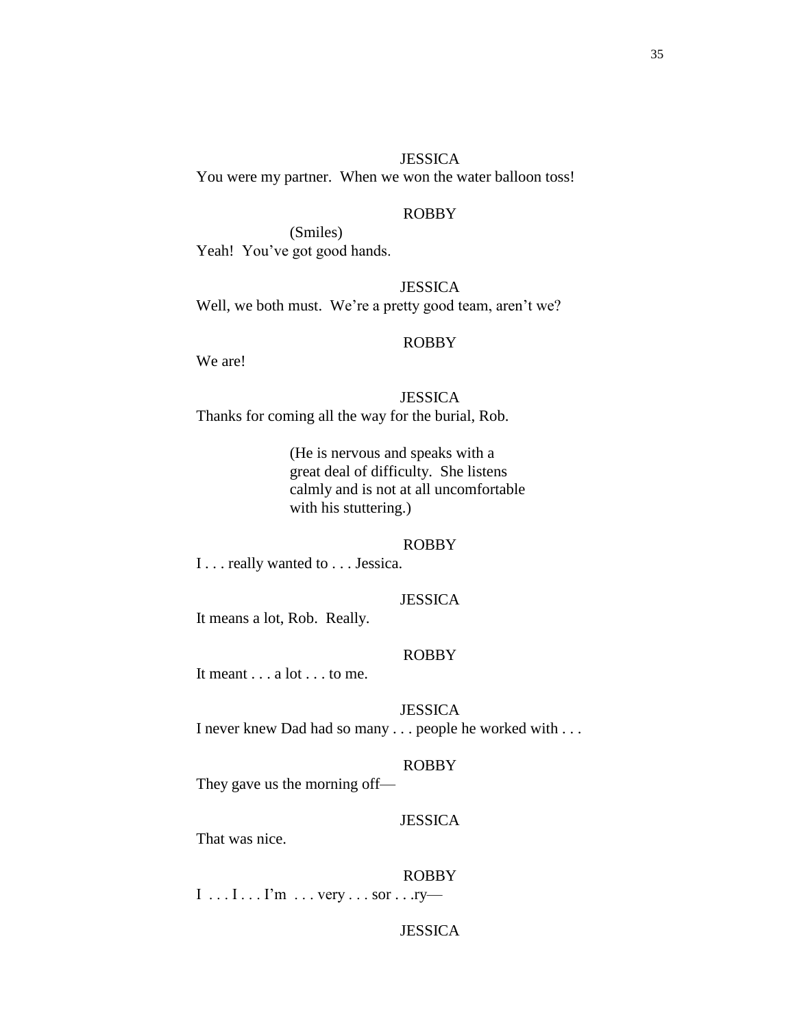JESSICA

You were my partner. When we won the water balloon toss!

ROBBY

(Smiles)

Yeah! You've got good hands.

JESSICA

Well, we both must. We're a pretty good team, aren't we?

ROBBY

We are!

JESSICA

Thanks for coming all the way for the burial, Rob.

(He is nervous and speaks with a great deal of difficulty. She listens calmly and is not at all uncomfortable with his stuttering.)

ROBBY

I . . . really wanted to . . . Jessica.

JESSICA

It means a lot, Rob. Really.

ROBBY

It meant . . . a lot . . . to me.

JESSICA

I never knew Dad had so many . . . people he worked with . . .

ROBBY

They gave us the morning off—

JESSICA

That was nice.

ROBBY

I . . . I . . . I'm . . . very . . . sor . . .ry—

JESSICA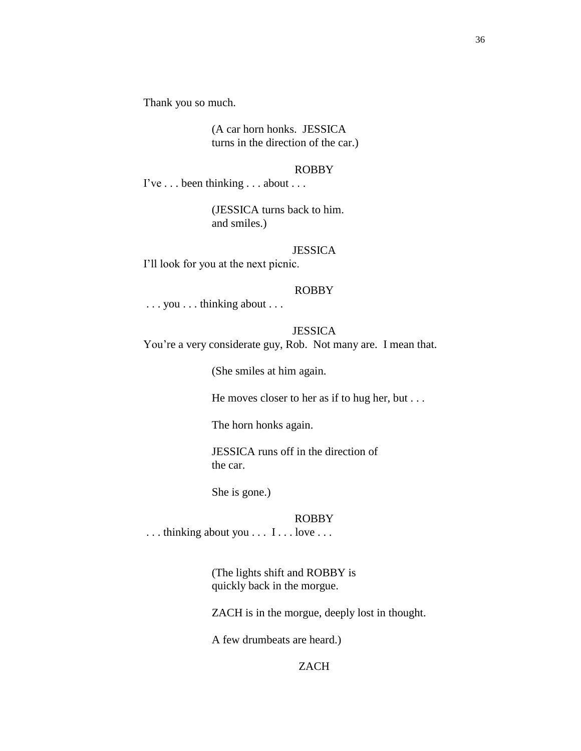Thank you so much.

(A car horn honks. JESSICA turns in the direction of the car.)

ROBBY

I've . . . been thinking . . . about . . .

(JESSICA turns back to him. and smiles.)

JESSICA

I'll look for you at the next picnic.

ROBBY

. . . you . . . thinking about . . .

JESSICA

You're a very considerate guy, Rob. Not many are. I mean that.

(She smiles at him again.

He moves closer to her as if to hug her, but . . .

The horn honks again.

JESSICA runs off in the direction of the car.

She is gone.)

ROBBY

. . . thinking about you . . . I . . . love . . .

(The lights shift and ROBBY is quickly back in the morgue.

ZACH is in the morgue, deeply lost in thought.

A few drumbeats are heard.)

ZACH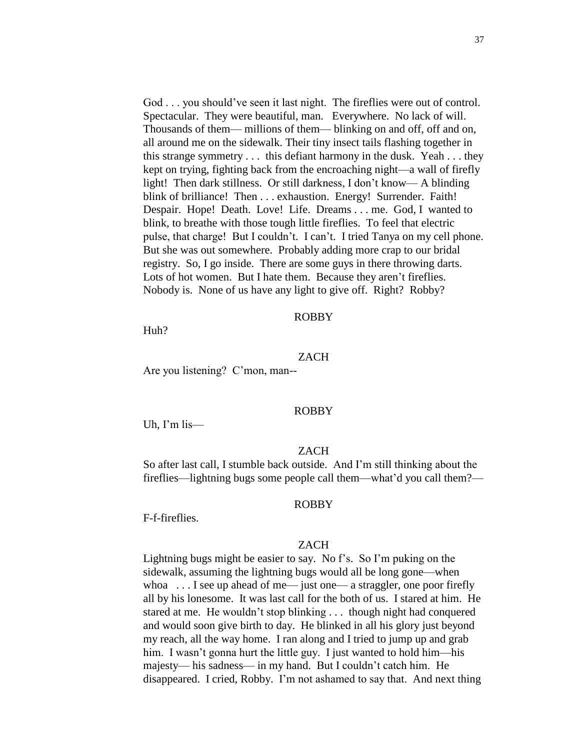God . . . you should've seen it last night. The fireflies were out of control. Spectacular. They were beautiful, man. Everywhere. No lack of will. Thousands of them— millions of them— blinking on and off, off and on, all around me on the sidewalk. Their tiny insect tails flashing together in this strange symmetry . . . this defiant harmony in the dusk. Yeah . . . they kept on trying, fighting back from the encroaching night—a wall of firefly light! Then dark stillness. Or still darkness, I don't know— A blinding blink of brilliance! Then . . . exhaustion. Energy! Surrender. Faith! Despair. Hope! Death. Love! Life. Dreams . . . me. God, I wanted to blink, to breathe with those tough little fireflies. To feel that electric pulse, that charge! But I couldn't. I can't. I tried Tanya on my cell phone. But she was out somewhere. Probably adding more crap to our bridal registry. So, I go inside. There are some guys in there throwing darts. Lots of hot women. But I hate them. Because they aren't fireflies. Nobody is. None of us have any light to give off. Right? Robby?

ROBBY

Huh?

ZACH

Are you listening? C'mon, man--

ROBBY

Uh, I'm lis—

ZACH

So after last call, I stumble back outside. And I'm still thinking about the fireflies—lightning bugs some people call them—what'd you call them?—

ROBBY

F-f-fireflies.

ZACH

Lightning bugs might be easier to say. No f's. So I'm puking on the sidewalk, assuming the lightning bugs would all be long gone—when whoa . . . I see up ahead of me— just one— a straggler, one poor firefly all by his lonesome. It was last call for the both of us. I stared at him. He stared at me. He wouldn't stop blinking . . . though night had conquered and would soon give birth to day. He blinked in all his glory just beyond my reach, all the way home. I ran along and I tried to jump up and grab him. I wasn't gonna hurt the little guy. I just wanted to hold him—his majesty— his sadness— in my hand. But I couldn't catch him. He disappeared. I cried, Robby. I'm not ashamed to say that. And next thing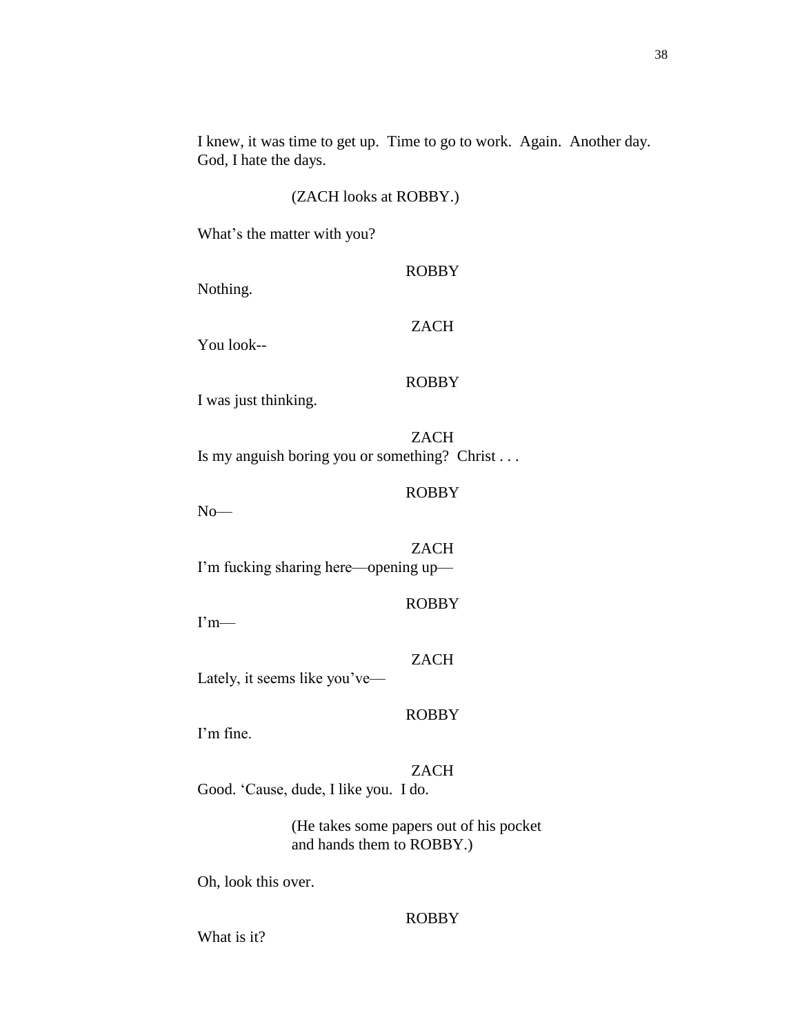I knew, it was time to get up. Time to go to work. Again. Another day. God, I hate the days.

(ZACH looks at ROBBY.)

What's the matter with you?

ROBBY

Nothing.

ZACH

You look--

ROBBY

I was just thinking.

ZACH

Is my anguish boring you or something? Christ . . .

ROBBY

No—

ZACH

I'm fucking sharing here—opening up—

ROBBY

I'm—

ZACH

Lately, it seems like you've—

ROBBY

I'm fine.

ZACH

Good. 'Cause, dude, I like you. I do.

(He takes some papers out of his pocket and hands them to ROBBY.)

Oh, look this over.

ROBBY

What is it?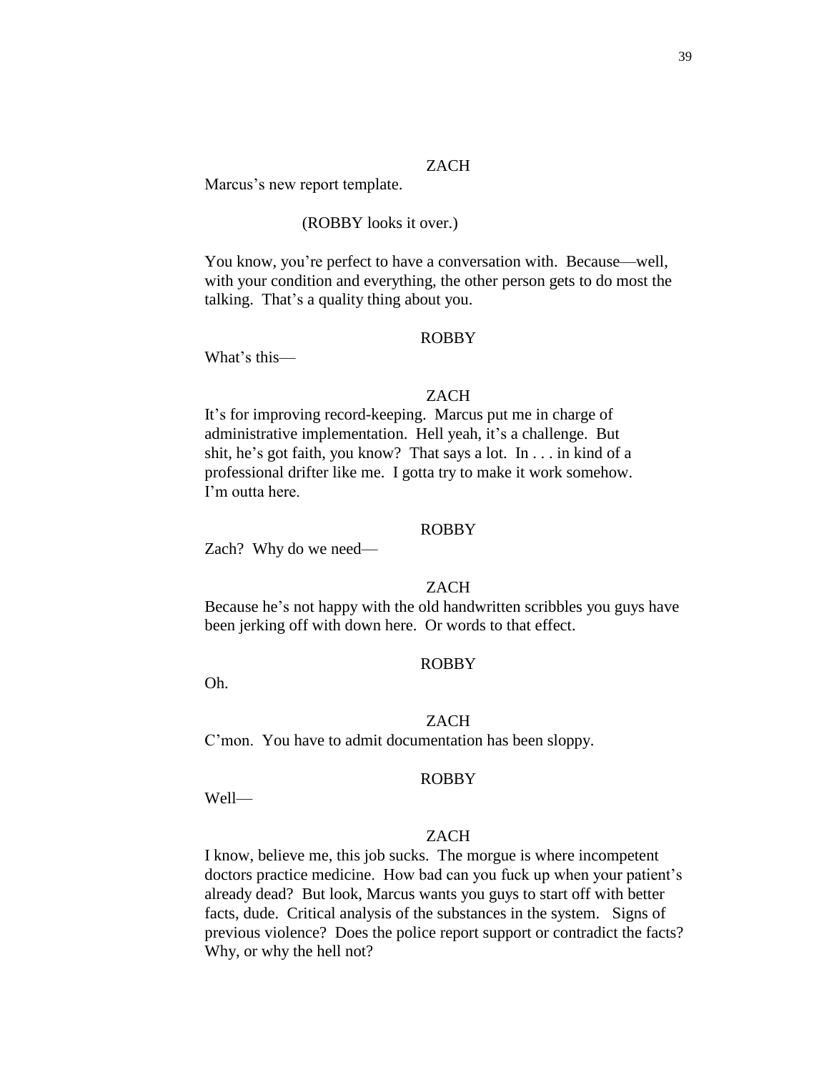ZACH

Marcus's new report template.

(ROBBY looks it over.)

You know, you're perfect to have a conversation with. Because—well, with your condition and everything, the other person gets to do most the talking. That's a quality thing about you.

ROBBY

What's this—

ZACH

It's for improving record-keeping. Marcus put me in charge of administrative implementation. Hell yeah, it's a challenge. But shit, he's got faith, you know? That says a lot. In . . . in kind of a professional drifter like me. I gotta try to make it work somehow. I'm outta here.

ROBBY

Zach? Why do we need—

ZACH

Because he's not happy with the old handwritten scribbles you guys have been jerking off with down here. Or words to that effect.

ROBBY

Oh.

ZACH

C'mon. You have to admit documentation has been sloppy.

ROBBY

Well—

ZACH

I know, believe me, this job sucks. The morgue is where incompetent doctors practice medicine. How bad can you fuck up when your patient's already dead? But look, Marcus wants you guys to start off with better facts, dude. Critical analysis of the substances in the system. Signs of previous violence? Does the police report support or contradict the facts? Why, or why the hell not?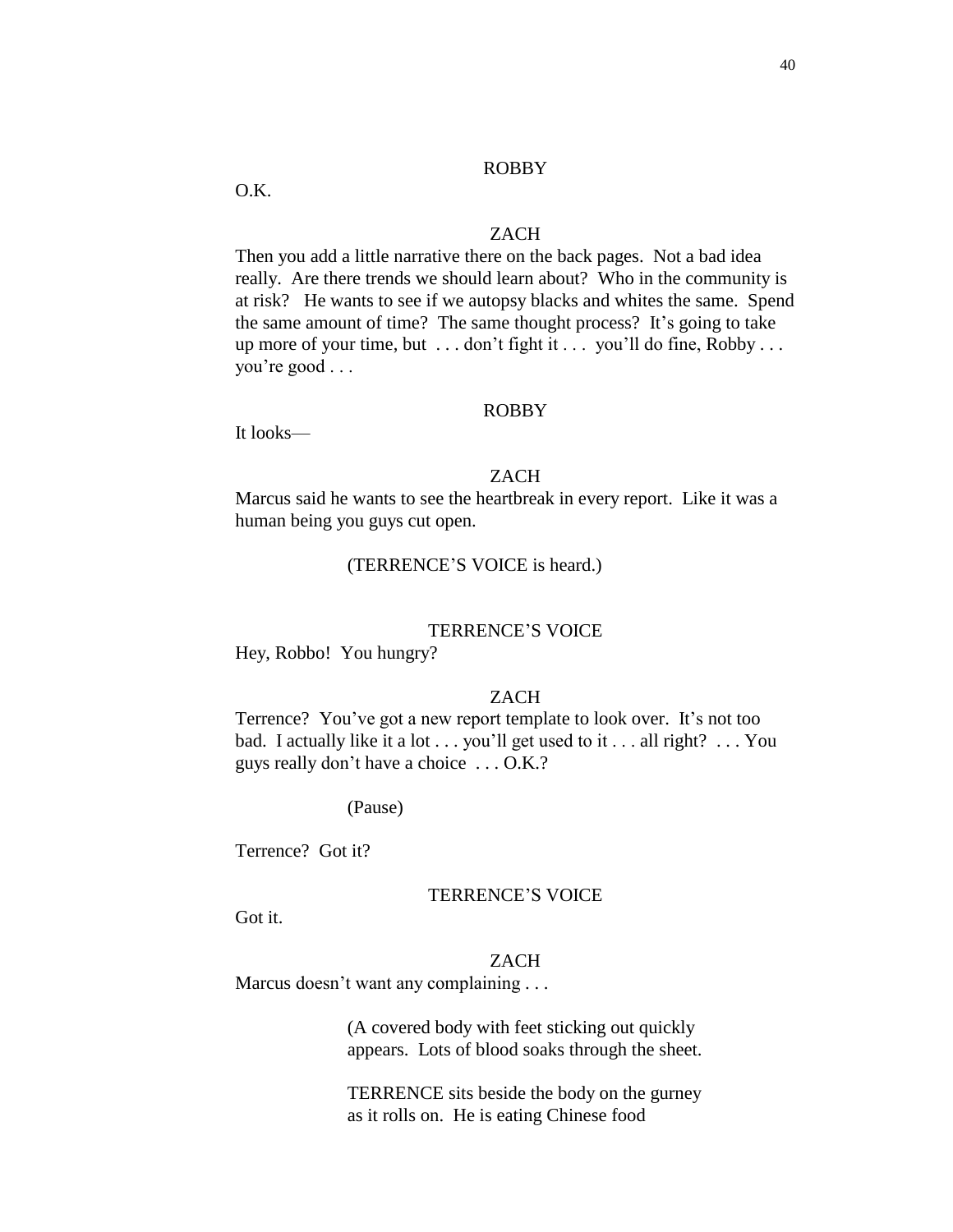ROBBY

O.K.

ZACH

Then you add a little narrative there on the back pages. Not a bad idea really. Are there trends we should learn about? Who in the community is at risk? He wants to see if we autopsy blacks and whites the same. Spend the same amount of time? The same thought process? It's going to take up more of your time, but . . . don't fight it . . . you'll do fine, Robby . . . you're good . . .

ROBBY

It looks—

ZACH

Marcus said he wants to see the heartbreak in every report. Like it was a human being you guys cut open.

(TERRENCE'S VOICE is heard.)

TERRENCE'S VOICE

Hey, Robbo! You hungry?

ZACH

Terrence? You've got a new report template to look over. It's not too bad. I actually like it a lot . . . you'll get used to it . . . all right? . . . You guys really don't have a choice . . . O.K.?

(Pause)

Terrence? Got it?

TERRENCE'S VOICE

Got it.

ZACH

Marcus doesn't want any complaining . . .

(A covered body with feet sticking out quickly appears. Lots of blood soaks through the sheet.

TERRENCE sits beside the body on the gurney as it rolls on. He is eating Chinese food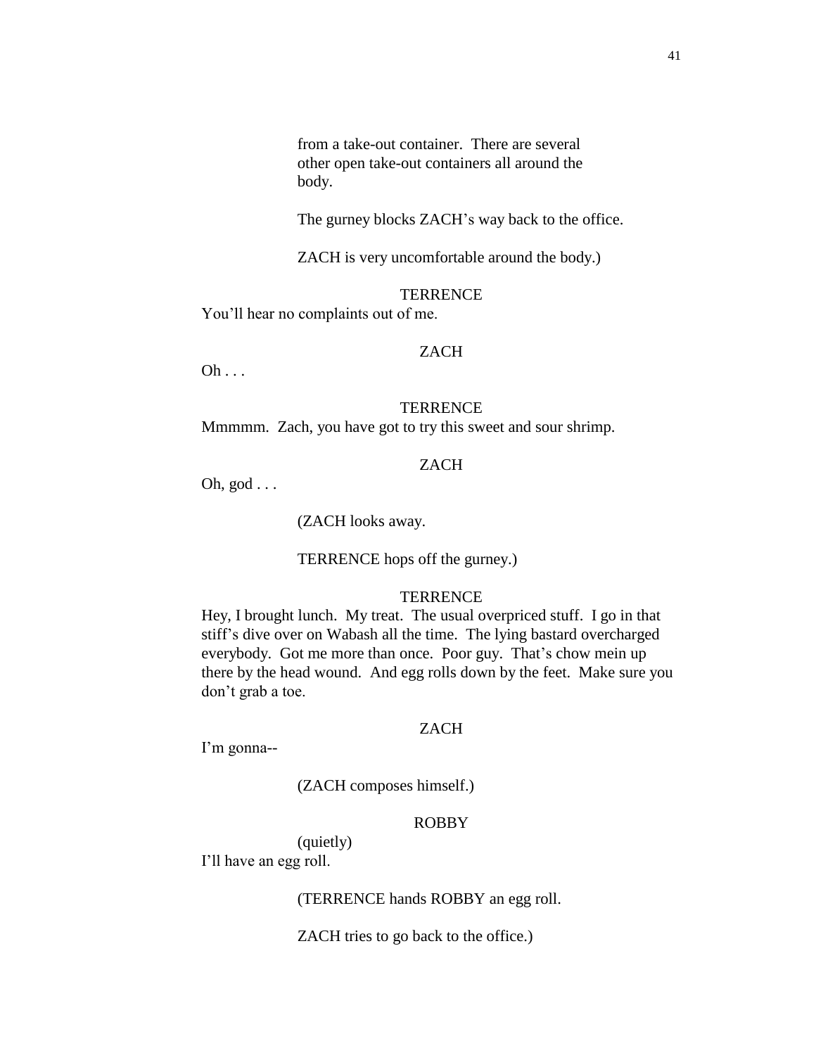from a take-out container. There are several other open take-out containers all around the body.

The gurney blocks ZACH's way back to the office.

ZACH is very uncomfortable around the body.)

TERRENCE

You'll hear no complaints out of me.

ZACH

Oh . . .

TERRENCE

Mmmmm. Zach, you have got to try this sweet and sour shrimp.

ZACH

Oh, god . . .

(ZACH looks away.

TERRENCE hops off the gurney.)

TERRENCE

Hey, I brought lunch. My treat. The usual overpriced stuff. I go in that stiff's dive over on Wabash all the time. The lying bastard overcharged everybody. Got me more than once. Poor guy. That's chow mein up there by the head wound. And egg rolls down by the feet. Make sure you don't grab a toe.

ZACH

I'm gonna--

(ZACH composes himself.)

ROBBY

(quietly)

I'll have an egg roll.

(TERRENCE hands ROBBY an egg roll.

ZACH tries to go back to the office.)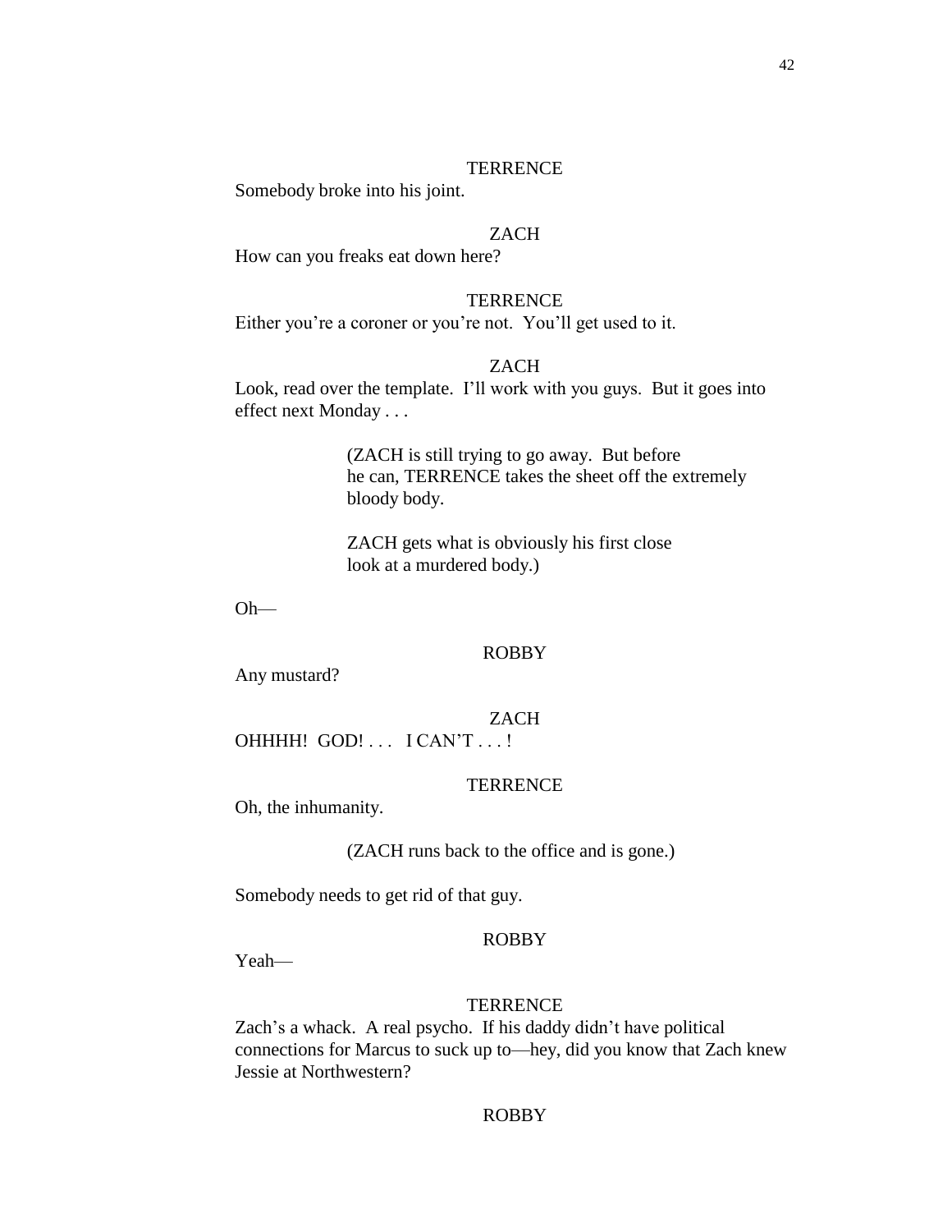TERRENCE

Somebody broke into his joint.

ZACH

How can you freaks eat down here?

TERRENCE

Either you're a coroner or you're not. You'll get used to it.

ZACH

Look, read over the template. I'll work with you guys. But it goes into effect next Monday . . .

(ZACH is still trying to go away. But before he can, TERRENCE takes the sheet off the extremely bloody body.

ZACH gets what is obviously his first close look at a murdered body.)

Oh—

ROBBY

Any mustard?

ZACH

OHHHH! GOD! . . . I CAN'T . . . !

TERRENCE

Oh, the inhumanity.

(ZACH runs back to the office and is gone.)

Somebody needs to get rid of that guy.

ROBBY

Yeah—

TERRENCE

Zach's a whack. A real psycho. If his daddy didn't have political connections for Marcus to suck up to—hey, did you know that Zach knew Jessie at Northwestern?

ROBBY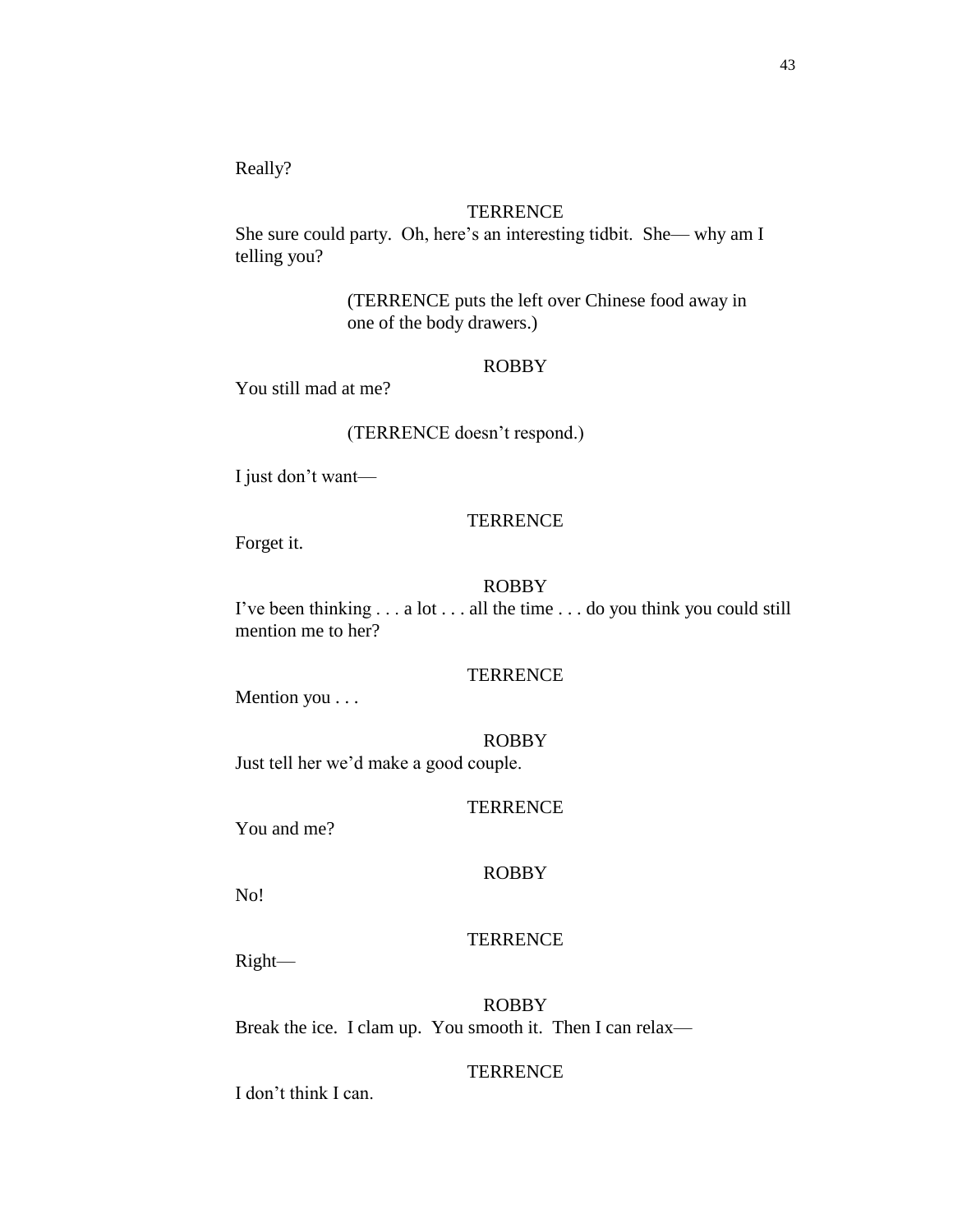Really?

TERRENCE

She sure could party.  Oh, here's an interesting tidbit.  She— why am I telling you?

(TERRENCE puts the left over Chinese food away in one of the body drawers.)

ROBBY

You still mad at me?

(TERRENCE doesn't respond.)

I just don't want—

TERRENCE

Forget it.

ROBBY

I've been thinking . . . a lot . . . all the time . . . do you think you could still mention me to her?

TERRENCE

Mention you . . .

ROBBY

Just tell her we'd make a good couple.

TERRENCE

You and me?

ROBBY

No!

TERRENCE

Right—

ROBBY

Break the ice.  I clam up.  You smooth it.  Then I can relax—

TERRENCE

I don't think I can.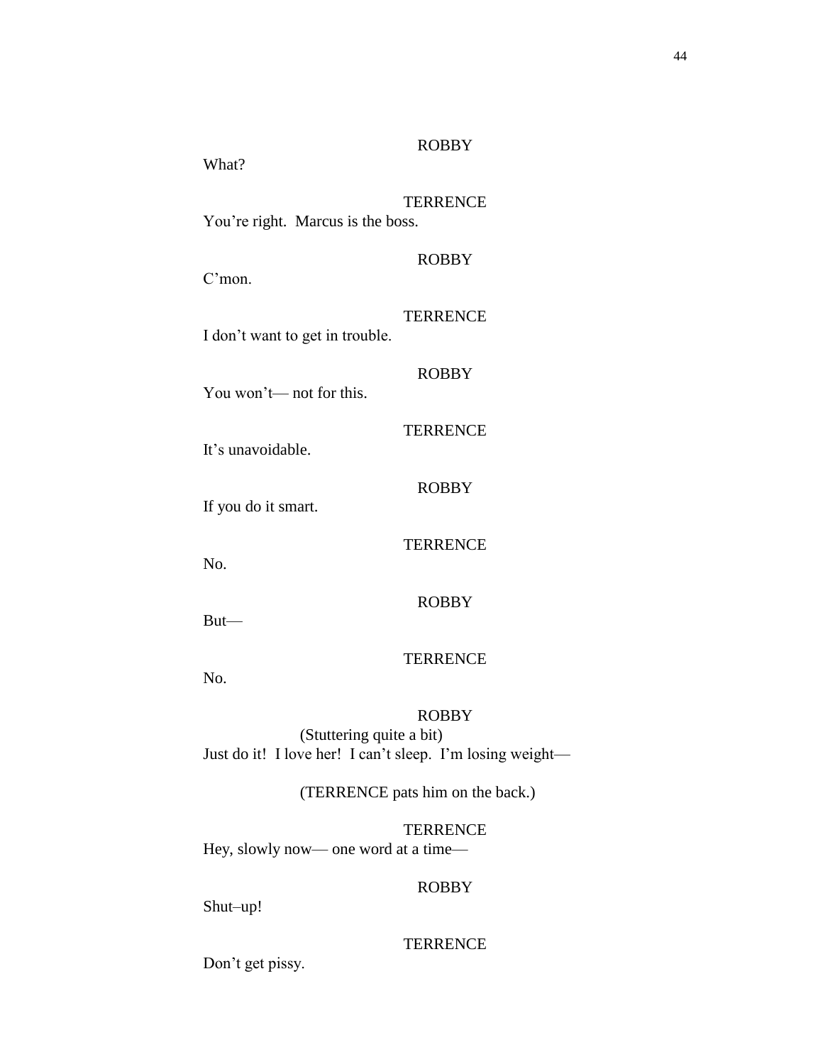ROBBY

What?

TERRENCE

You're right. Marcus is the boss.

ROBBY

C'mon.

TERRENCE

I don't want to get in trouble.

ROBBY

You won't— not for this.

TERRENCE

It's unavoidable.

ROBBY

If you do it smart.

TERRENCE

No.

ROBBY

But—

TERRENCE

No.

ROBBY

(Stuttering quite a bit)

Just do it! I love her! I can't sleep. I'm losing weight—

(TERRENCE pats him on the back.)

TERRENCE

Hey, slowly now— one word at a time—

ROBBY

Shut–up!

TERRENCE

Don't get pissy.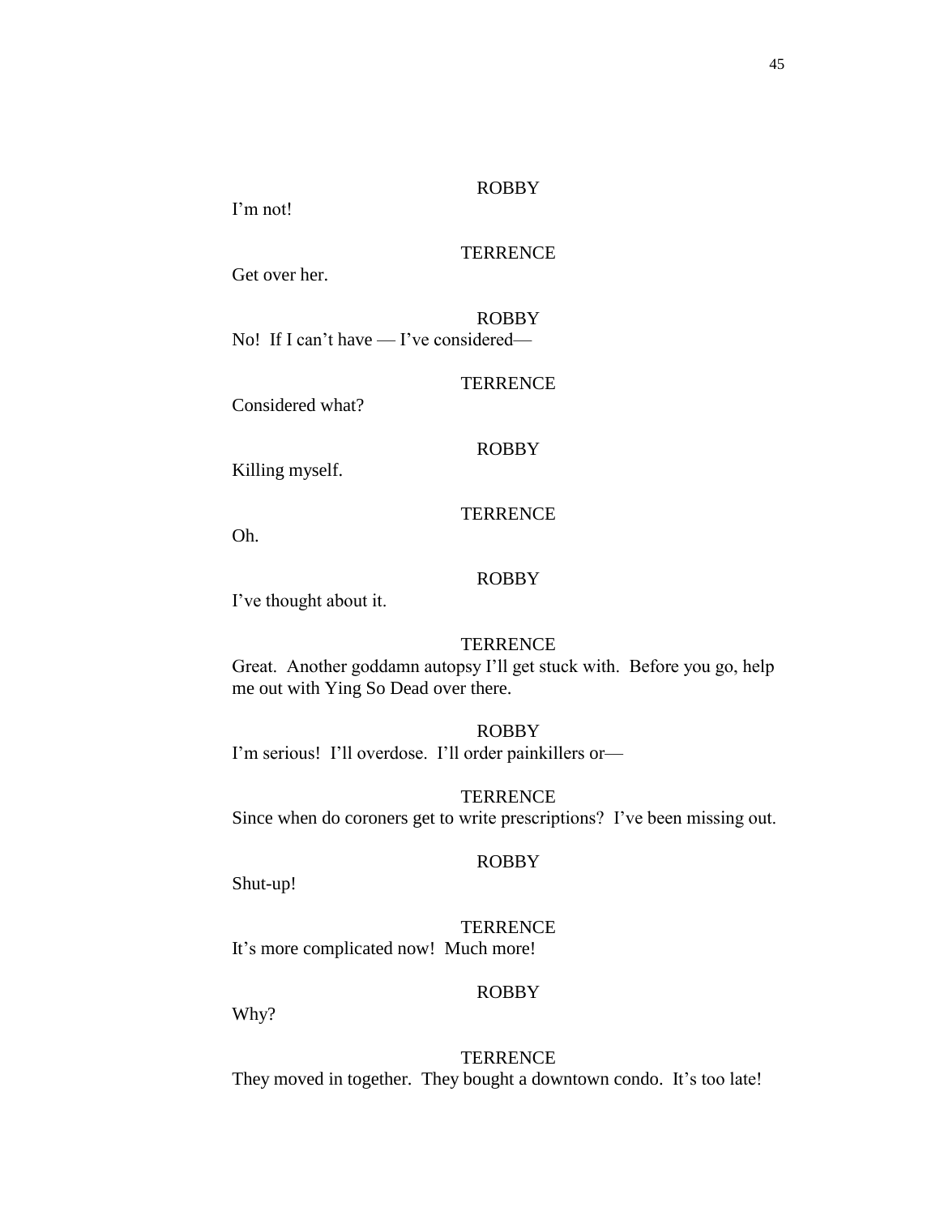ROBBY

I'm not!

TERRENCE

Get over her.

ROBBY

No! If I can't have — I've considered—

TERRENCE

Considered what?

ROBBY

Killing myself.

TERRENCE

Oh.

ROBBY

I've thought about it.

TERRENCE

Great. Another goddamn autopsy I'll get stuck with. Before you go, help me out with Ying So Dead over there.

ROBBY

I'm serious! I'll overdose. I'll order painkillers or—

TERRENCE

Since when do coroners get to write prescriptions? I've been missing out.

ROBBY

Shut-up!

TERRENCE

It's more complicated now! Much more!

ROBBY

Why?

TERRENCE

They moved in together. They bought a downtown condo. It's too late!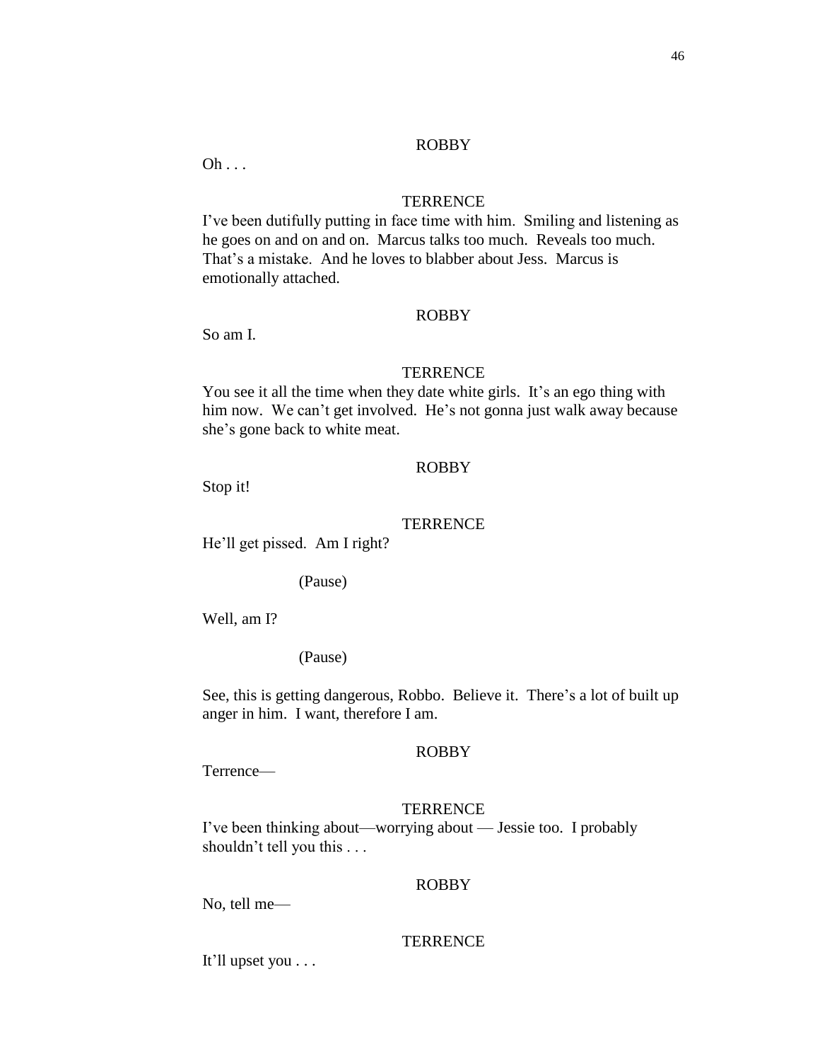ROBBY

Oh . . .

TERRENCE

I've been dutifully putting in face time with him. Smiling and listening as he goes on and on and on. Marcus talks too much. Reveals too much. That's a mistake. And he loves to blabber about Jess. Marcus is emotionally attached.

ROBBY

So am I.

TERRENCE

You see it all the time when they date white girls. It's an ego thing with him now. We can't get involved. He's not gonna just walk away because she's gone back to white meat.

ROBBY

Stop it!

TERRENCE

He'll get pissed. Am I right?

(Pause)

Well, am I?

(Pause)

See, this is getting dangerous, Robbo. Believe it. There's a lot of built up anger in him. I want, therefore I am.

ROBBY

Terrence—

TERRENCE

I've been thinking about—worrying about — Jessie too. I probably shouldn't tell you this . . .

ROBBY

No, tell me—

TERRENCE

It'll upset you . . .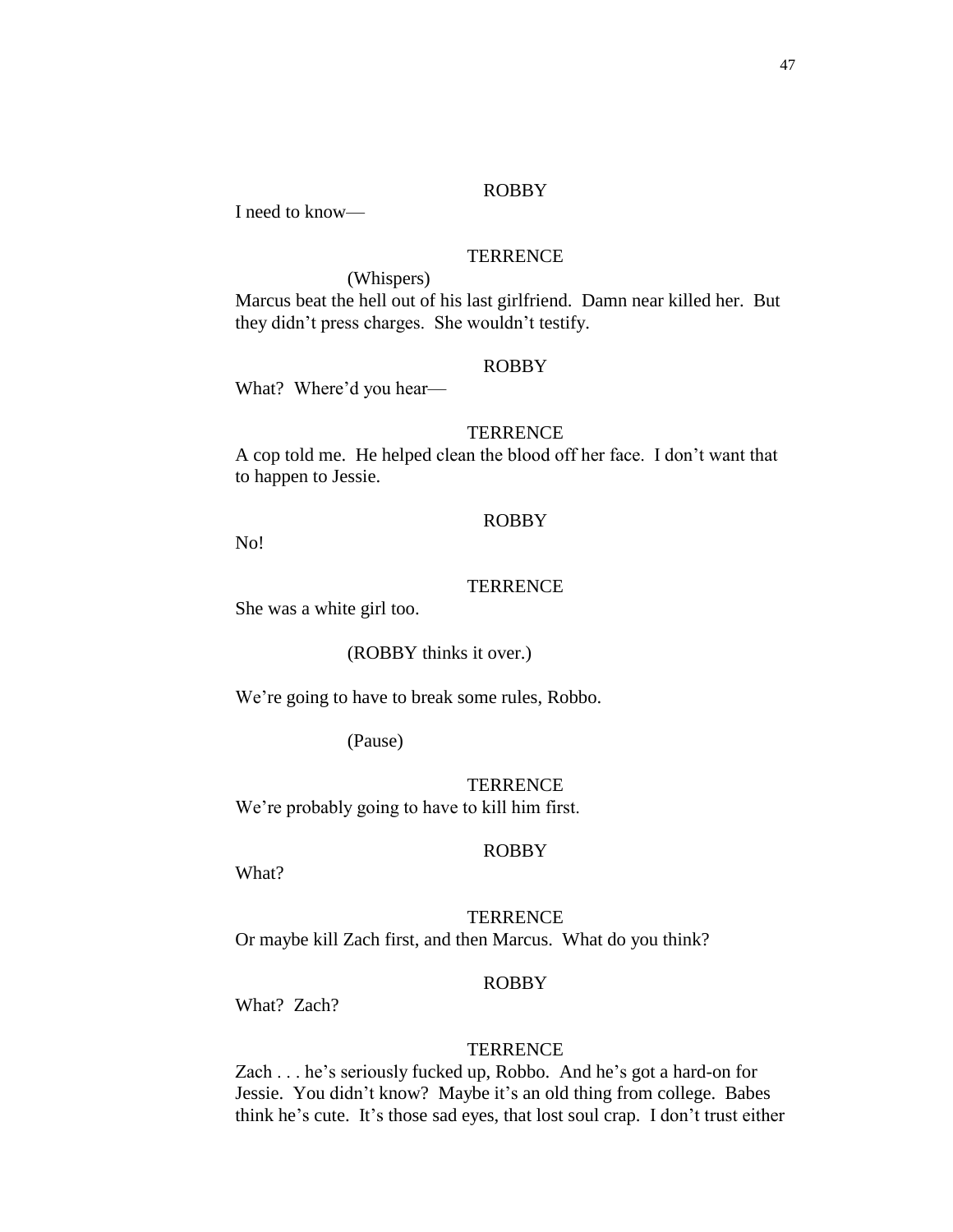ROBBY

I need to know—

TERRENCE

(Whispers)

Marcus beat the hell out of his last girlfriend. Damn near killed her. But they didn't press charges. She wouldn't testify.

ROBBY

What? Where'd you hear—

TERRENCE

A cop told me. He helped clean the blood off her face. I don't want that to happen to Jessie.

ROBBY

No!

TERRENCE

She was a white girl too.

(ROBBY thinks it over.)

We're going to have to break some rules, Robbo.

(Pause)

TERRENCE

We're probably going to have to kill him first.

ROBBY

What?

TERRENCE

Or maybe kill Zach first, and then Marcus. What do you think?

ROBBY

What? Zach?

TERRENCE

Zach . . . he's seriously fucked up, Robbo. And he's got a hard-on for Jessie. You didn't know? Maybe it's an old thing from college. Babes think he's cute. It's those sad eyes, that lost soul crap. I don't trust either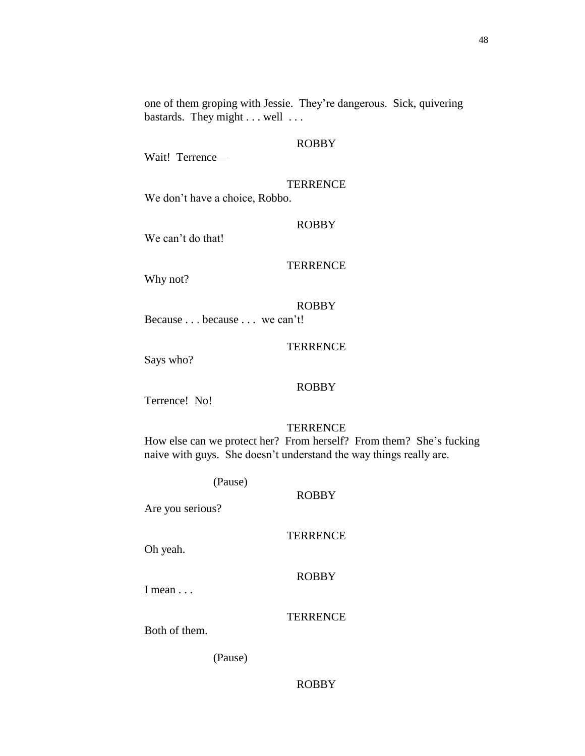one of them groping with Jessie. They're dangerous. Sick, quivering bastards. They might . . . well . . .

ROBBY

Wait! Terrence—

TERRENCE

We don't have a choice, Robbo.

ROBBY

We can't do that!

TERRENCE

Why not?

ROBBY

Because . . . because . . . we can't!

TERRENCE

Says who?

ROBBY

Terrence! No!

TERRENCE

How else can we protect her? From herself? From them? She's fucking naive with guys. She doesn't understand the way things really are.

(Pause)

ROBBY

Are you serious?

TERRENCE

Oh yeah.

ROBBY

I mean . . .

TERRENCE

Both of them.

(Pause)

ROBBY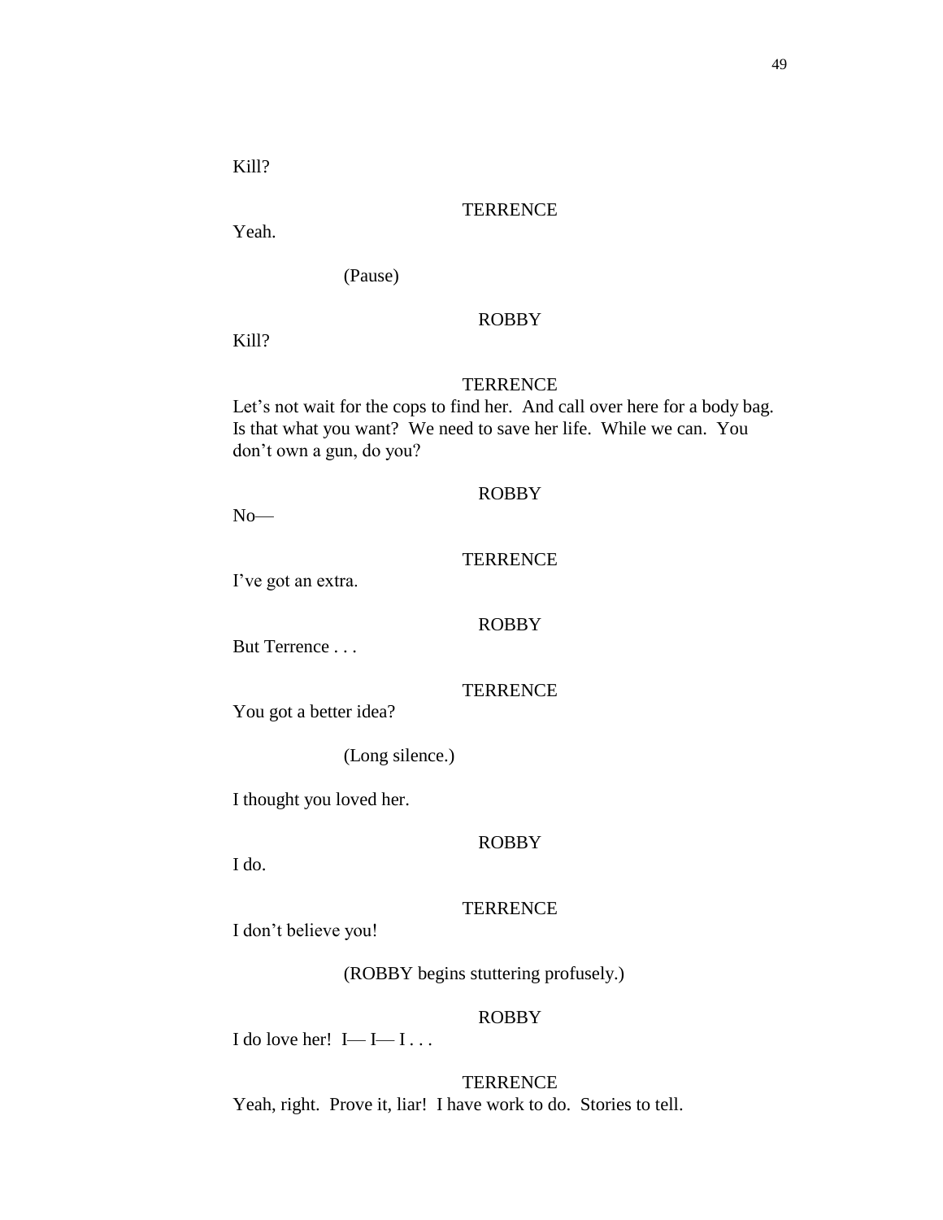Kill?

TERRENCE

Yeah.

(Pause)

ROBBY

Kill?

TERRENCE

Let's not wait for the cops to find her. And call over here for a body bag. Is that what you want? We need to save her life. While we can. You don't own a gun, do you?

ROBBY

No—

TERRENCE

I've got an extra.

ROBBY

But Terrence . . .

TERRENCE

You got a better idea?

(Long silence.)

I thought you loved her.

ROBBY

I do.

TERRENCE

I don't believe you!

(ROBBY begins stuttering profusely.)

ROBBY

I do love her! I— I— I . . .

TERRENCE

Yeah, right. Prove it, liar! I have work to do. Stories to tell.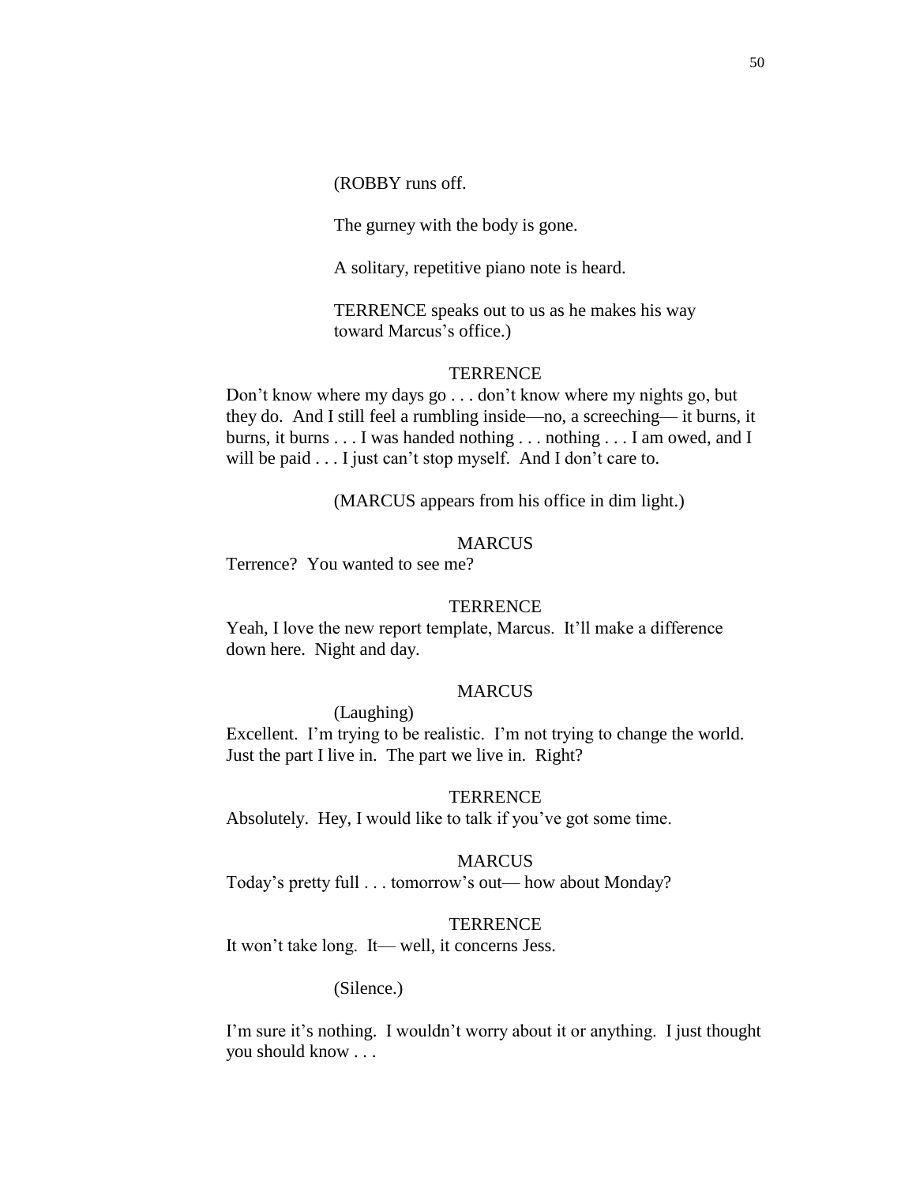(ROBBY runs off.

The gurney with the body is gone.

A solitary, repetitive piano note is heard.

TERRENCE speaks out to us as he makes his way toward Marcus's office.)

TERRENCE

Don't know where my days go . . . don't know where my nights go, but they do. And I still feel a rumbling inside—no, a screeching— it burns, it burns, it burns . . . I was handed nothing . . . nothing . . . I am owed, and I will be paid . . . I just can't stop myself. And I don't care to.

(MARCUS appears from his office in dim light.)

MARCUS

Terrence? You wanted to see me?

TERRENCE

Yeah, I love the new report template, Marcus. It'll make a difference down here. Night and day.

MARCUS

(Laughing)

Excellent. I'm trying to be realistic. I'm not trying to change the world. Just the part I live in. The part we live in. Right?

TERRENCE

Absolutely. Hey, I would like to talk if you've got some time.

MARCUS

Today's pretty full . . . tomorrow's out— how about Monday?

TERRENCE

It won't take long. It— well, it concerns Jess.

(Silence.)

I'm sure it's nothing. I wouldn't worry about it or anything. I just thought you should know . . .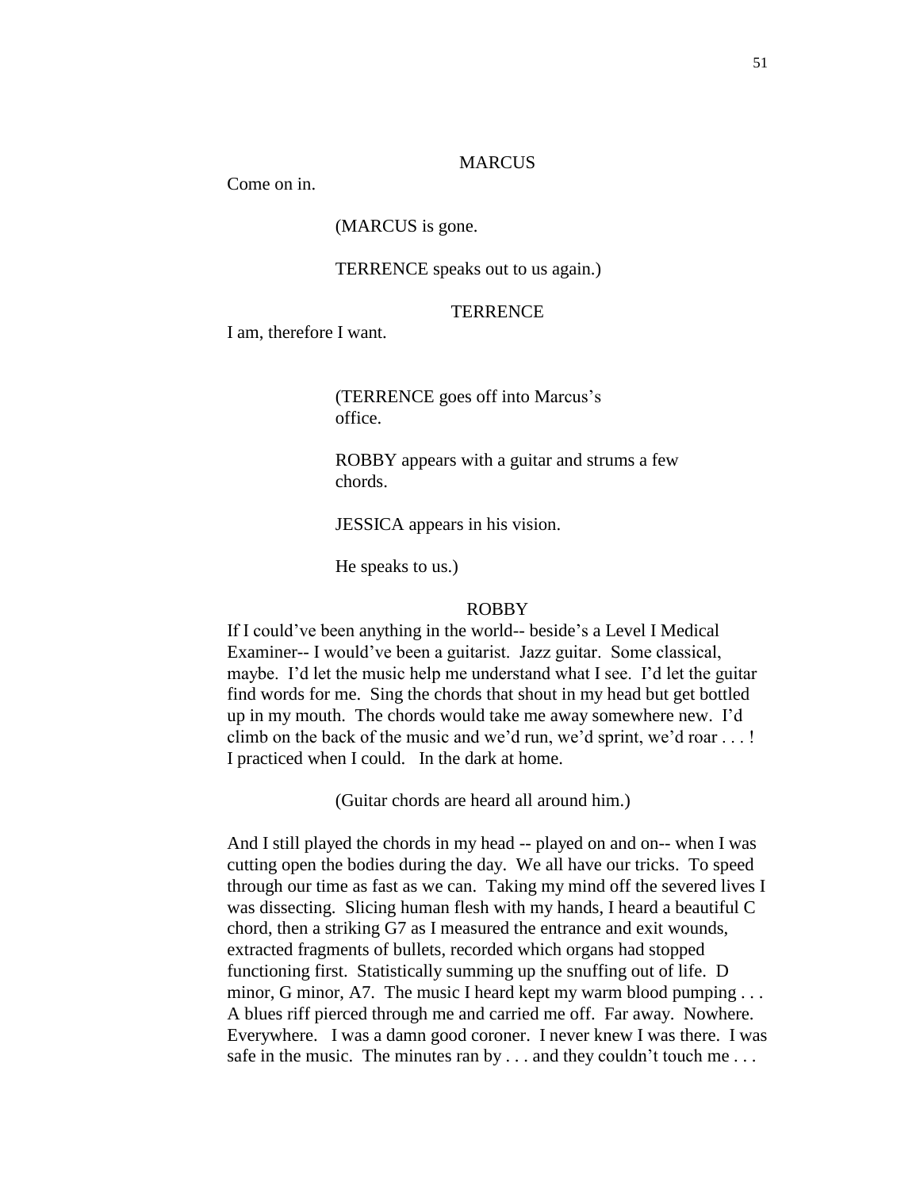MARCUS

Come on in.

(MARCUS is gone.

TERRENCE speaks out to us again.)

TERRENCE

I am, therefore I want.

(TERRENCE goes off into Marcus's office.

ROBBY appears with a guitar and strums a few chords.

JESSICA appears in his vision.

He speaks to us.)

ROBBY

If I could've been anything in the world-- beside's a Level I Medical Examiner-- I would've been a guitarist. Jazz guitar. Some classical, maybe. I'd let the music help me understand what I see. I'd let the guitar find words for me. Sing the chords that shout in my head but get bottled up in my mouth. The chords would take me away somewhere new. I'd climb on the back of the music and we'd run, we'd sprint, we'd roar . . . ! I practiced when I could. In the dark at home.

(Guitar chords are heard all around him.)

And I still played the chords in my head -- played on and on-- when I was cutting open the bodies during the day. We all have our tricks. To speed through our time as fast as we can. Taking my mind off the severed lives I was dissecting. Slicing human flesh with my hands, I heard a beautiful C chord, then a striking G7 as I measured the entrance and exit wounds, extracted fragments of bullets, recorded which organs had stopped functioning first. Statistically summing up the snuffing out of life. D minor, G minor, A7. The music I heard kept my warm blood pumping . . . A blues riff pierced through me and carried me off. Far away. Nowhere. Everywhere. I was a damn good coroner. I never knew I was there. I was safe in the music. The minutes ran by . . . and they couldn't touch me . . .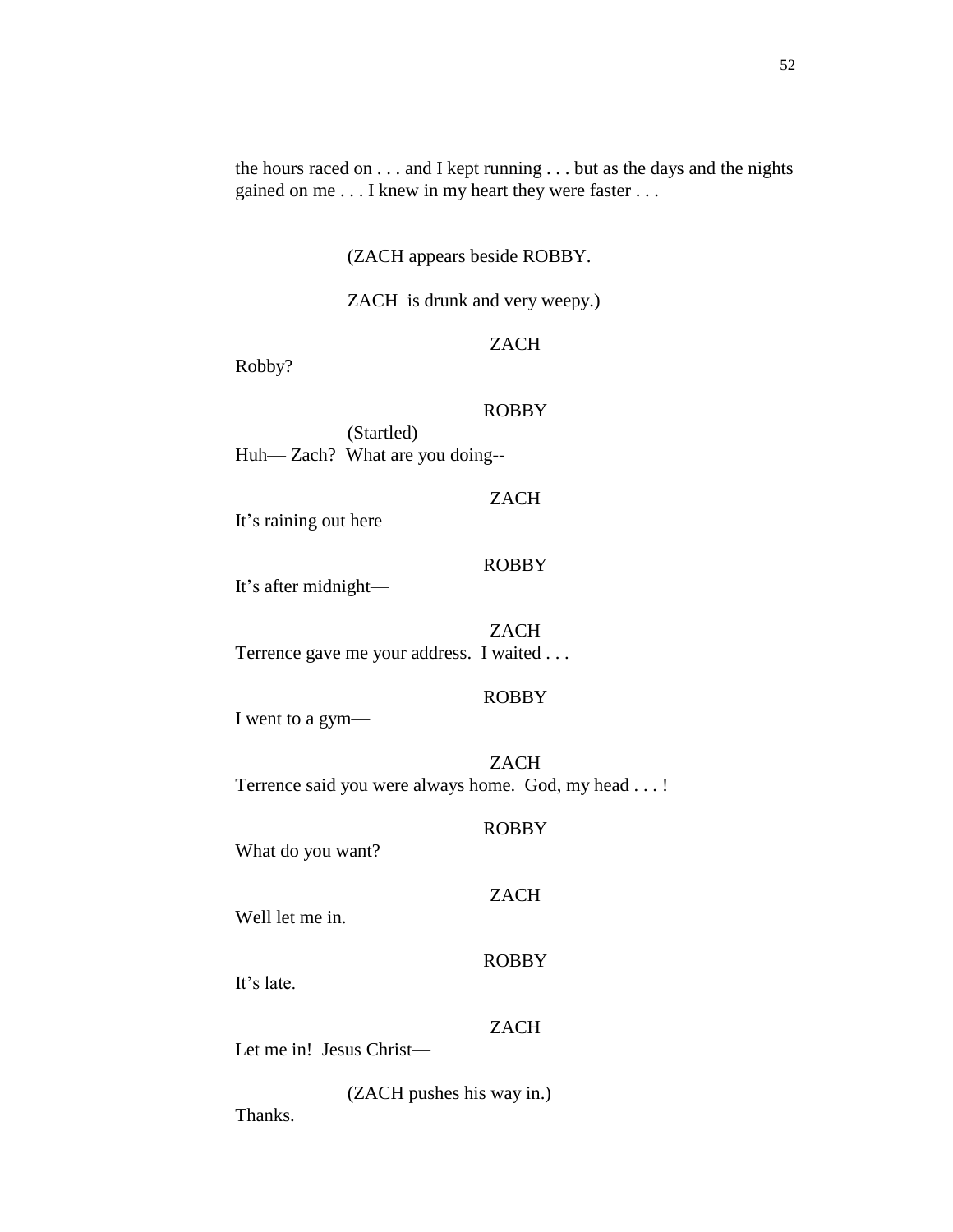the hours raced on . . . and I kept running . . . but as the days and the nights gained on me . . . I knew in my heart they were faster . . .

(ZACH appears beside ROBBY.

ZACH is drunk and very weepy.)

ZACH

Robby?

ROBBY

(Startled)

Huh— Zach? What are you doing--

ZACH

It's raining out here—

ROBBY

It's after midnight—

ZACH

Terrence gave me your address. I waited . . .

ROBBY

I went to a gym—

ZACH

Terrence said you were always home. God, my head . . . !

ROBBY

What do you want?

ZACH

Well let me in.

ROBBY

It's late.

ZACH

Let me in! Jesus Christ—

(ZACH pushes his way in.)

Thanks.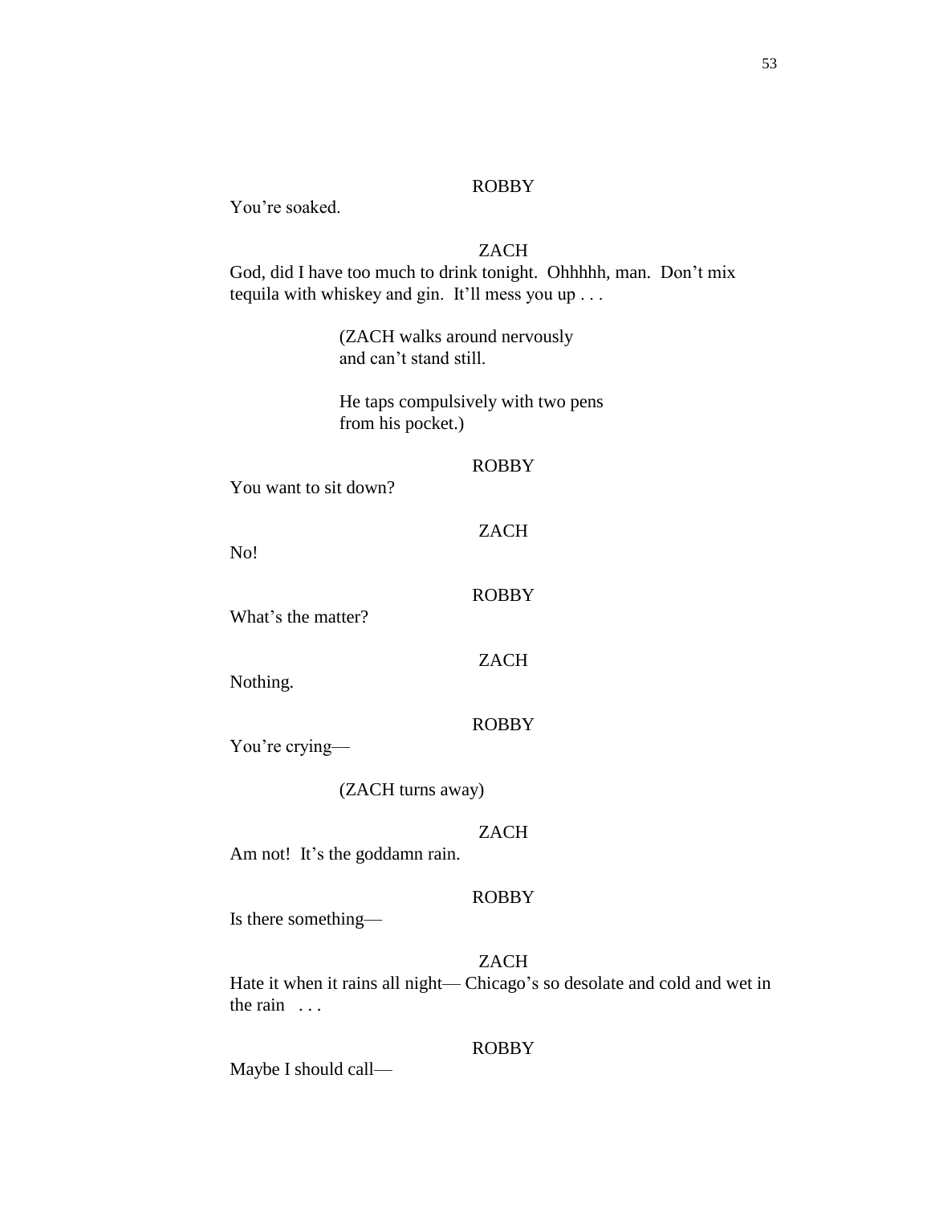ROBBY

You're soaked.

ZACH

God, did I have too much to drink tonight. Ohhhhh, man. Don't mix tequila with whiskey and gin. It'll mess you up . . .

(ZACH walks around nervously and can't stand still.

He taps compulsively with two pens from his pocket.)

ROBBY

You want to sit down?

ZACH

No!

ROBBY

What's the matter?

ZACH

Nothing.

ROBBY

You're crying—

(ZACH turns away)

ZACH

Am not! It's the goddamn rain.

ROBBY

Is there something—

ZACH

Hate it when it rains all night— Chicago's so desolate and cold and wet in the rain . . .

ROBBY

Maybe I should call—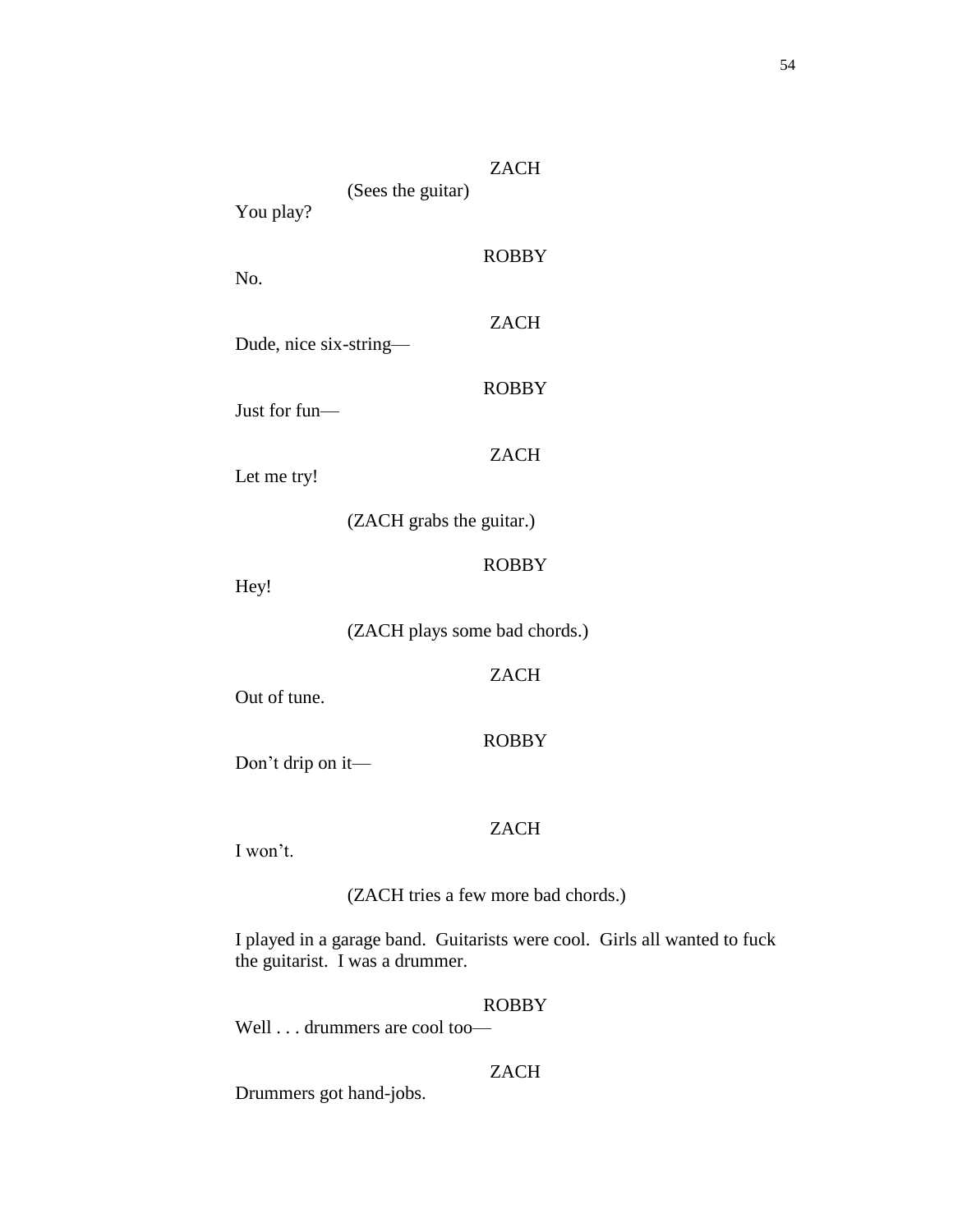ZACH

(Sees the guitar)

You play?

ROBBY

No.

ZACH

Dude, nice six-string—

ROBBY

Just for fun—

ZACH

Let me try!

(ZACH grabs the guitar.)

ROBBY

Hey!

(ZACH plays some bad chords.)

ZACH

Out of tune.

ROBBY

Don't drip on it—

ZACH

I won't.

(ZACH tries a few more bad chords.)

I played in a garage band. Guitarists were cool. Girls all wanted to fuck the guitarist. I was a drummer.

ROBBY

Well . . . drummers are cool too—

ZACH

Drummers got hand-jobs.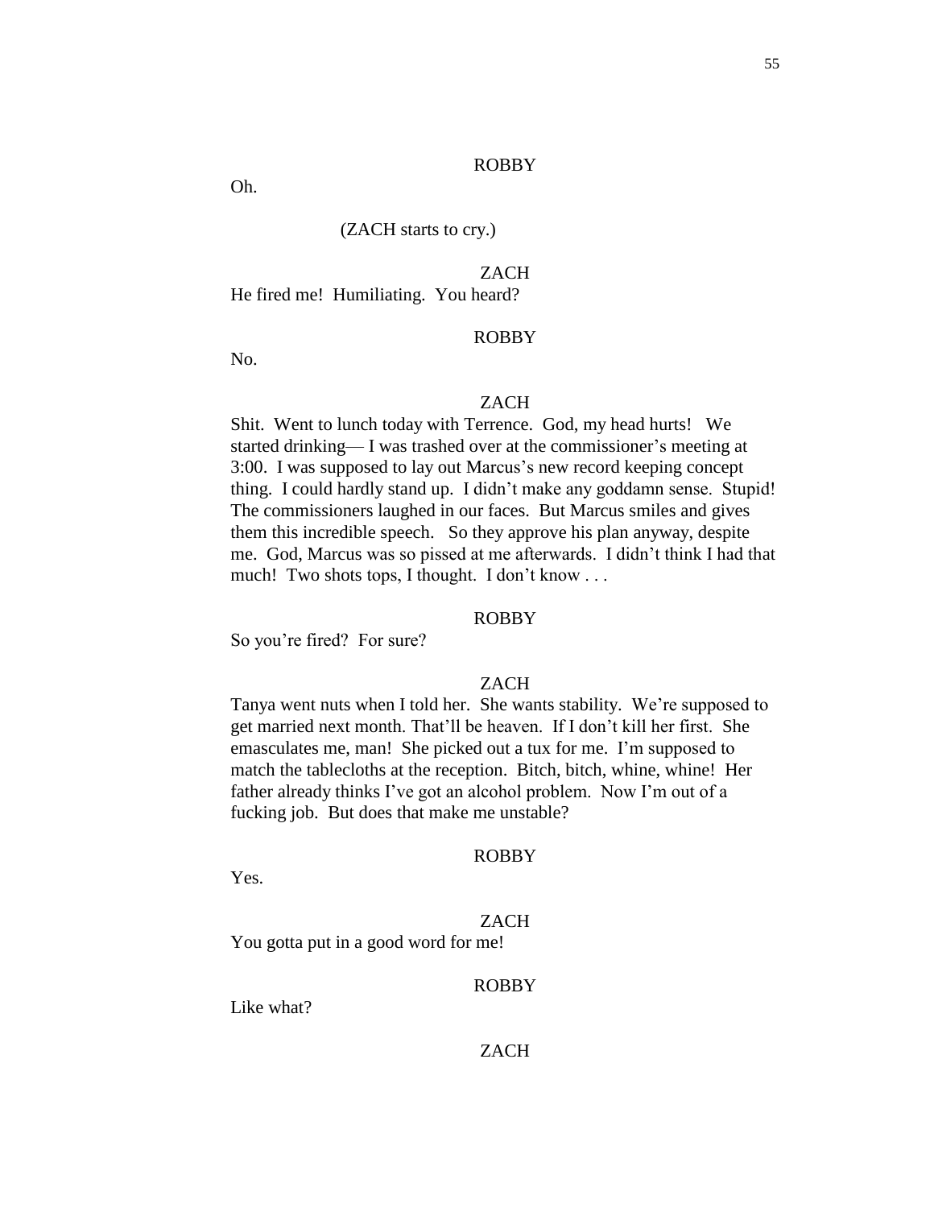ROBBY

Oh.

(ZACH starts to cry.)

ZACH

He fired me! Humiliating. You heard?

ROBBY

No.

ZACH

Shit. Went to lunch today with Terrence. God, my head hurts! We started drinking— I was trashed over at the commissioner's meeting at 3:00. I was supposed to lay out Marcus's new record keeping concept thing. I could hardly stand up. I didn't make any goddamn sense. Stupid! The commissioners laughed in our faces. But Marcus smiles and gives them this incredible speech. So they approve his plan anyway, despite me. God, Marcus was so pissed at me afterwards. I didn't think I had that much! Two shots tops, I thought. I don't know . . .

ROBBY

So you're fired? For sure?

ZACH

Tanya went nuts when I told her. She wants stability. We're supposed to get married next month. That'll be heaven. If I don't kill her first. She emasculates me, man! She picked out a tux for me. I'm supposed to match the tablecloths at the reception. Bitch, bitch, whine, whine! Her father already thinks I've got an alcohol problem. Now I'm out of a fucking job. But does that make me unstable?

ROBBY

Yes.

ZACH

You gotta put in a good word for me!

ROBBY

Like what?

ZACH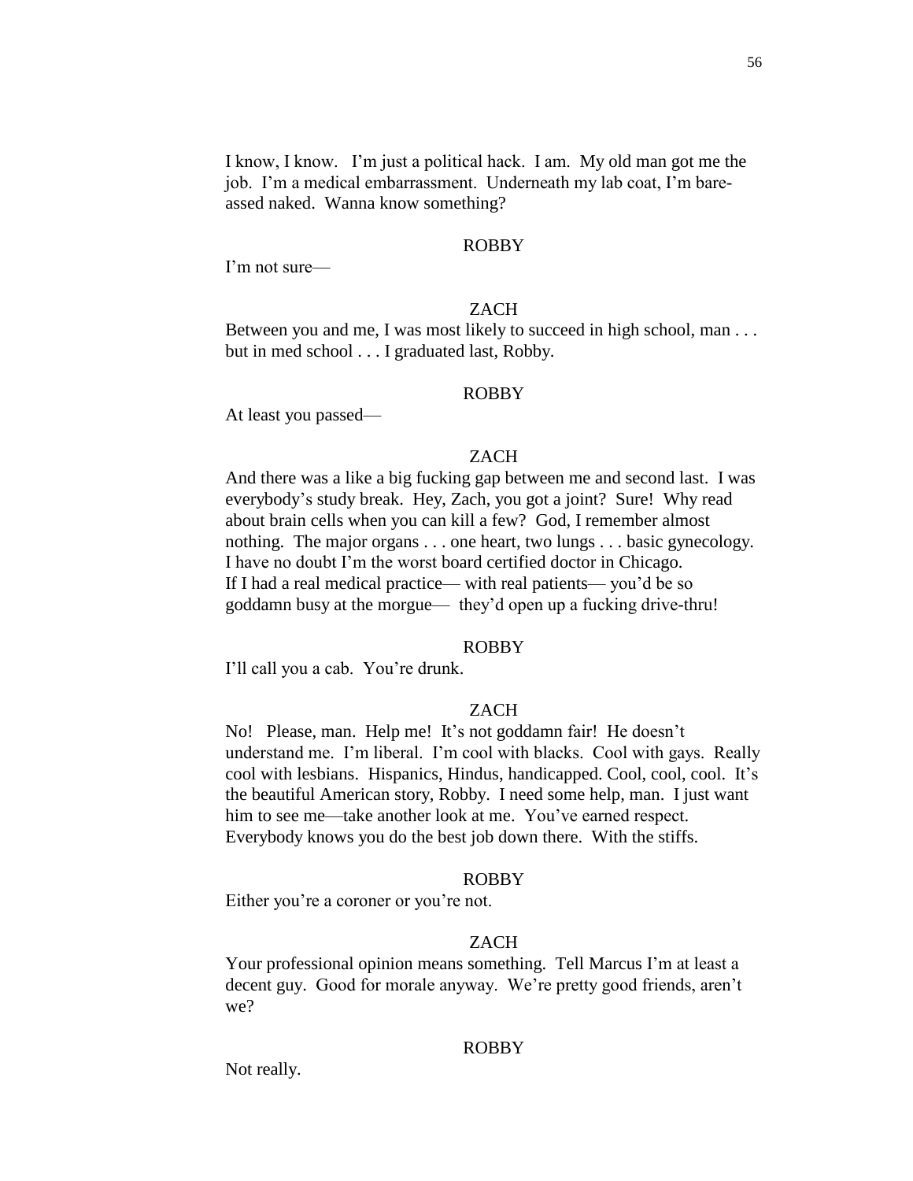I know, I know. I'm just a political hack. I am. My old man got me the job. I'm a medical embarrassment. Underneath my lab coat, I'm bare-assed naked. Wanna know something?

ROBBY

I'm not sure—

ZACH

Between you and me, I was most likely to succeed in high school, man . . . but in med school . . . I graduated last, Robby.

ROBBY

At least you passed—

ZACH

And there was a like a big fucking gap between me and second last. I was everybody's study break. Hey, Zach, you got a joint? Sure! Why read about brain cells when you can kill a few? God, I remember almost nothing. The major organs . . . one heart, two lungs . . . basic gynecology. I have no doubt I'm the worst board certified doctor in Chicago. If I had a real medical practice— with real patients— you'd be so goddamn busy at the morgue— they'd open up a fucking drive-thru!

ROBBY

I'll call you a cab. You're drunk.

ZACH

No! Please, man. Help me! It's not goddamn fair! He doesn't understand me. I'm liberal. I'm cool with blacks. Cool with gays. Really cool with lesbians. Hispanics, Hindus, handicapped. Cool, cool, cool. It's the beautiful American story, Robby. I need some help, man. I just want him to see me—take another look at me. You've earned respect. Everybody knows you do the best job down there. With the stiffs.

ROBBY

Either you're a coroner or you're not.

ZACH

Your professional opinion means something. Tell Marcus I'm at least a decent guy. Good for morale anyway. We're pretty good friends, aren't we?

ROBBY

Not really.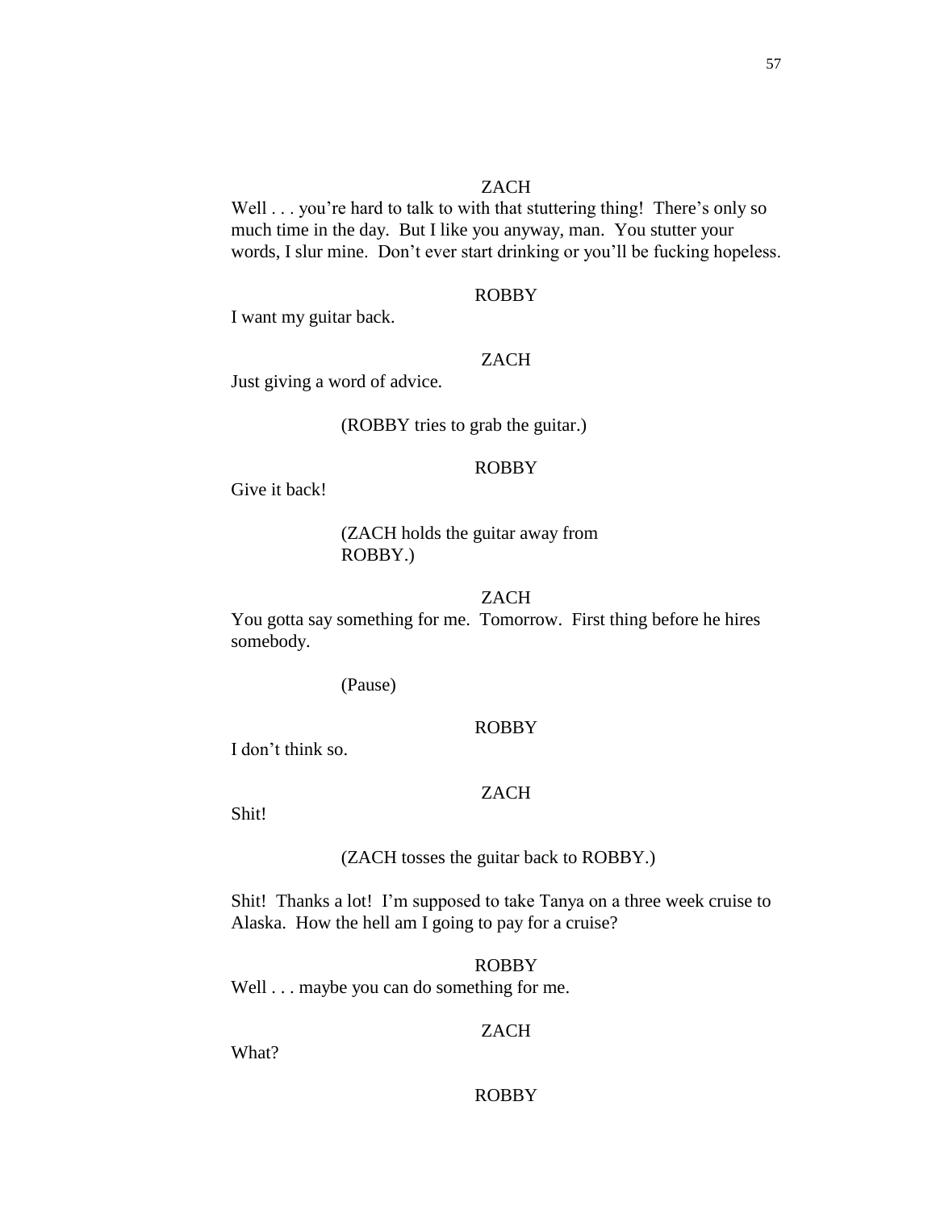ZACH

Well . . . you're hard to talk to with that stuttering thing! There's only so much time in the day. But I like you anyway, man. You stutter your words, I slur mine. Don't ever start drinking or you'll be fucking hopeless.

ROBBY

I want my guitar back.

ZACH

Just giving a word of advice.

(ROBBY tries to grab the guitar.)

ROBBY

Give it back!

(ZACH holds the guitar away from ROBBY.)

ZACH

You gotta say something for me. Tomorrow. First thing before he hires somebody.

(Pause)

ROBBY

I don't think so.

ZACH

Shit!

(ZACH tosses the guitar back to ROBBY.)

Shit! Thanks a lot! I'm supposed to take Tanya on a three week cruise to Alaska. How the hell am I going to pay for a cruise?

ROBBY

Well . . . maybe you can do something for me.

ZACH

What?

ROBBY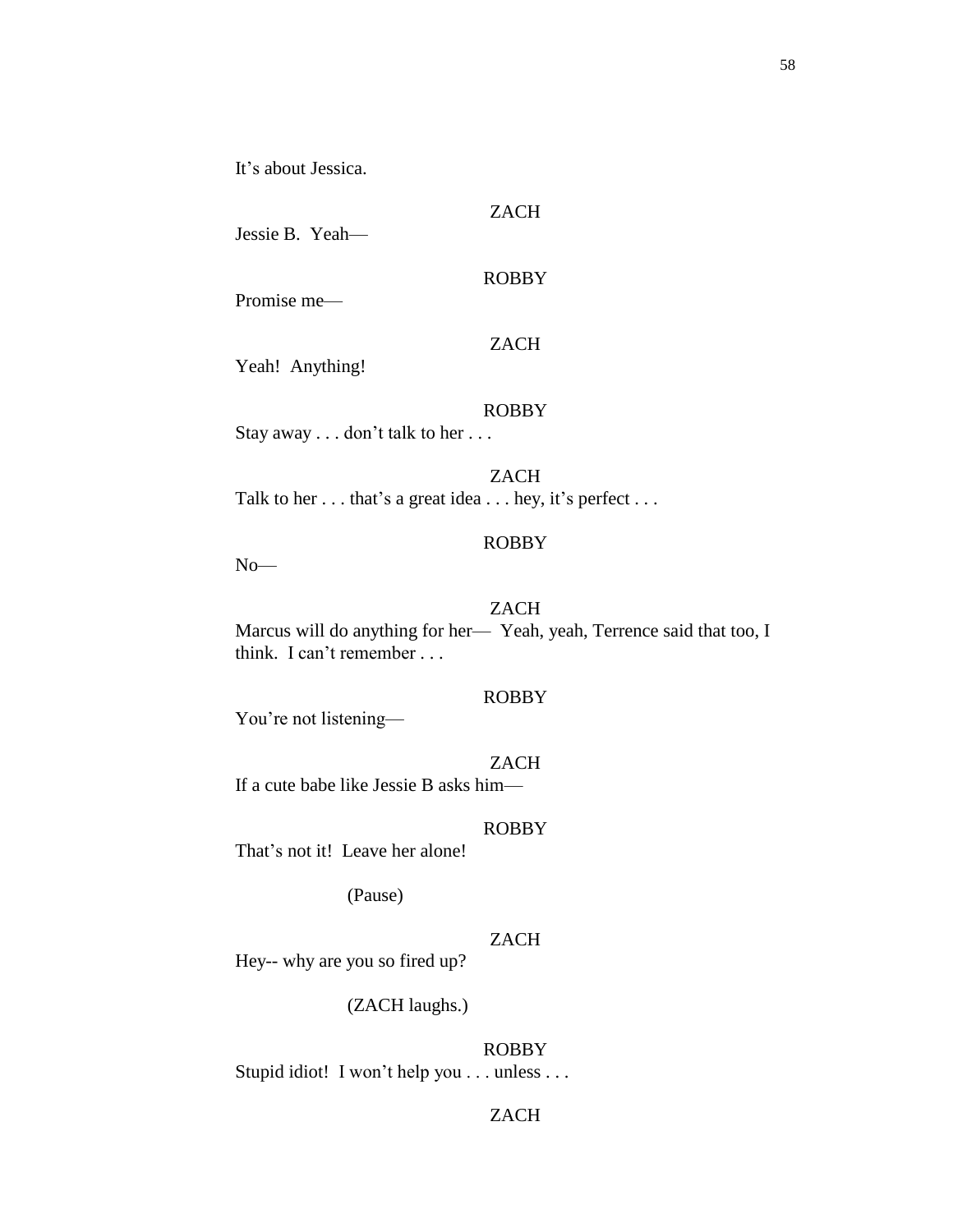It's about Jessica.

ZACH

Jessie B. Yeah—

ROBBY

Promise me—

ZACH

Yeah! Anything!

ROBBY

Stay away . . . don't talk to her . . .

ZACH

Talk to her . . . that's a great idea . . . hey, it's perfect . . .

ROBBY

No—

ZACH

Marcus will do anything for her— Yeah, yeah, Terrence said that too, I think. I can't remember . . .

ROBBY

You're not listening—

ZACH

If a cute babe like Jessie B asks him—

ROBBY

That's not it! Leave her alone!

(Pause)

ZACH

Hey-- why are you so fired up?

(ZACH laughs.)

ROBBY

Stupid idiot! I won't help you . . . unless . . .

ZACH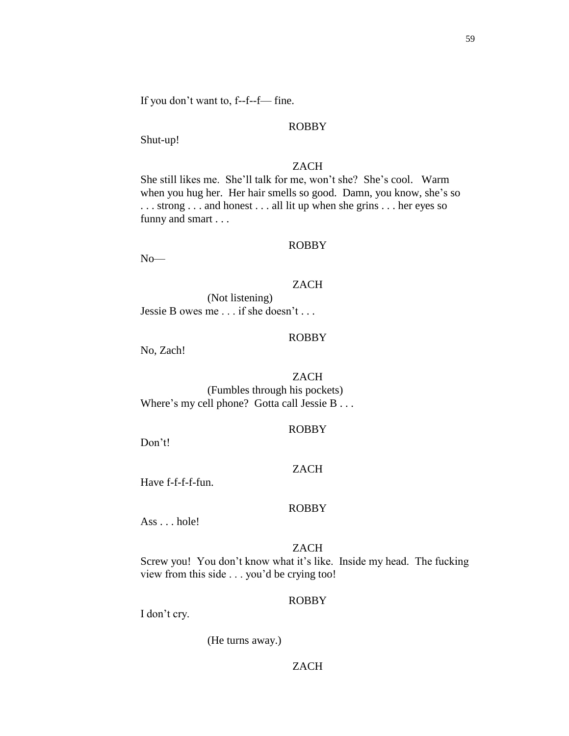If you don't want to, f--f--f— fine.

ROBBY

Shut-up!

ZACH

She still likes me. She'll talk for me, won't she? She's cool. Warm when you hug her. Her hair smells so good. Damn, you know, she's so . . . strong . . . and honest . . . all lit up when she grins . . . her eyes so funny and smart . . .

ROBBY

No—

ZACH

(Not listening)

Jessie B owes me . . . if she doesn't . . .

ROBBY

No, Zach!

ZACH

(Fumbles through his pockets)

Where's my cell phone? Gotta call Jessie B . . .

ROBBY

Don't!

ZACH

Have f-f-f-f-fun.

ROBBY

Ass . . . hole!

ZACH

Screw you! You don't know what it's like. Inside my head. The fucking view from this side . . . you'd be crying too!

ROBBY

I don't cry.

(He turns away.)

ZACH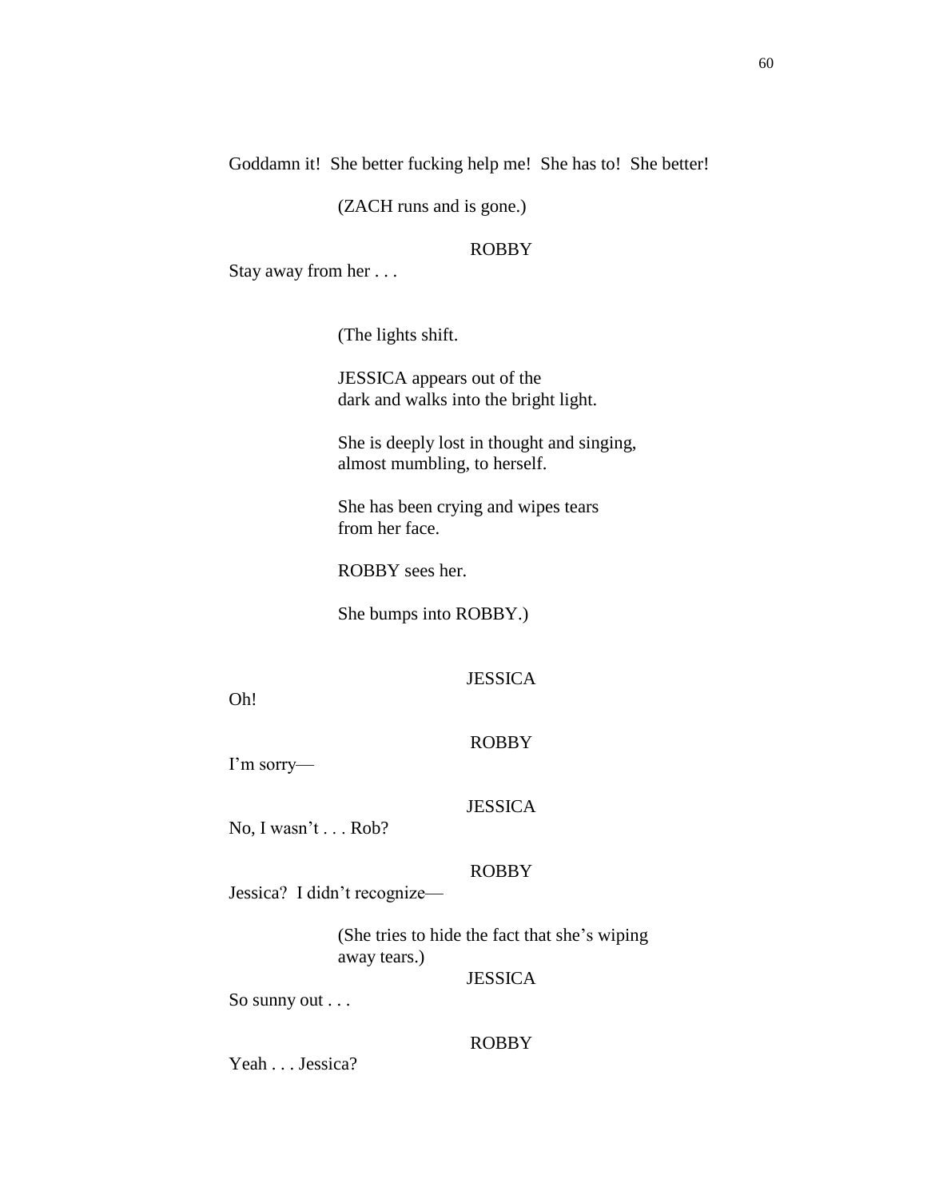Goddamn it!  She better fucking help me!  She has to!  She better!

(ZACH runs and is gone.)

ROBBY

Stay away from her . . .

(The lights shift.

JESSICA appears out of the dark and walks into the bright light.

She is deeply lost in thought and singing, almost mumbling, to herself.

She has been crying and wipes tears from her face.

ROBBY sees her.

She bumps into ROBBY.)

JESSICA

Oh!

ROBBY

I'm sorry—

JESSICA

No, I wasn't . . . Rob?

ROBBY

Jessica?  I didn't recognize—

(She tries to hide the fact that she's wiping away tears.)

JESSICA

So sunny out . . .

ROBBY

Yeah . . . Jessica?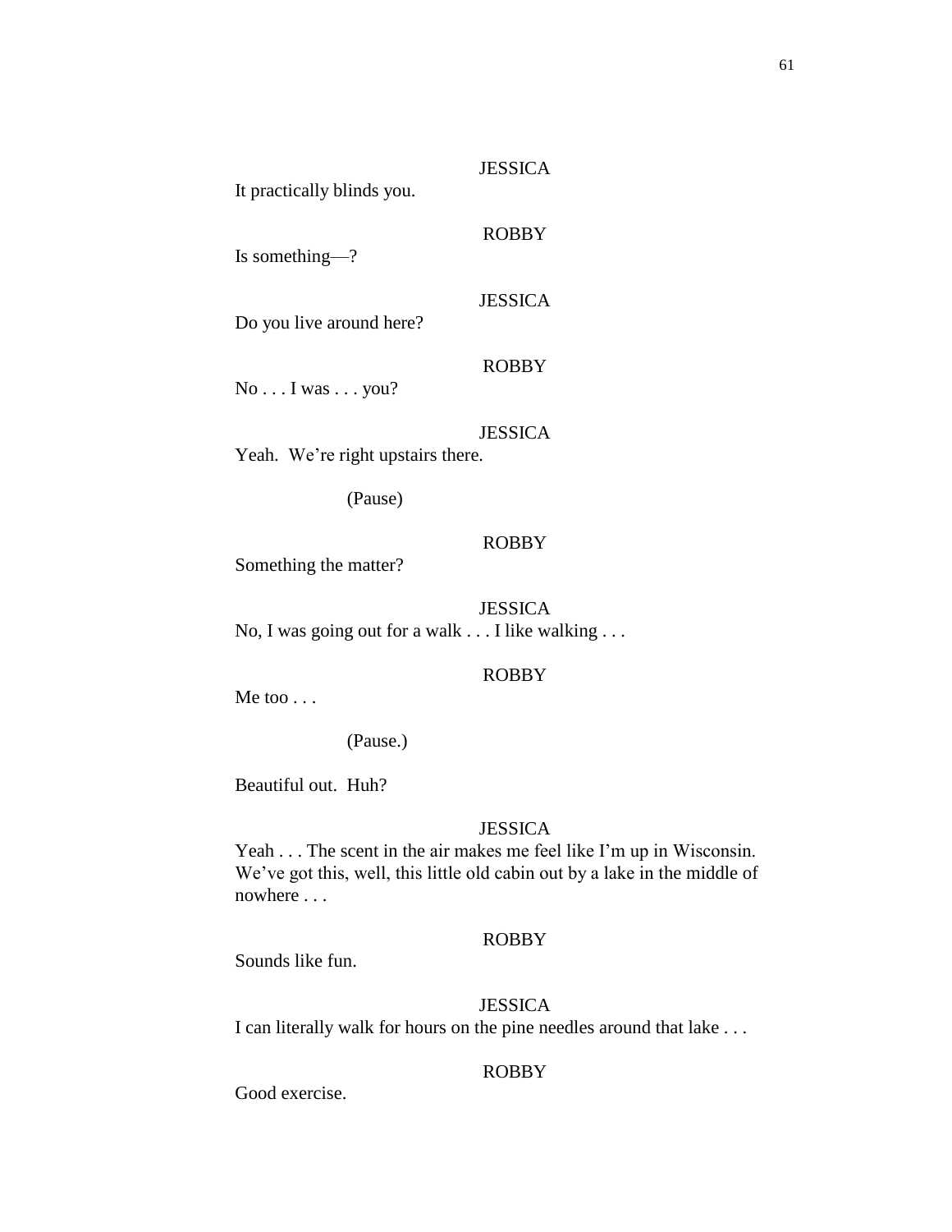JESSICA

It practically blinds you.

ROBBY

Is something—?

JESSICA

Do you live around here?

ROBBY

No . . . I was . . . you?

JESSICA

Yeah.  We're right upstairs there.

(Pause)

ROBBY

Something the matter?

JESSICA

No, I was going out for a walk . . . I like walking . . .

ROBBY

Me too . . .

(Pause.)

Beautiful out.  Huh?

JESSICA

Yeah . . . The scent in the air makes me feel like I'm up in Wisconsin. We've got this, well, this little old cabin out by a lake in the middle of nowhere . . .

ROBBY

Sounds like fun.

JESSICA

I can literally walk for hours on the pine needles around that lake . . .

ROBBY

Good exercise.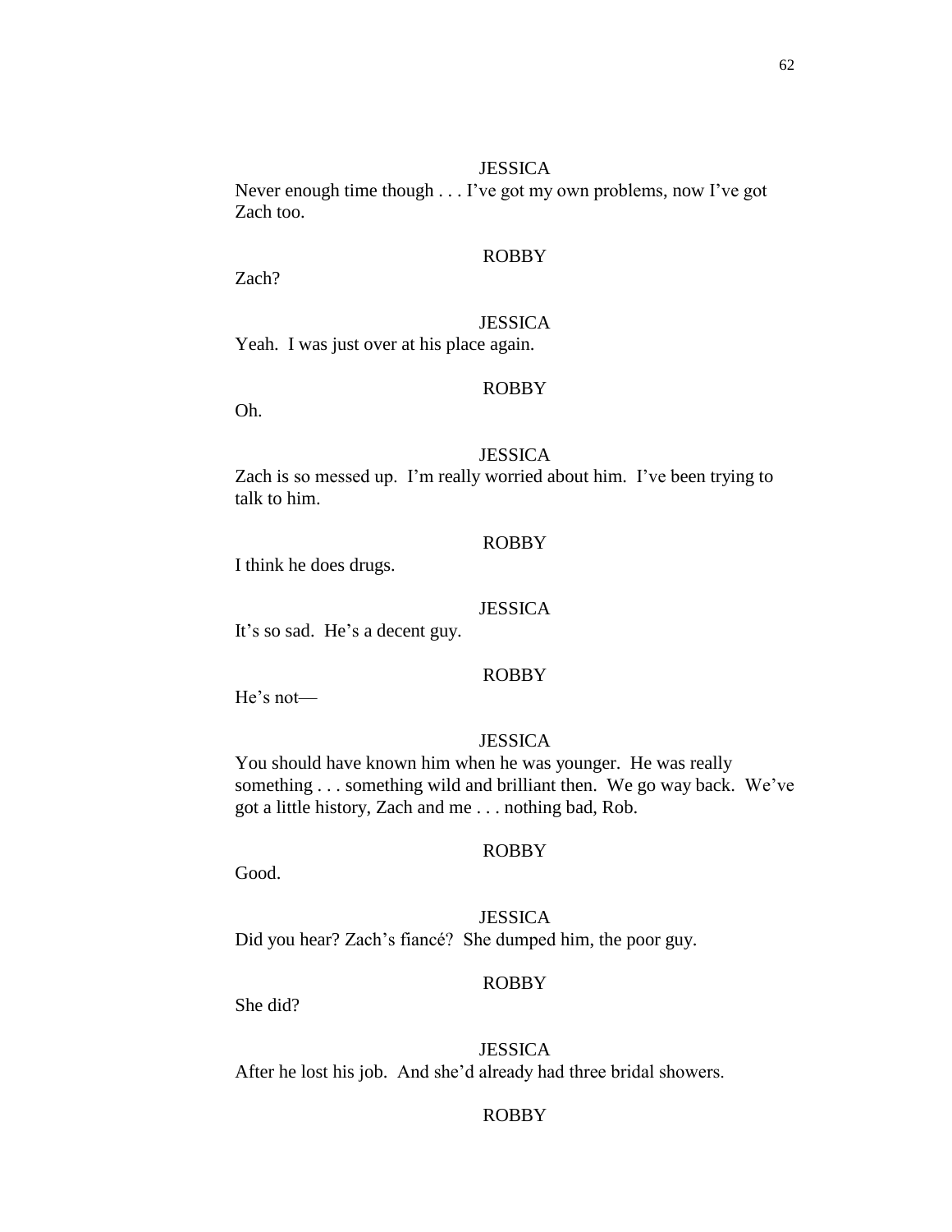JESSICA

Never enough time though . . . I've got my own problems, now I've got Zach too.

ROBBY

Zach?

JESSICA

Yeah. I was just over at his place again.

ROBBY

Oh.

JESSICA

Zach is so messed up. I'm really worried about him. I've been trying to talk to him.

ROBBY

I think he does drugs.

JESSICA

It's so sad. He's a decent guy.

ROBBY

He's not—

JESSICA

You should have known him when he was younger. He was really something . . . something wild and brilliant then. We go way back. We've got a little history, Zach and me . . . nothing bad, Rob.

ROBBY

Good.

JESSICA

Did you hear? Zach's fiancé? She dumped him, the poor guy.

ROBBY

She did?

JESSICA

After he lost his job. And she'd already had three bridal showers.

ROBBY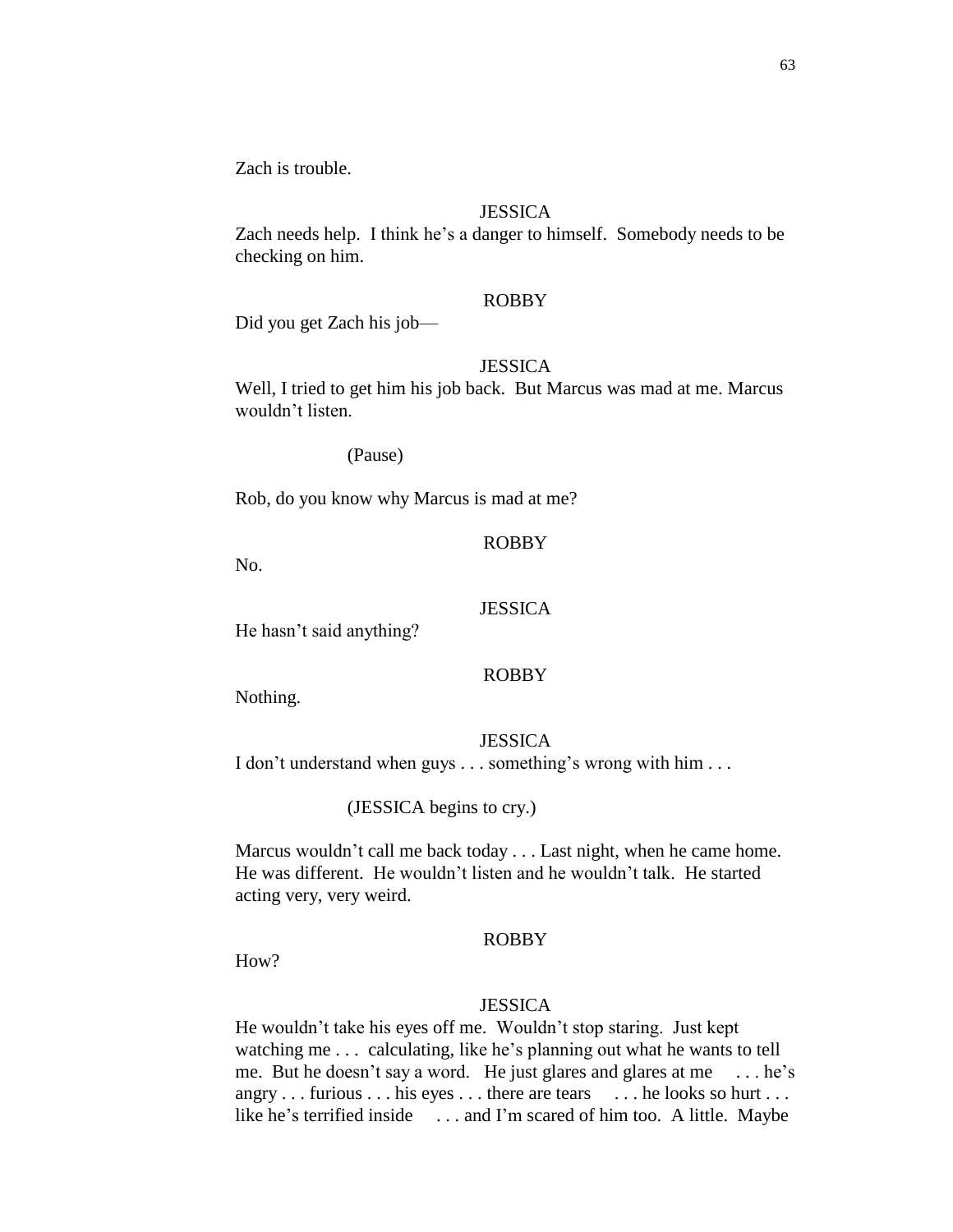Zach is trouble.

JESSICA

Zach needs help. I think he's a danger to himself. Somebody needs to be checking on him.

ROBBY

Did you get Zach his job—

JESSICA

Well, I tried to get him his job back. But Marcus was mad at me. Marcus wouldn't listen.

(Pause)

Rob, do you know why Marcus is mad at me?

ROBBY

No.

JESSICA

He hasn't said anything?

ROBBY

Nothing.

JESSICA

I don't understand when guys . . . something's wrong with him . . .

(JESSICA begins to cry.)

Marcus wouldn't call me back today . . . Last night, when he came home. He was different. He wouldn't listen and he wouldn't talk. He started acting very, very weird.

ROBBY

How?

JESSICA

He wouldn't take his eyes off me. Wouldn't stop staring. Just kept watching me . . . calculating, like he's planning out what he wants to tell me. But he doesn't say a word. He just glares and glares at me . . . he's angry . . . furious . . . his eyes . . . there are tears . . . he looks so hurt . . . like he's terrified inside . . . and I'm scared of him too. A little. Maybe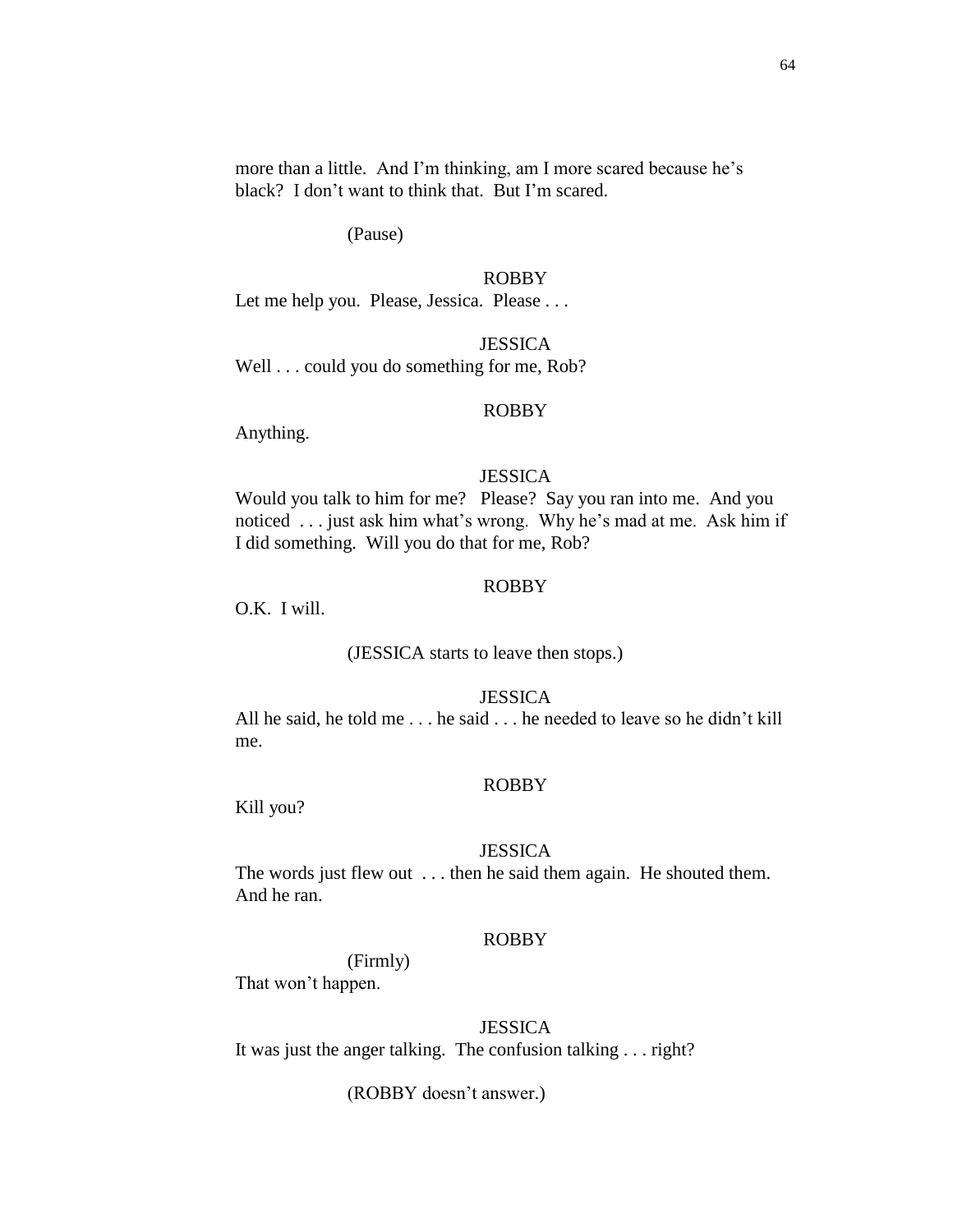more than a little.  And I'm thinking, am I more scared because he's black?  I don't want to think that.  But I'm scared.

(Pause)

ROBBY

Let me help you.  Please, Jessica.  Please . . .

JESSICA

Well . . . could you do something for me, Rob?

ROBBY

Anything.

JESSICA

Would you talk to him for me?   Please?  Say you ran into me.  And you noticed  . . . just ask him what's wrong.  Why he's mad at me.  Ask him if I did something.  Will you do that for me, Rob?

ROBBY

O.K.  I will.

(JESSICA starts to leave then stops.)

JESSICA

All he said, he told me . . . he said . . . he needed to leave so he didn't kill me.

ROBBY

Kill you?

JESSICA

The words just flew out  . . . then he said them again.  He shouted them.  And he ran.

ROBBY

(Firmly)

That won't happen.

JESSICA

It was just the anger talking.  The confusion talking . . . right?

(ROBBY doesn't answer.)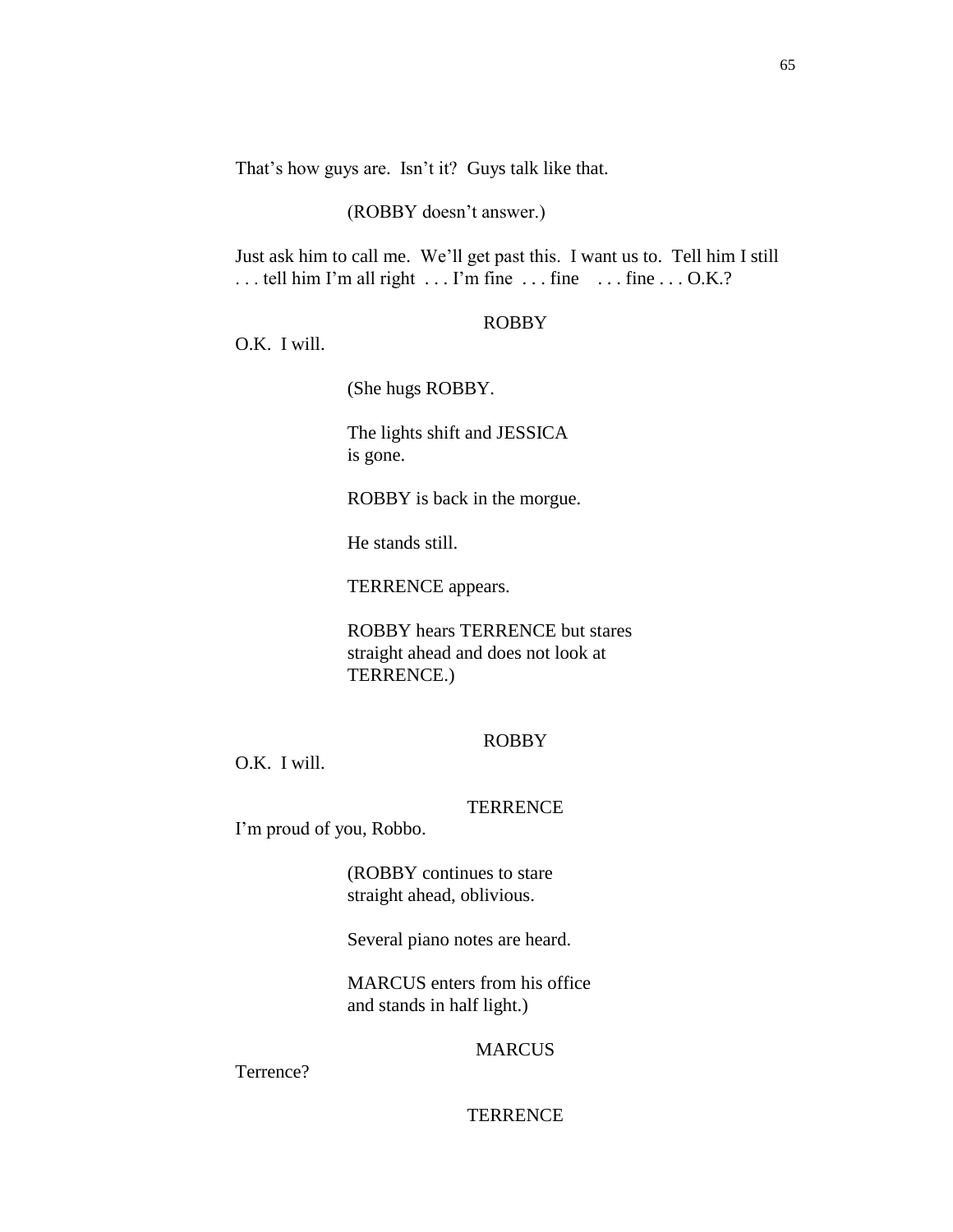That's how guys are.  Isn't it?  Guys talk like that.

(ROBBY doesn't answer.)

Just ask him to call me.  We'll get past this.  I want us to.  Tell him I still . . . tell him I'm all right  . . . I'm fine  . . . fine    . . . fine . . . O.K.?

ROBBY

O.K.  I will.

(She hugs ROBBY.

The lights shift and JESSICA is gone.

ROBBY is back in the morgue.

He stands still.

TERRENCE appears.

ROBBY hears TERRENCE but stares straight ahead and does not look at TERRENCE.)

ROBBY

O.K.  I will.

TERRENCE

I'm proud of you, Robbo.

(ROBBY continues to stare straight ahead, oblivious.

Several piano notes are heard.

MARCUS enters from his office and stands in half light.)

MARCUS

Terrence?

TERRENCE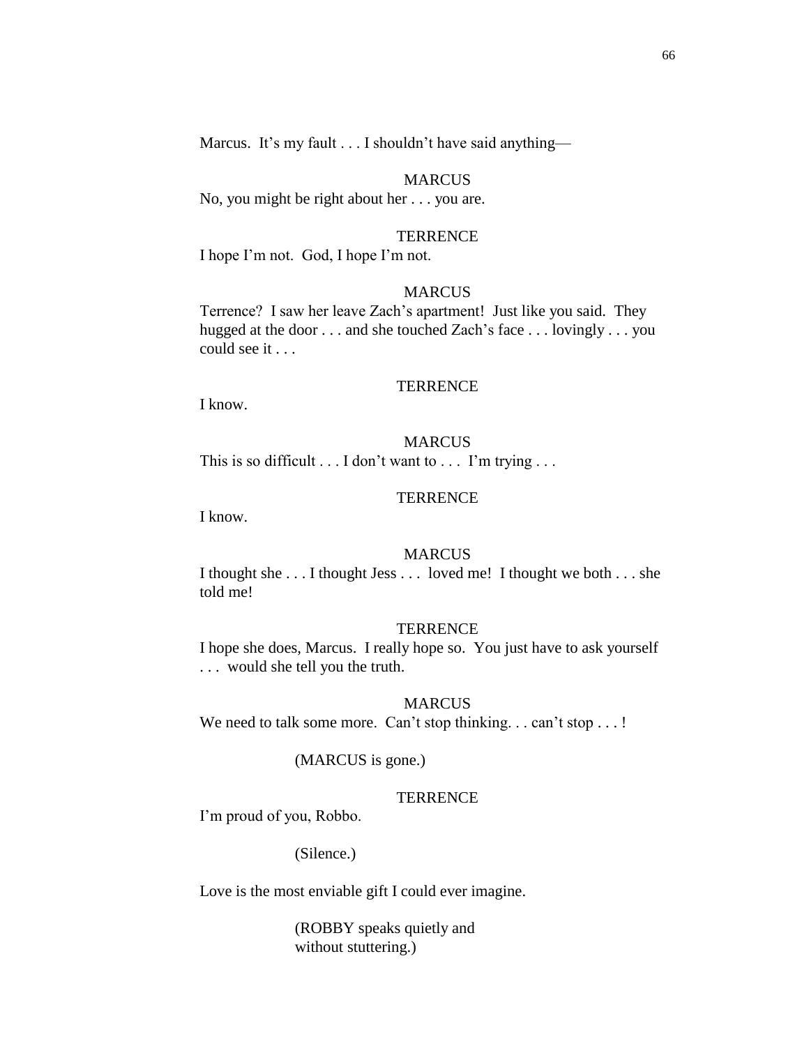Marcus. It's my fault . . . I shouldn't have said anything—

MARCUS

No, you might be right about her . . . you are.

TERRENCE

I hope I'm not. God, I hope I'm not.

MARCUS

Terrence? I saw her leave Zach's apartment! Just like you said. They hugged at the door . . . and she touched Zach's face . . . lovingly . . . you could see it . . .

TERRENCE

I know.

MARCUS

This is so difficult . . . I don't want to . . . I'm trying . . .

TERRENCE

I know.

MARCUS

I thought she . . . I thought Jess . . . loved me! I thought we both . . . she told me!

TERRENCE

I hope she does, Marcus. I really hope so. You just have to ask yourself . . . would she tell you the truth.

MARCUS

We need to talk some more. Can't stop thinking. . . can't stop . . . !

(MARCUS is gone.)

TERRENCE

I'm proud of you, Robbo.

(Silence.)

Love is the most enviable gift I could ever imagine.

(ROBBY speaks quietly and without stuttering.)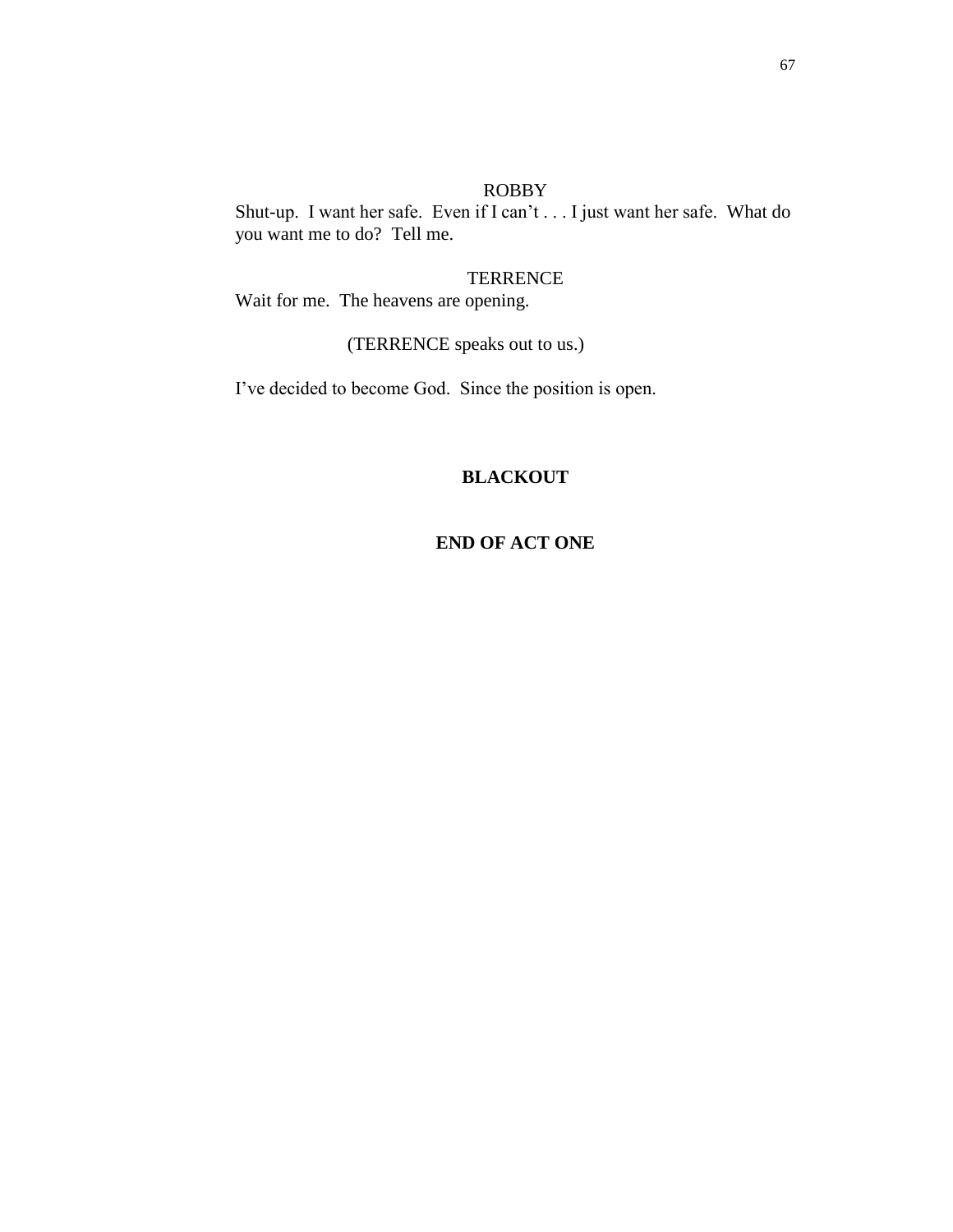ROBBY

Shut-up.  I want her safe.  Even if I can't . . . I just want her safe.  What do you want me to do?  Tell me.

TERRENCE

Wait for me.  The heavens are opening.

(TERRENCE speaks out to us.)

I've decided to become God.  Since the position is open.

**BLACKOUT**

**END OF ACT ONE**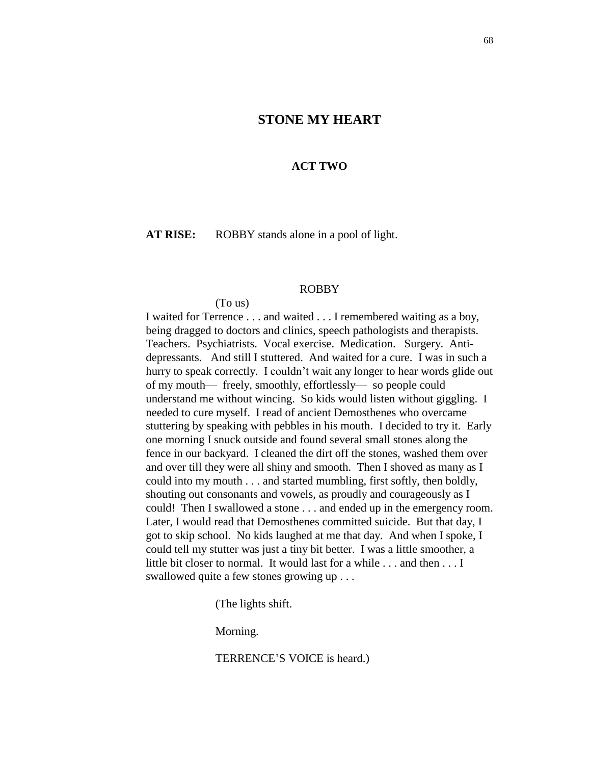# STONE MY HEART

## ACT TWO

**AT RISE:** ROBBY stands alone in a pool of light.

ROBBY

(To us)

I waited for Terrence . . . and waited . . . I remembered waiting as a boy, being dragged to doctors and clinics, speech pathologists and therapists. Teachers. Psychiatrists. Vocal exercise. Medication. Surgery. Anti-depressants. And still I stuttered. And waited for a cure. I was in such a hurry to speak correctly. I couldn't wait any longer to hear words glide out of my mouth— freely, smoothly, effortlessly— so people could understand me without wincing. So kids would listen without giggling. I needed to cure myself. I read of ancient Demosthenes who overcame stuttering by speaking with pebbles in his mouth. I decided to try it. Early one morning I snuck outside and found several small stones along the fence in our backyard. I cleaned the dirt off the stones, washed them over and over till they were all shiny and smooth. Then I shoved as many as I could into my mouth . . . and started mumbling, first softly, then boldly, shouting out consonants and vowels, as proudly and courageously as I could! Then I swallowed a stone . . . and ended up in the emergency room. Later, I would read that Demosthenes committed suicide. But that day, I got to skip school. No kids laughed at me that day. And when I spoke, I could tell my stutter was just a tiny bit better. I was a little smoother, a little bit closer to normal. It would last for a while . . . and then . . . I swallowed quite a few stones growing up . . .

(The lights shift.

Morning.

TERRENCE'S VOICE is heard.)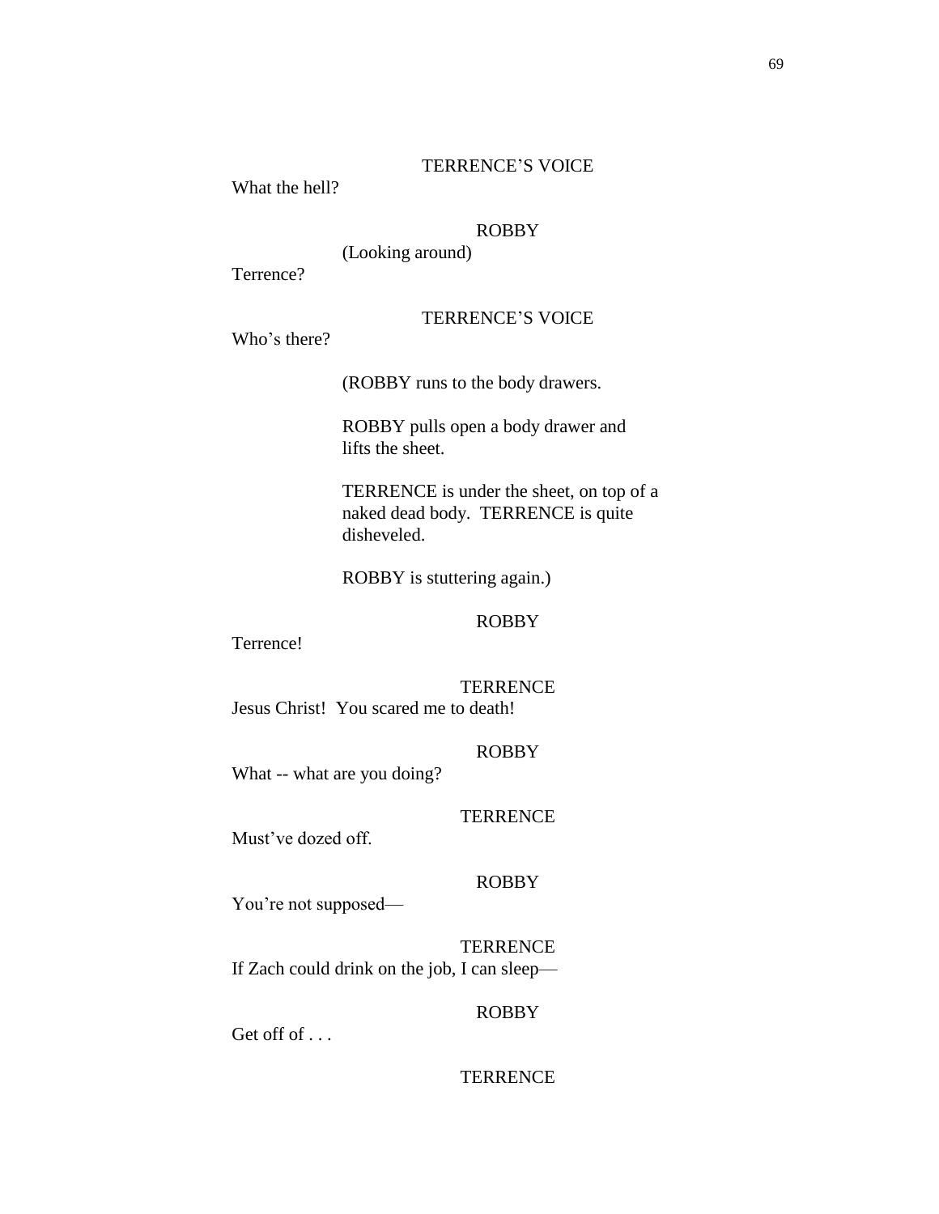TERRENCE'S VOICE

What the hell?

ROBBY

(Looking around)

Terrence?

TERRENCE'S VOICE

Who's there?

(ROBBY runs to the body drawers.

ROBBY pulls open a body drawer and lifts the sheet.

TERRENCE is under the sheet, on top of a naked dead body. TERRENCE is quite disheveled.

ROBBY is stuttering again.)

ROBBY

Terrence!

TERRENCE

Jesus Christ! You scared me to death!

ROBBY

What -- what are you doing?

TERRENCE

Must've dozed off.

ROBBY

You're not supposed—

TERRENCE

If Zach could drink on the job, I can sleep—

ROBBY

Get off of . . .

TERRENCE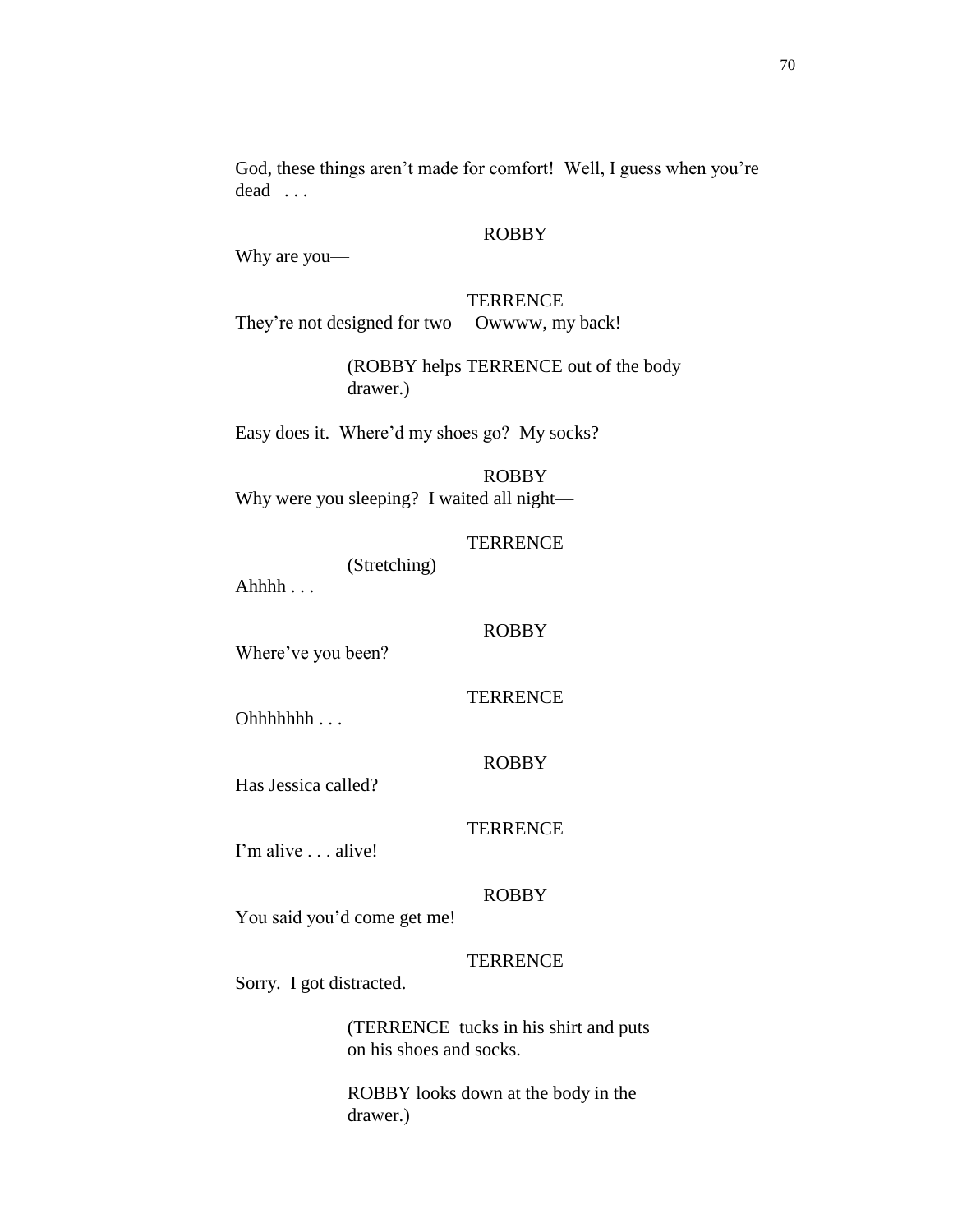God, these things aren't made for comfort! Well, I guess when you're dead . . .

ROBBY

Why are you—

TERRENCE

They're not designed for two— Owwww, my back!

(ROBBY helps TERRENCE out of the body drawer.)

Easy does it. Where'd my shoes go? My socks?

ROBBY

Why were you sleeping? I waited all night—

TERRENCE

(Stretching)

Ahhhh . . .

ROBBY

Where've you been?

TERRENCE

Ohhhhhhh . . .

ROBBY

Has Jessica called?

TERRENCE

I'm alive . . . alive!

ROBBY

You said you'd come get me!

TERRENCE

Sorry. I got distracted.

(TERRENCE tucks in his shirt and puts on his shoes and socks.

ROBBY looks down at the body in the drawer.)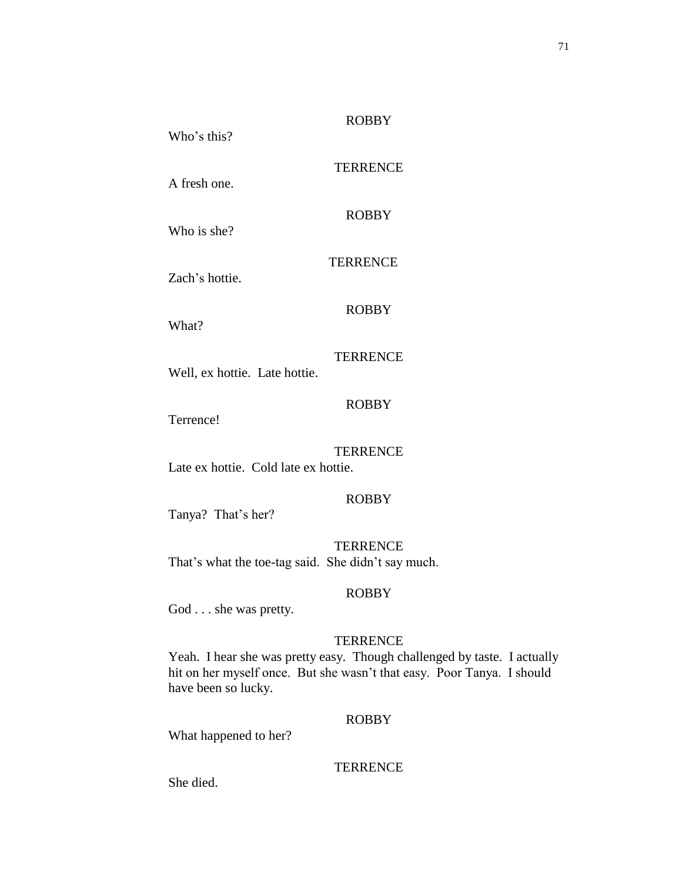ROBBY

Who's this?

TERRENCE

A fresh one.

ROBBY

Who is she?

TERRENCE

Zach's hottie.

ROBBY

What?

TERRENCE

Well, ex hottie. Late hottie.

ROBBY

Terrence!

TERRENCE

Late ex hottie. Cold late ex hottie.

ROBBY

Tanya? That's her?

TERRENCE

That's what the toe-tag said. She didn't say much.

ROBBY

God . . . she was pretty.

TERRENCE

Yeah. I hear she was pretty easy. Though challenged by taste. I actually hit on her myself once. But she wasn't that easy. Poor Tanya. I should have been so lucky.

ROBBY

What happened to her?

TERRENCE

She died.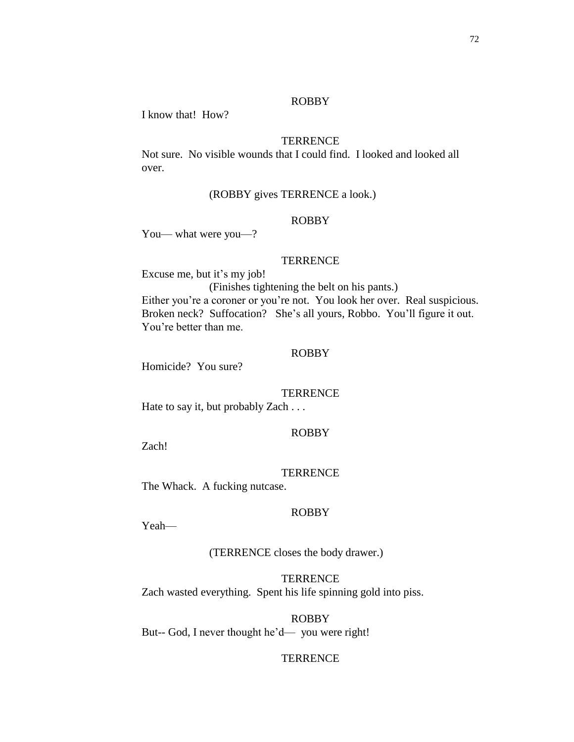ROBBY

I know that!  How?

TERRENCE

Not sure.  No visible wounds that I could find.  I looked and looked all over.

(ROBBY gives TERRENCE a look.)

ROBBY

You— what were you—?

TERRENCE

Excuse me, but it's my job!

(Finishes tightening the belt on his pants.)

Either you're a coroner or you're not.  You look her over.  Real suspicious.  Broken neck?  Suffocation?   She's all yours, Robbo.  You'll figure it out.  You're better than me.

ROBBY

Homicide?  You sure?

TERRENCE

Hate to say it, but probably Zach . . .

ROBBY

Zach!

TERRENCE

The Whack.  A fucking nutcase.

ROBBY

Yeah—

(TERRENCE closes the body drawer.)

TERRENCE

Zach wasted everything.  Spent his life spinning gold into piss.

ROBBY

But-- God, I never thought he'd—  you were right!

TERRENCE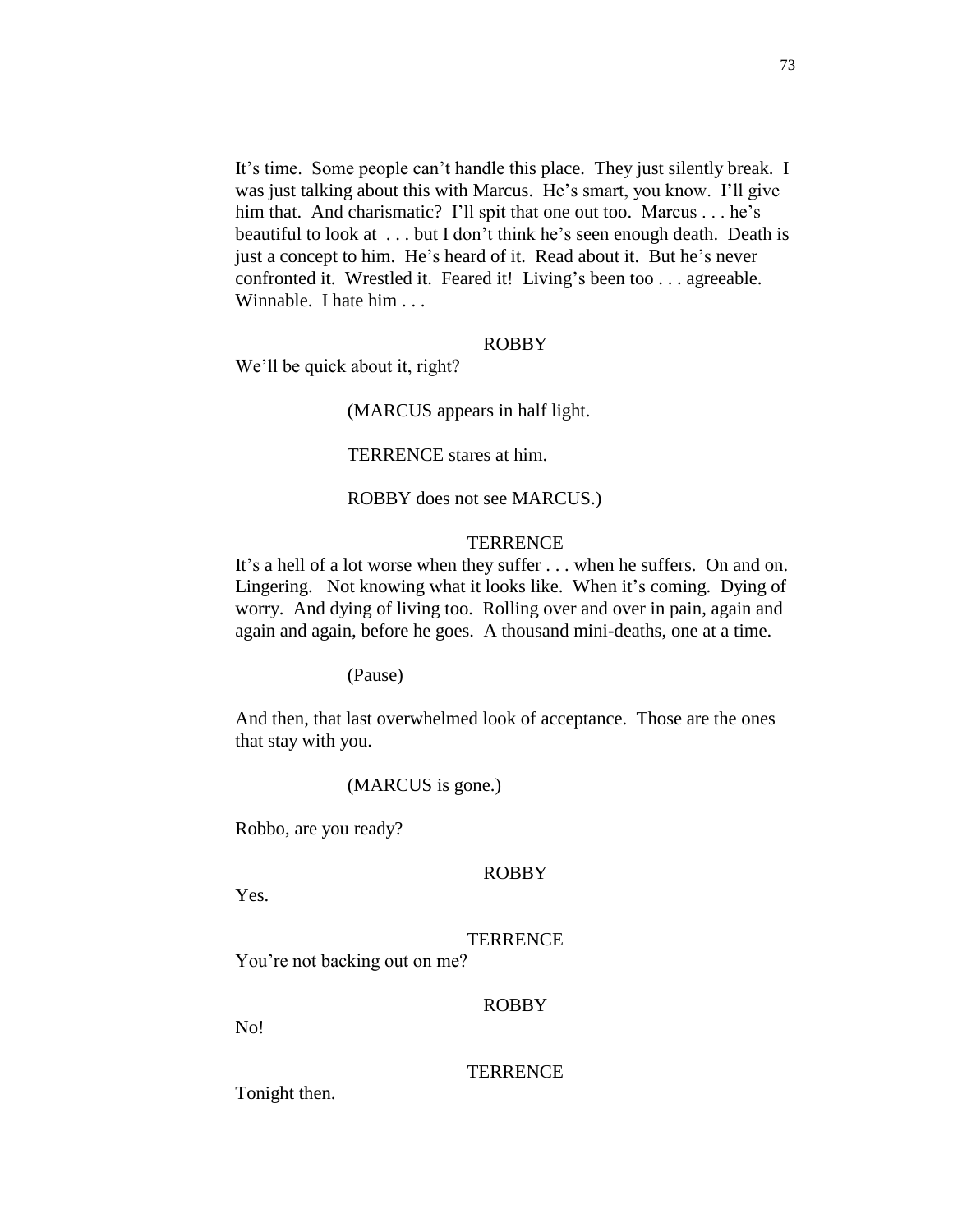It's time. Some people can't handle this place. They just silently break. I was just talking about this with Marcus. He's smart, you know. I'll give him that. And charismatic? I'll spit that one out too. Marcus . . . he's beautiful to look at . . . but I don't think he's seen enough death. Death is just a concept to him. He's heard of it. Read about it. But he's never confronted it. Wrestled it. Feared it! Living's been too . . . agreeable. Winnable. I hate him . . .

ROBBY

We'll be quick about it, right?

(MARCUS appears in half light.

TERRENCE stares at him.

ROBBY does not see MARCUS.)

TERRENCE

It's a hell of a lot worse when they suffer . . . when he suffers. On and on. Lingering. Not knowing what it looks like. When it's coming. Dying of worry. And dying of living too. Rolling over and over in pain, again and again and again, before he goes. A thousand mini-deaths, one at a time.

(Pause)

And then, that last overwhelmed look of acceptance. Those are the ones that stay with you.

(MARCUS is gone.)

Robbo, are you ready?

ROBBY

Yes.

TERRENCE

You're not backing out on me?

ROBBY

No!

TERRENCE

Tonight then.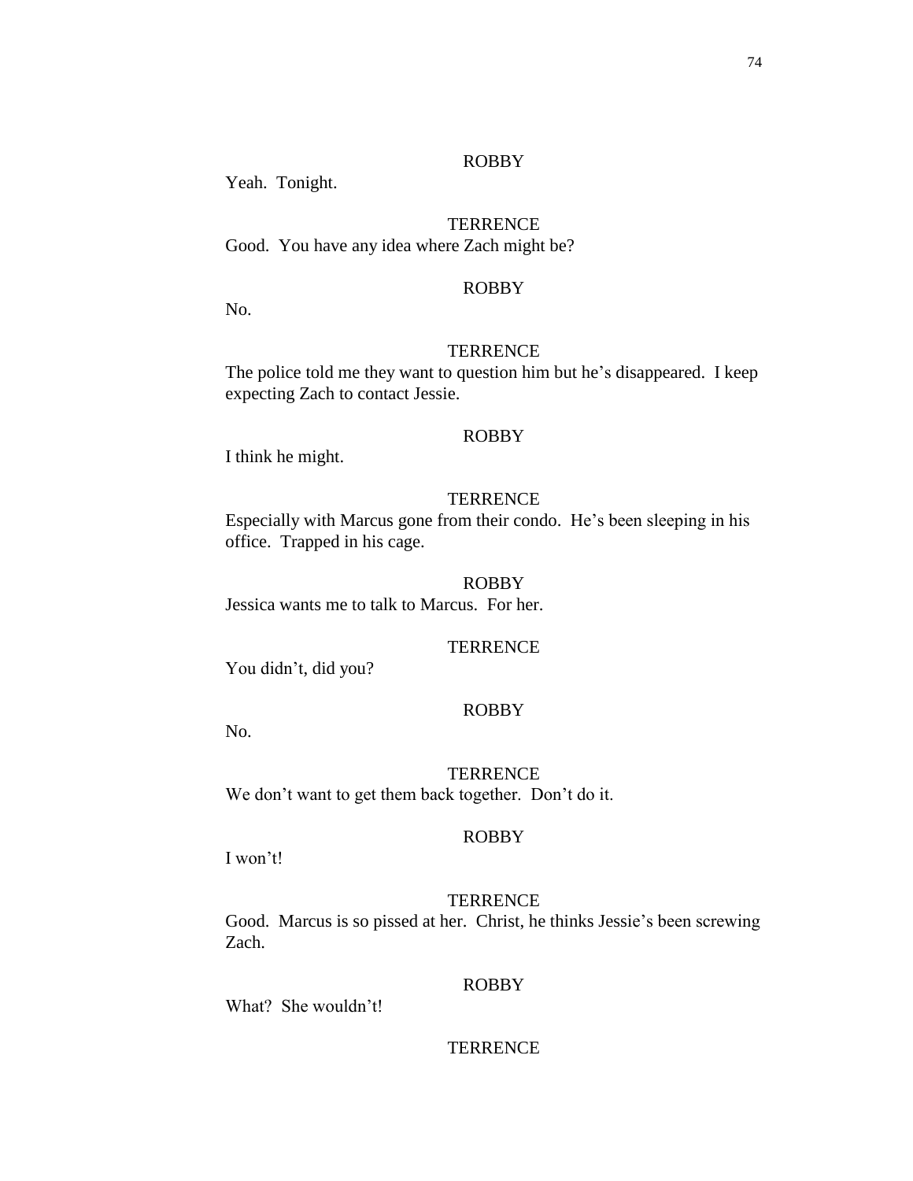ROBBY

Yeah.  Tonight.

TERRENCE

Good.  You have any idea where Zach might be?

ROBBY

No.

TERRENCE

The police told me they want to question him but he's disappeared.  I keep expecting Zach to contact Jessie.

ROBBY

I think he might.

TERRENCE

Especially with Marcus gone from their condo.  He's been sleeping in his office.  Trapped in his cage.

ROBBY

Jessica wants me to talk to Marcus.  For her.

TERRENCE

You didn't, did you?

ROBBY

No.

TERRENCE

We don't want to get them back together.  Don't do it.

ROBBY

I won't!

TERRENCE

Good.  Marcus is so pissed at her.  Christ, he thinks Jessie's been screwing Zach.

ROBBY

What?  She wouldn't!

TERRENCE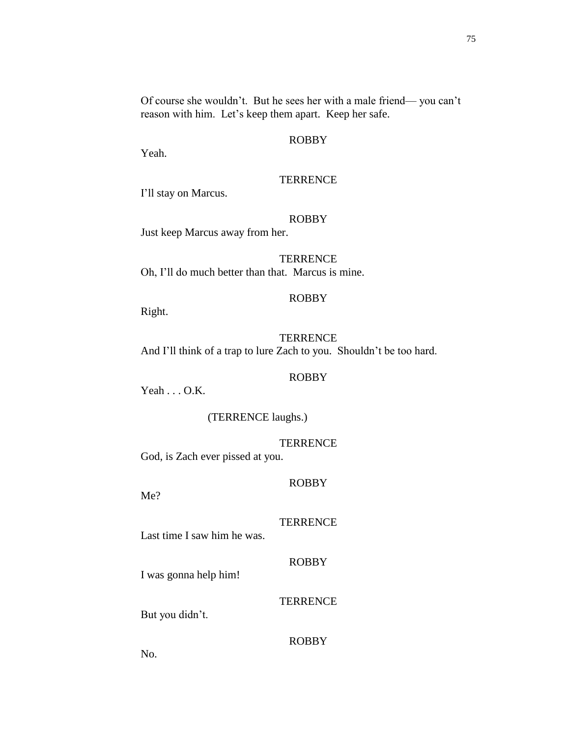Of course she wouldn't. But he sees her with a male friend— you can't reason with him. Let's keep them apart. Keep her safe.

ROBBY

Yeah.

TERRENCE

I'll stay on Marcus.

ROBBY

Just keep Marcus away from her.

TERRENCE

Oh, I'll do much better than that. Marcus is mine.

ROBBY

Right.

TERRENCE

And I'll think of a trap to lure Zach to you. Shouldn't be too hard.

ROBBY

Yeah . . . O.K.

(TERRENCE laughs.)

TERRENCE

God, is Zach ever pissed at you.

ROBBY

Me?

TERRENCE

Last time I saw him he was.

ROBBY

I was gonna help him!

TERRENCE

But you didn't.

ROBBY

No.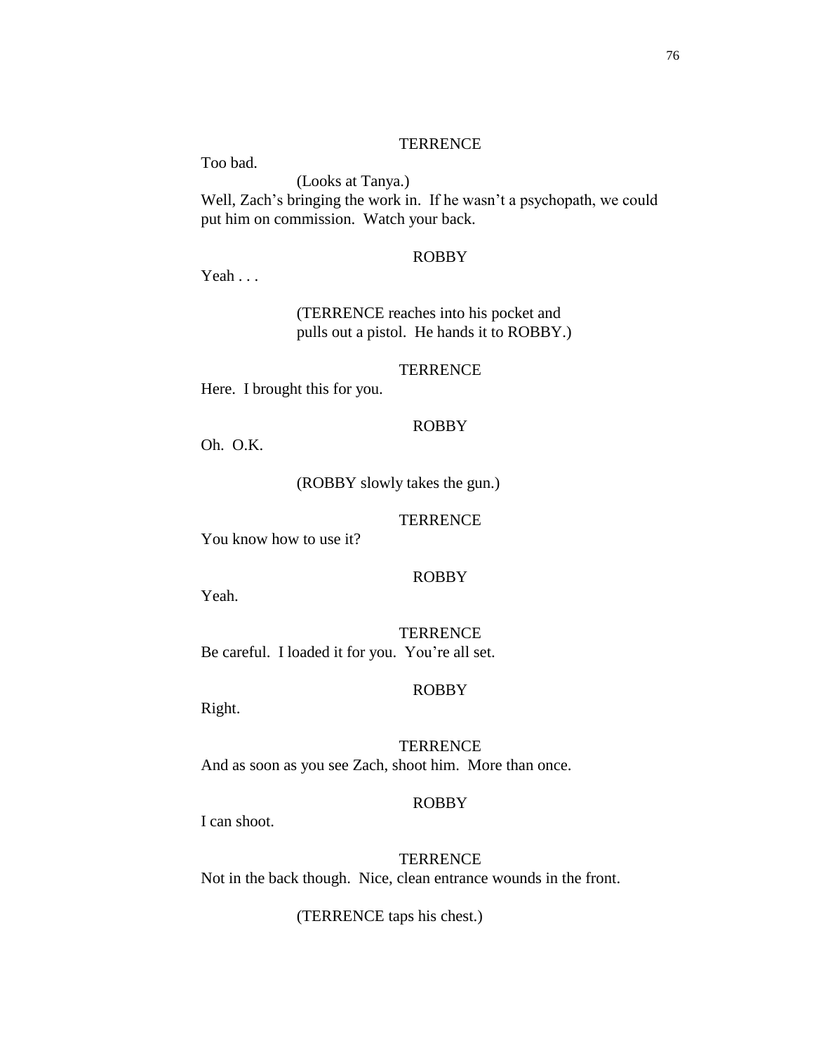TERRENCE

Too bad.

(Looks at Tanya.)

Well, Zach's bringing the work in. If he wasn't a psychopath, we could put him on commission. Watch your back.

ROBBY

Yeah . . .

(TERRENCE reaches into his pocket and pulls out a pistol. He hands it to ROBBY.)

TERRENCE

Here. I brought this for you.

ROBBY

Oh. O.K.

(ROBBY slowly takes the gun.)

TERRENCE

You know how to use it?

ROBBY

Yeah.

TERRENCE

Be careful. I loaded it for you. You're all set.

ROBBY

Right.

TERRENCE

And as soon as you see Zach, shoot him. More than once.

ROBBY

I can shoot.

TERRENCE

Not in the back though. Nice, clean entrance wounds in the front.

(TERRENCE taps his chest.)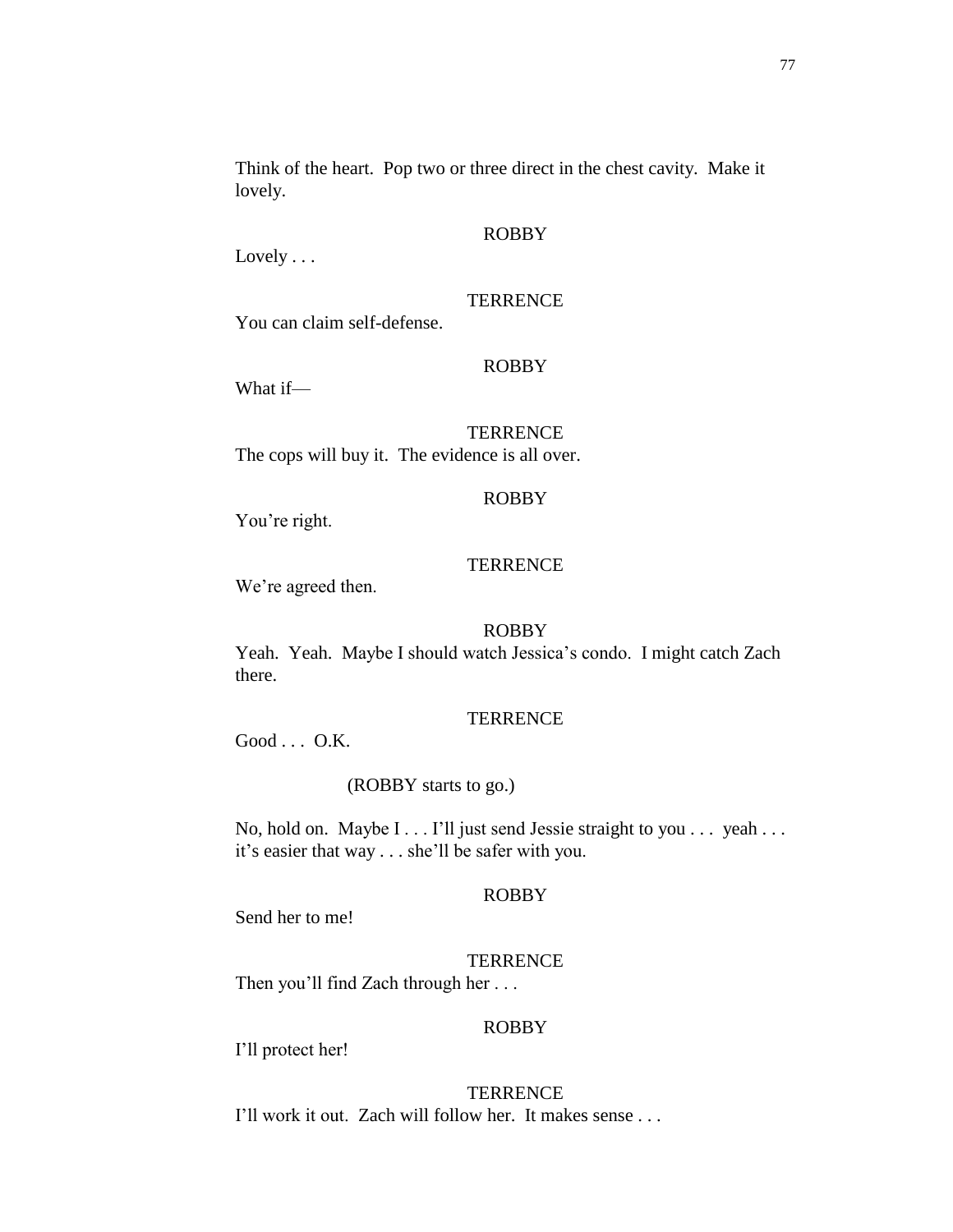Think of the heart. Pop two or three direct in the chest cavity. Make it lovely.

ROBBY

Lovely . . .

TERRENCE

You can claim self-defense.

ROBBY

What if—

TERRENCE

The cops will buy it. The evidence is all over.

ROBBY

You're right.

TERRENCE

We're agreed then.

ROBBY

Yeah. Yeah. Maybe I should watch Jessica's condo. I might catch Zach there.

TERRENCE

Good . . . O.K.

(ROBBY starts to go.)

No, hold on. Maybe I . . . I'll just send Jessie straight to you . . . yeah . . . it's easier that way . . . she'll be safer with you.

ROBBY

Send her to me!

TERRENCE

Then you'll find Zach through her . . .

ROBBY

I'll protect her!

TERRENCE

I'll work it out. Zach will follow her. It makes sense . . .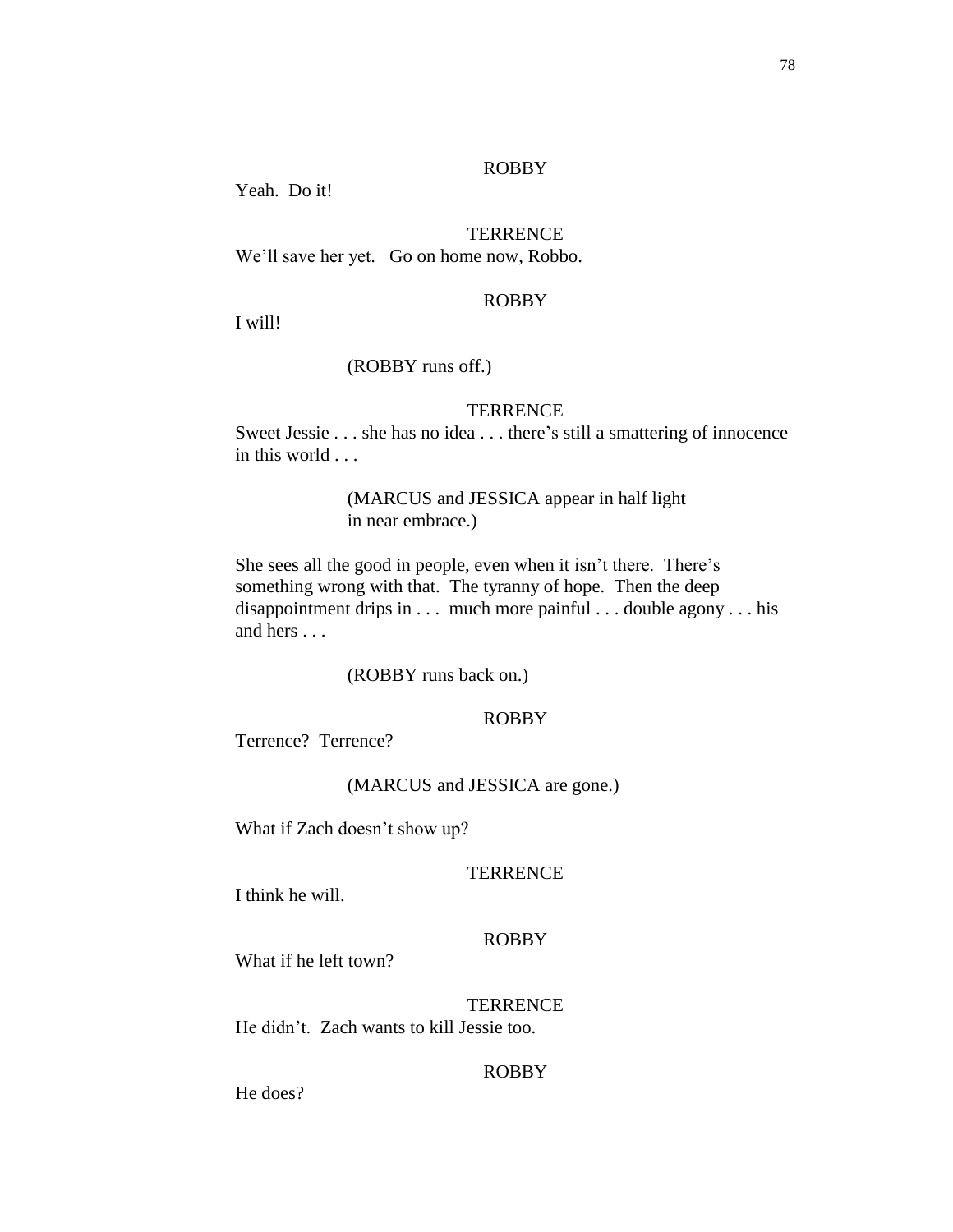ROBBY

Yeah.  Do it!

TERRENCE

We'll save her yet.   Go on home now, Robbo.

ROBBY

I will!

(ROBBY runs off.)

TERRENCE

Sweet Jessie . . . she has no idea . . . there's still a smattering of innocence in this world . . .

(MARCUS and JESSICA appear in half light in near embrace.)

She sees all the good in people, even when it isn't there.  There's something wrong with that.  The tyranny of hope.  Then the deep disappointment drips in . . .  much more painful . . . double agony . . . his and hers . . .

(ROBBY runs back on.)

ROBBY

Terrence?  Terrence?

(MARCUS and JESSICA are gone.)

What if Zach doesn't show up?

TERRENCE

I think he will.

ROBBY

What if he left town?

TERRENCE

He didn't.  Zach wants to kill Jessie too.

ROBBY

He does?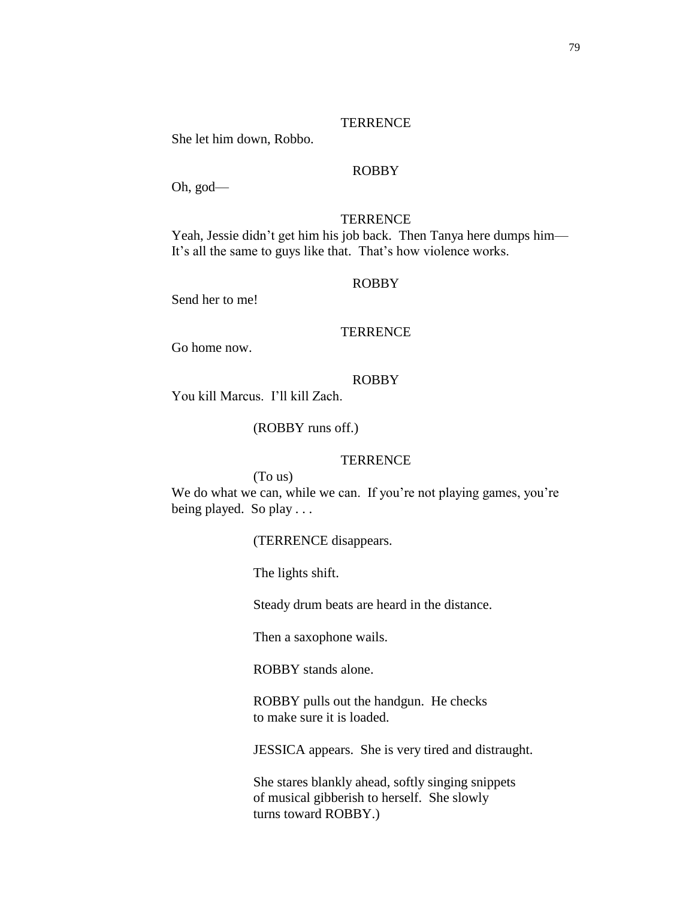TERRENCE

She let him down, Robbo.

ROBBY

Oh, god—

TERRENCE

Yeah, Jessie didn't get him his job back. Then Tanya here dumps him—
It's all the same to guys like that. That's how violence works.

ROBBY

Send her to me!

TERRENCE

Go home now.

ROBBY

You kill Marcus. I'll kill Zach.

(ROBBY runs off.)

TERRENCE

(To us)

We do what we can, while we can. If you're not playing games, you're being played. So play . . .

(TERRENCE disappears.

The lights shift.

Steady drum beats are heard in the distance.

Then a saxophone wails.

ROBBY stands alone.

ROBBY pulls out the handgun. He checks to make sure it is loaded.

JESSICA appears. She is very tired and distraught.

She stares blankly ahead, softly singing snippets of musical gibberish to herself. She slowly turns toward ROBBY.)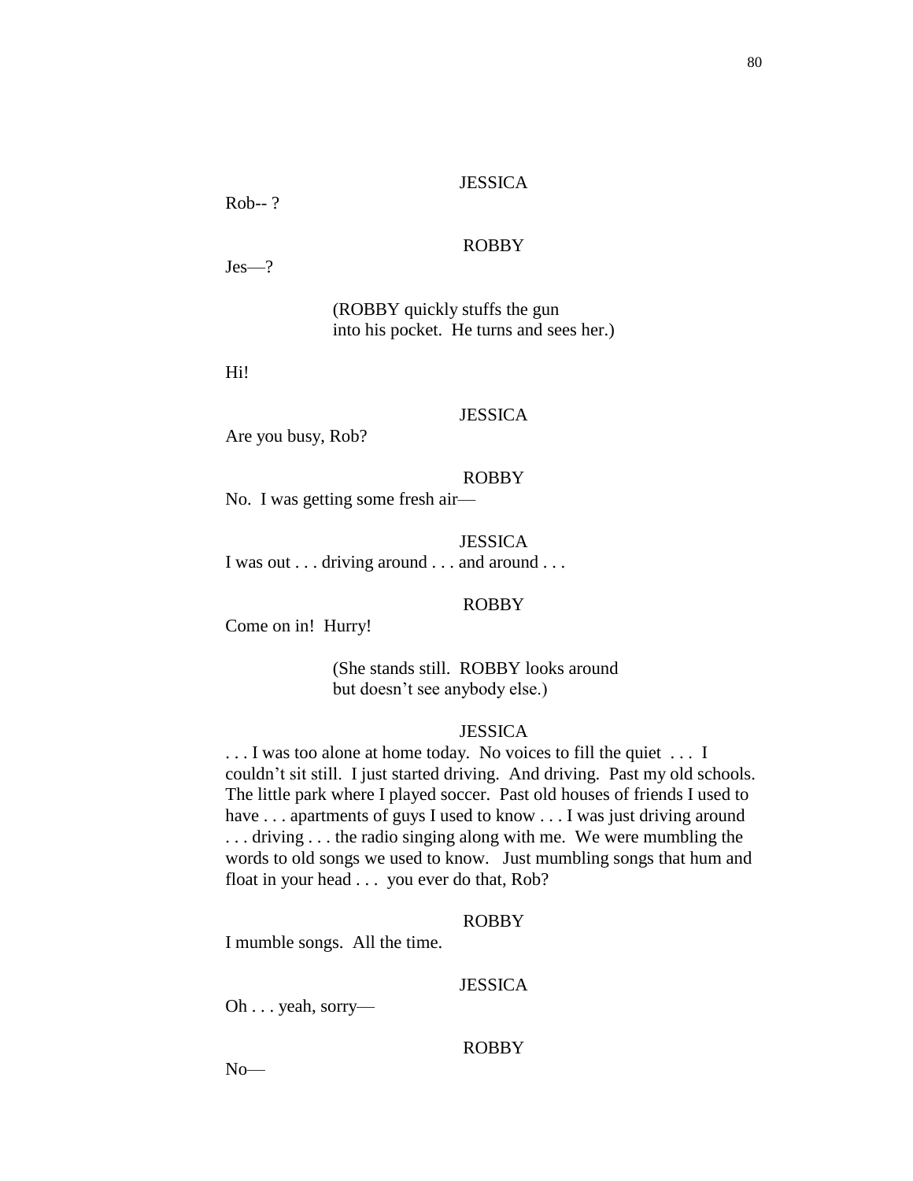JESSICA

Rob-- ?

ROBBY

Jes—?

(ROBBY quickly stuffs the gun into his pocket. He turns and sees her.)

Hi!

JESSICA

Are you busy, Rob?

ROBBY

No. I was getting some fresh air—

JESSICA

I was out . . . driving around . . . and around . . .

ROBBY

Come on in! Hurry!

(She stands still. ROBBY looks around but doesn't see anybody else.)

JESSICA

. . . I was too alone at home today. No voices to fill the quiet . . . I couldn't sit still. I just started driving. And driving. Past my old schools. The little park where I played soccer. Past old houses of friends I used to have . . . apartments of guys I used to know . . . I was just driving around . . . driving . . . the radio singing along with me. We were mumbling the words to old songs we used to know. Just mumbling songs that hum and float in your head . . . you ever do that, Rob?

ROBBY

I mumble songs. All the time.

JESSICA

Oh . . . yeah, sorry—

ROBBY

No—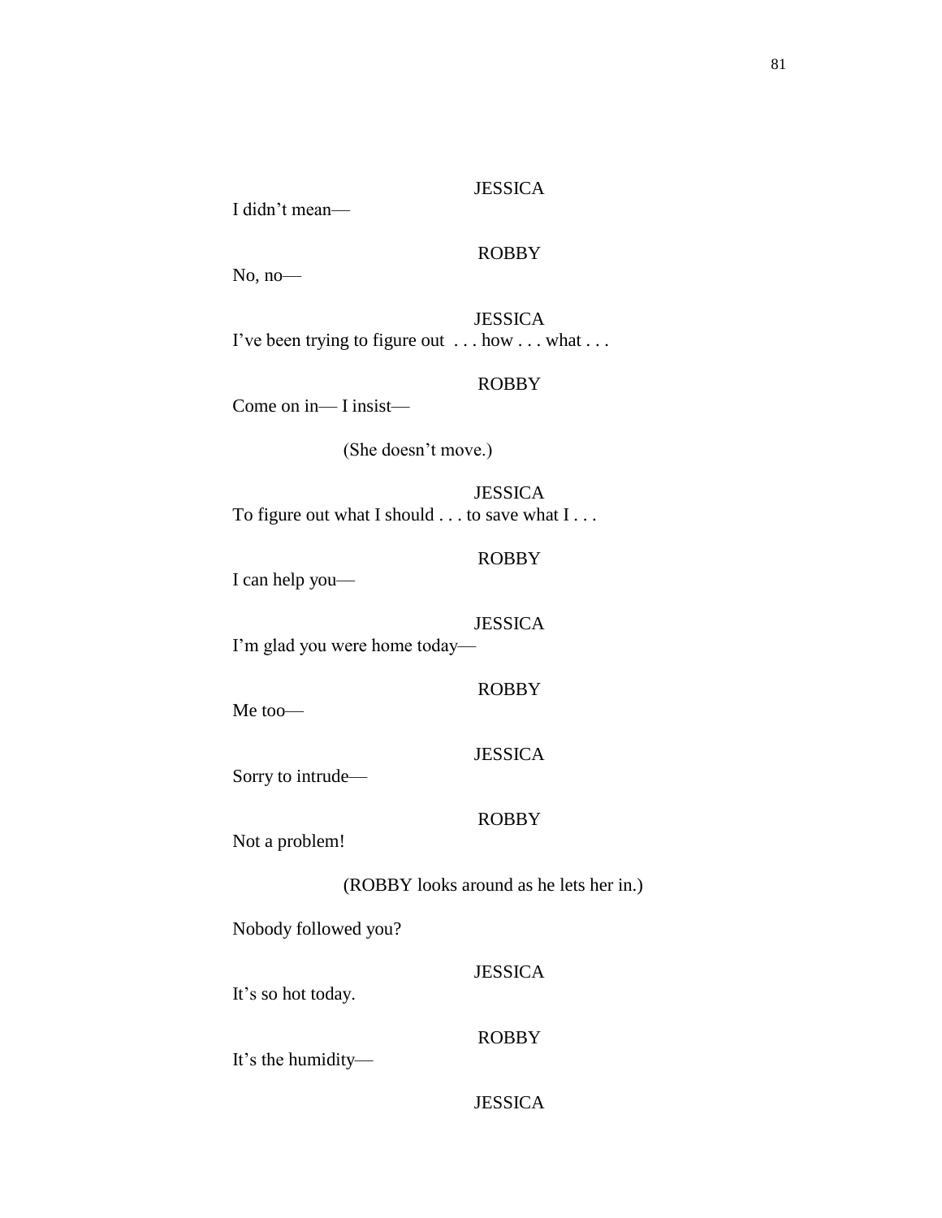JESSICA

I didn't mean—

ROBBY

No, no—

JESSICA

I've been trying to figure out . . . how . . . what . . .

ROBBY

Come on in— I insist—

(She doesn't move.)

JESSICA

To figure out what I should . . . to save what I . . .

ROBBY

I can help you—

JESSICA

I'm glad you were home today—

ROBBY

Me too—

JESSICA

Sorry to intrude—

ROBBY

Not a problem!

(ROBBY looks around as he lets her in.)

Nobody followed you?

JESSICA

It's so hot today.

ROBBY

It's the humidity—

JESSICA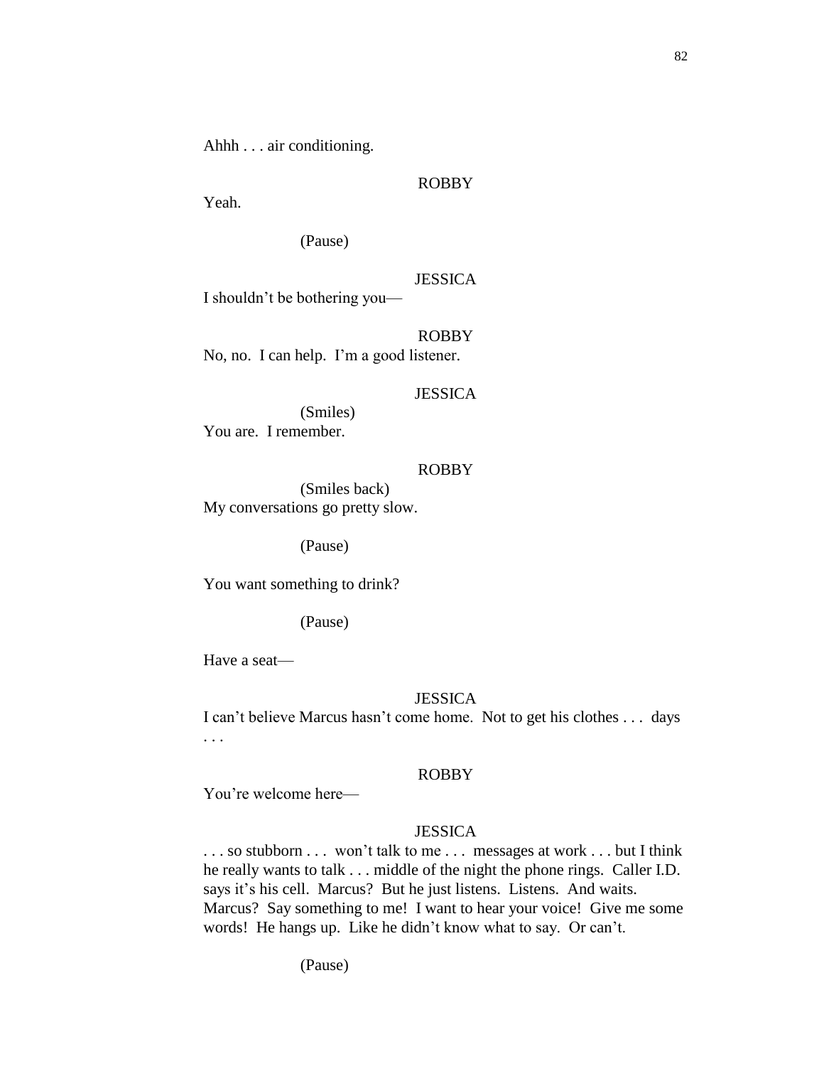Ahhh . . . air conditioning.

ROBBY

Yeah.

(Pause)

JESSICA

I shouldn't be bothering you—

ROBBY

No, no.  I can help.  I'm a good listener.

JESSICA

(Smiles)

You are.  I remember.

ROBBY

(Smiles back)

My conversations go pretty slow.

(Pause)

You want something to drink?

(Pause)

Have a seat—

JESSICA

I can't believe Marcus hasn't come home.  Not to get his clothes . . .  days . . .

ROBBY

You're welcome here—

JESSICA

. . . so stubborn . . .  won't talk to me . . .  messages at work . . . but I think he really wants to talk . . . middle of the night the phone rings.  Caller I.D. says it's his cell.  Marcus?  But he just listens.  Listens.  And waits. Marcus?  Say something to me!  I want to hear your voice!  Give me some words!  He hangs up.  Like he didn't know what to say.  Or can't.

(Pause)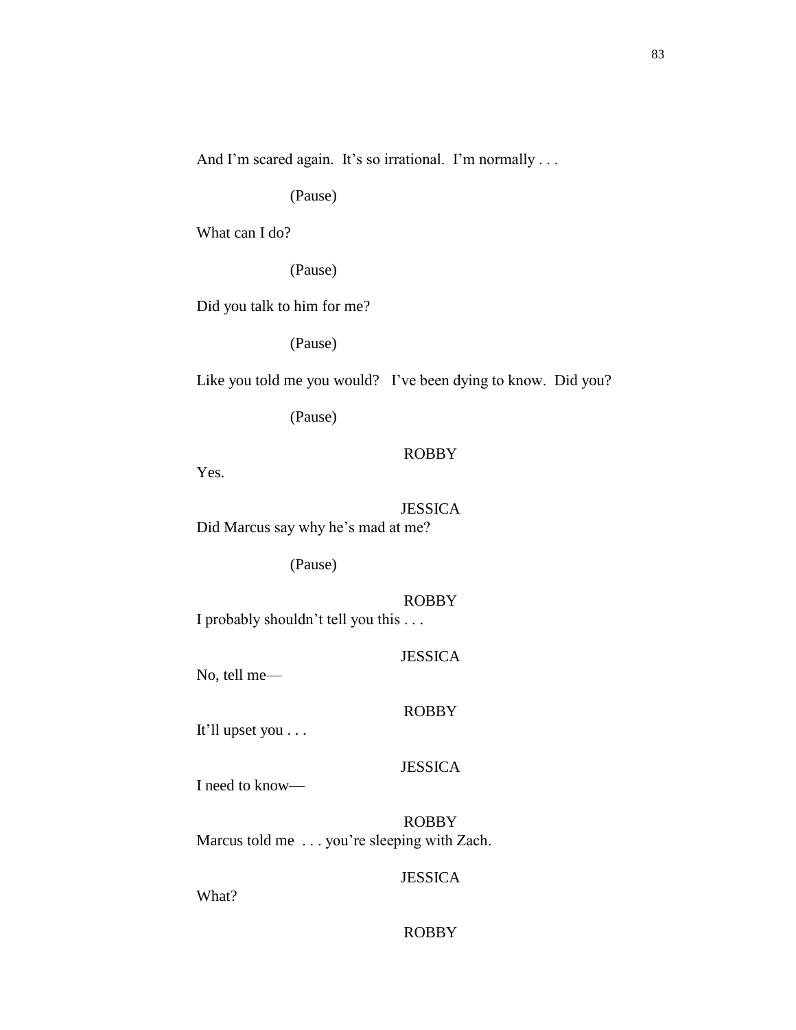And I'm scared again.  It's so irrational.  I'm normally . . .

(Pause)

What can I do?

(Pause)

Did you talk to him for me?

(Pause)

Like you told me you would?   I've been dying to know.  Did you?

(Pause)

ROBBY

Yes.

JESSICA

Did Marcus say why he's mad at me?

(Pause)

ROBBY

I probably shouldn't tell you this . . .

JESSICA

No, tell me—

ROBBY

It'll upset you . . .

JESSICA

I need to know—

ROBBY

Marcus told me  . . . you're sleeping with Zach.

JESSICA

What?

ROBBY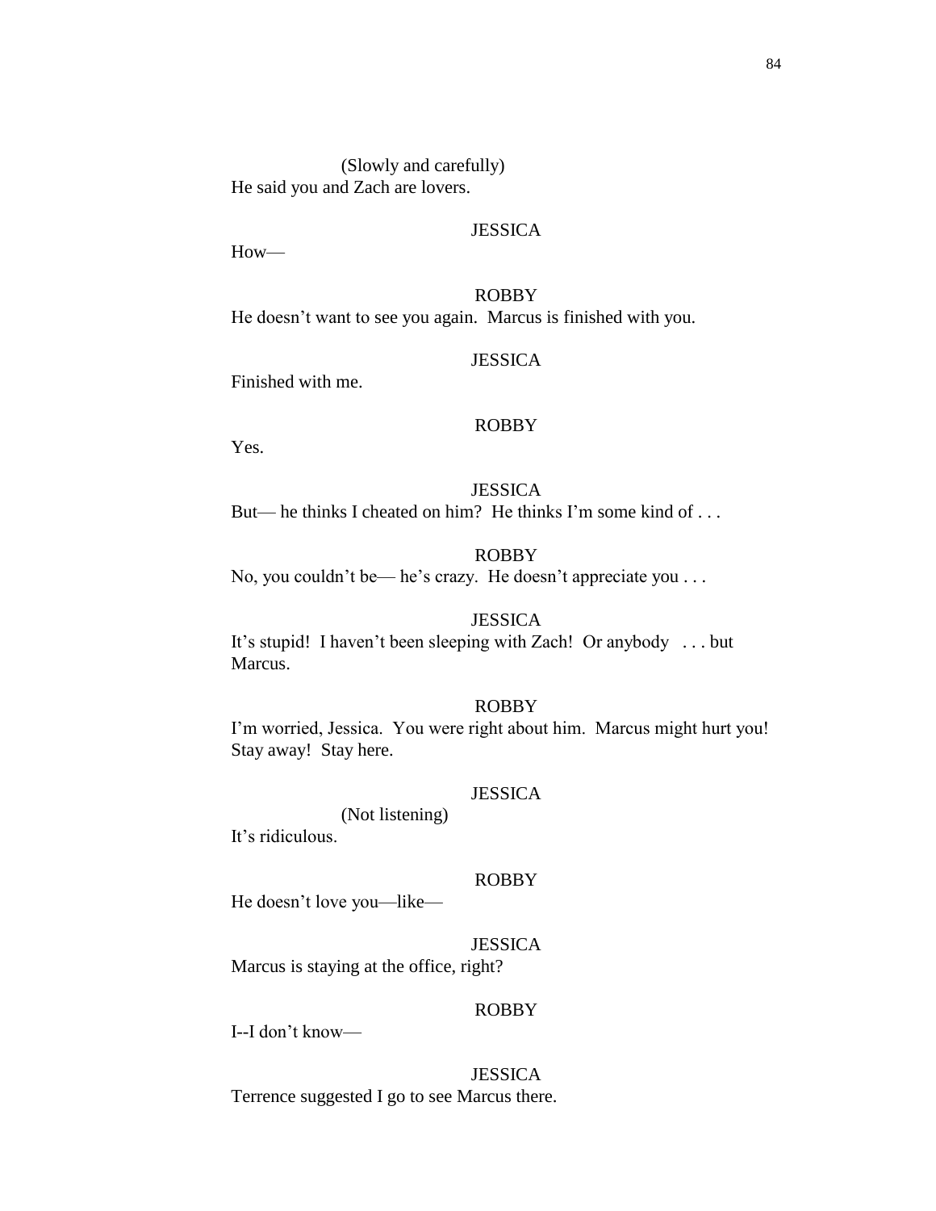(Slowly and carefully)

He said you and Zach are lovers.

JESSICA

How—

ROBBY

He doesn't want to see you again. Marcus is finished with you.

JESSICA

Finished with me.

ROBBY

Yes.

JESSICA

But— he thinks I cheated on him? He thinks I'm some kind of . . .

ROBBY

No, you couldn't be— he's crazy. He doesn't appreciate you . . .

JESSICA

It's stupid! I haven't been sleeping with Zach! Or anybody . . . but Marcus.

ROBBY

I'm worried, Jessica. You were right about him. Marcus might hurt you! Stay away! Stay here.

JESSICA

(Not listening)

It's ridiculous.

ROBBY

He doesn't love you—like—

JESSICA

Marcus is staying at the office, right?

ROBBY

I--I don't know—

JESSICA

Terrence suggested I go to see Marcus there.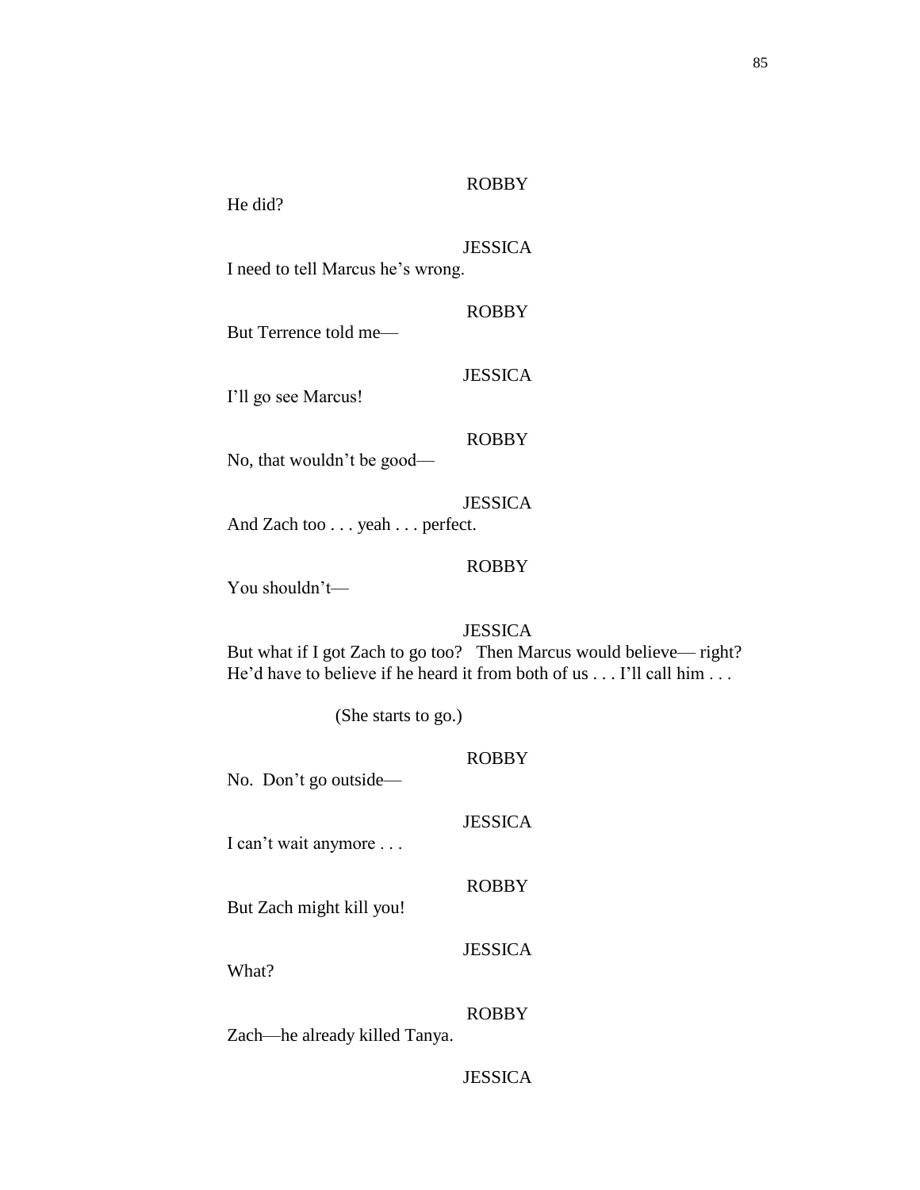ROBBY

He did?

JESSICA

I need to tell Marcus he's wrong.

ROBBY

But Terrence told me—

JESSICA

I'll go see Marcus!

ROBBY

No, that wouldn't be good—

JESSICA

And Zach too . . . yeah . . . perfect.

ROBBY

You shouldn't—

JESSICA

But what if I got Zach to go too? Then Marcus would believe— right? He'd have to believe if he heard it from both of us . . . I'll call him . . .

(She starts to go.)

ROBBY

No. Don't go outside—

JESSICA

I can't wait anymore . . .

ROBBY

But Zach might kill you!

JESSICA

What?

ROBBY

Zach—he already killed Tanya.

JESSICA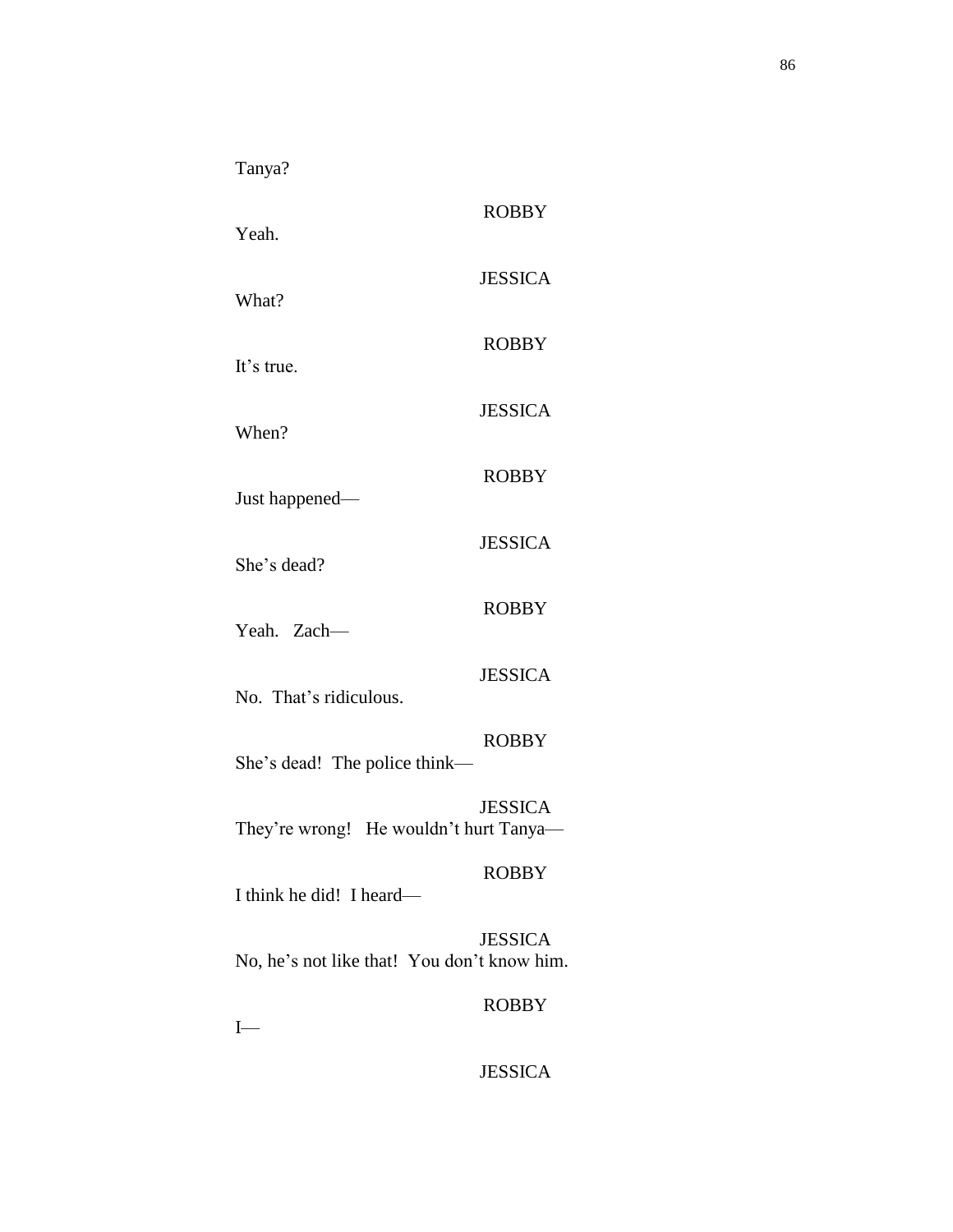Tanya?

ROBBY

Yeah.

JESSICA

What?

ROBBY

It's true.

JESSICA

When?

ROBBY

Just happened—

JESSICA

She's dead?

ROBBY

Yeah.   Zach—

JESSICA

No.  That's ridiculous.

ROBBY

She's dead!  The police think—

JESSICA

They're wrong!   He wouldn't hurt Tanya—

ROBBY

I think he did!  I heard—

JESSICA

No, he's not like that!  You don't know him.

ROBBY

I—

JESSICA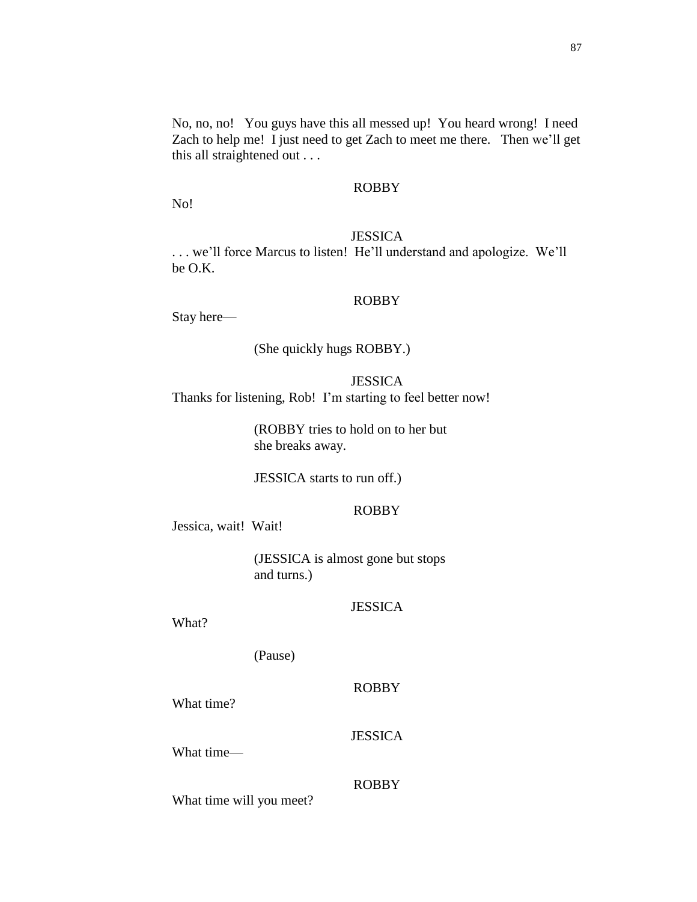No, no, no!   You guys have this all messed up!  You heard wrong!  I need Zach to help me!  I just need to get Zach to meet me there.   Then we'll get this all straightened out . . .

ROBBY

No!

JESSICA

. . . we'll force Marcus to listen!  He'll understand and apologize.  We'll be O.K.

ROBBY

Stay here—

(She quickly hugs ROBBY.)

JESSICA

Thanks for listening, Rob!  I'm starting to feel better now!

(ROBBY tries to hold on to her but she breaks away.

JESSICA starts to run off.)

ROBBY

Jessica, wait!  Wait!

(JESSICA is almost gone but stops and turns.)

JESSICA

What?

(Pause)

ROBBY

What time?

JESSICA

What time—

ROBBY

What time will you meet?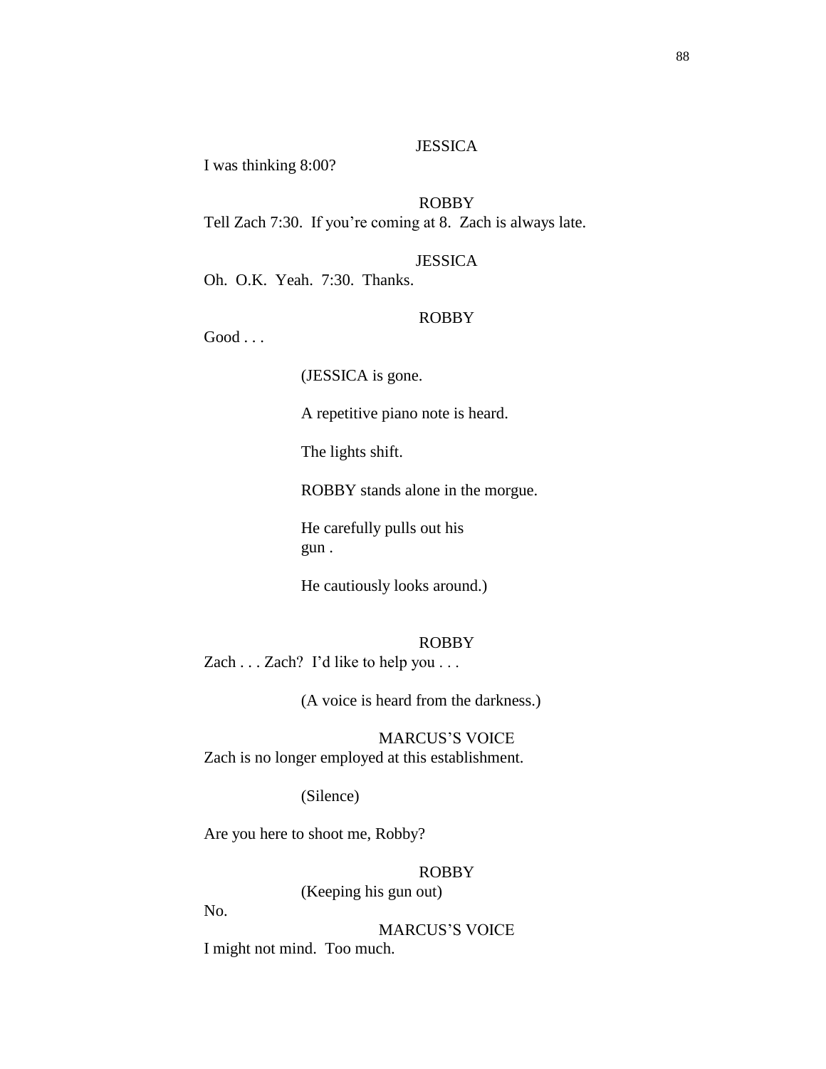JESSICA

I was thinking 8:00?

ROBBY

Tell Zach 7:30. If you're coming at 8. Zach is always late.

JESSICA

Oh. O.K. Yeah. 7:30. Thanks.

ROBBY

Good . . .

(JESSICA is gone.

A repetitive piano note is heard.

The lights shift.

ROBBY stands alone in the morgue.

He carefully pulls out his gun .

He cautiously looks around.)

ROBBY

Zach . . . Zach? I'd like to help you . . .

(A voice is heard from the darkness.)

MARCUS'S VOICE

Zach is no longer employed at this establishment.

(Silence)

Are you here to shoot me, Robby?

ROBBY

(Keeping his gun out)

No.

MARCUS'S VOICE

I might not mind. Too much.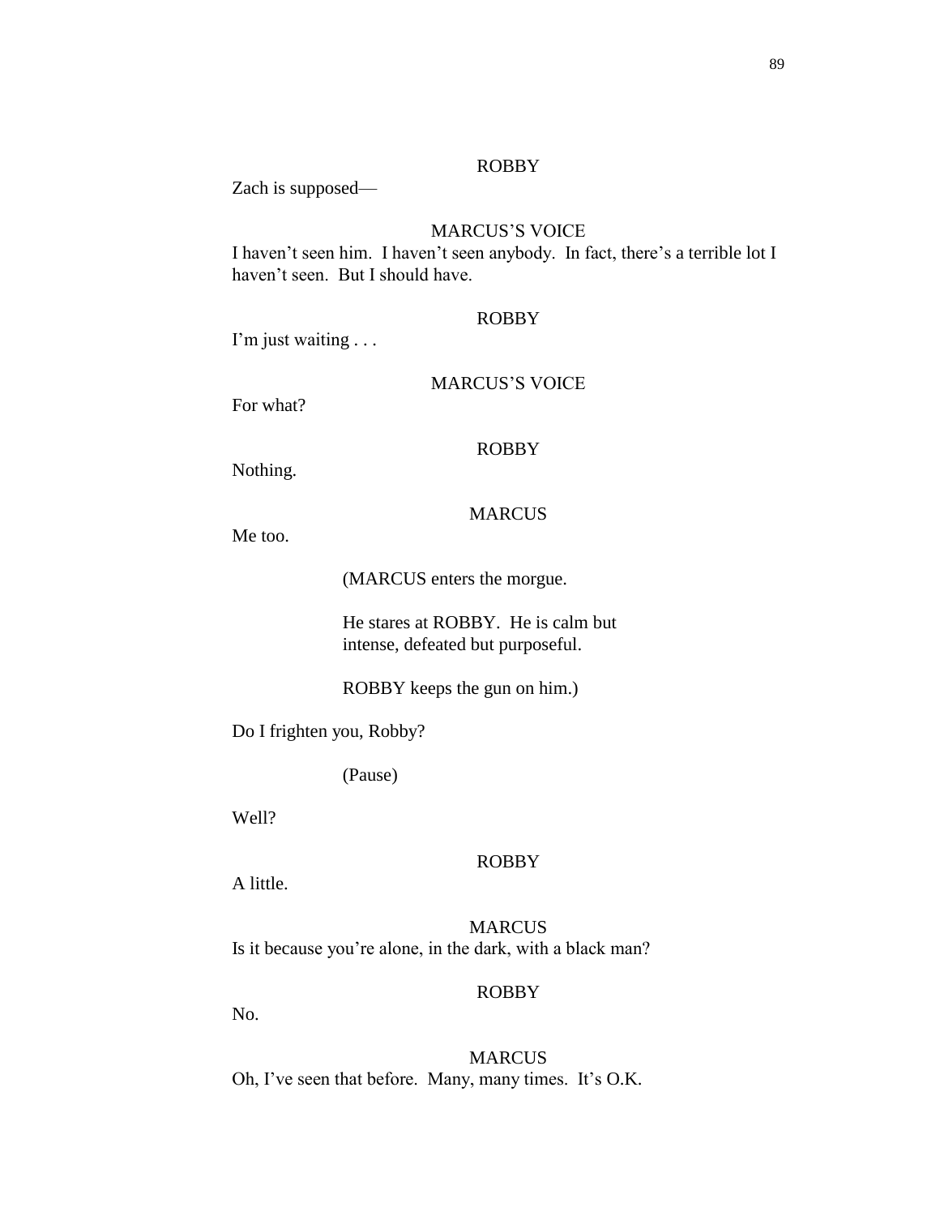ROBBY

Zach is supposed—

MARCUS'S VOICE

I haven't seen him. I haven't seen anybody. In fact, there's a terrible lot I haven't seen. But I should have.

ROBBY

I'm just waiting . . .

MARCUS'S VOICE

For what?

ROBBY

Nothing.

MARCUS

Me too.

(MARCUS enters the morgue.

He stares at ROBBY. He is calm but intense, defeated but purposeful.

ROBBY keeps the gun on him.)

Do I frighten you, Robby?

(Pause)

Well?

ROBBY

A little.

MARCUS

Is it because you're alone, in the dark, with a black man?

ROBBY

No.

MARCUS

Oh, I've seen that before. Many, many times. It's O.K.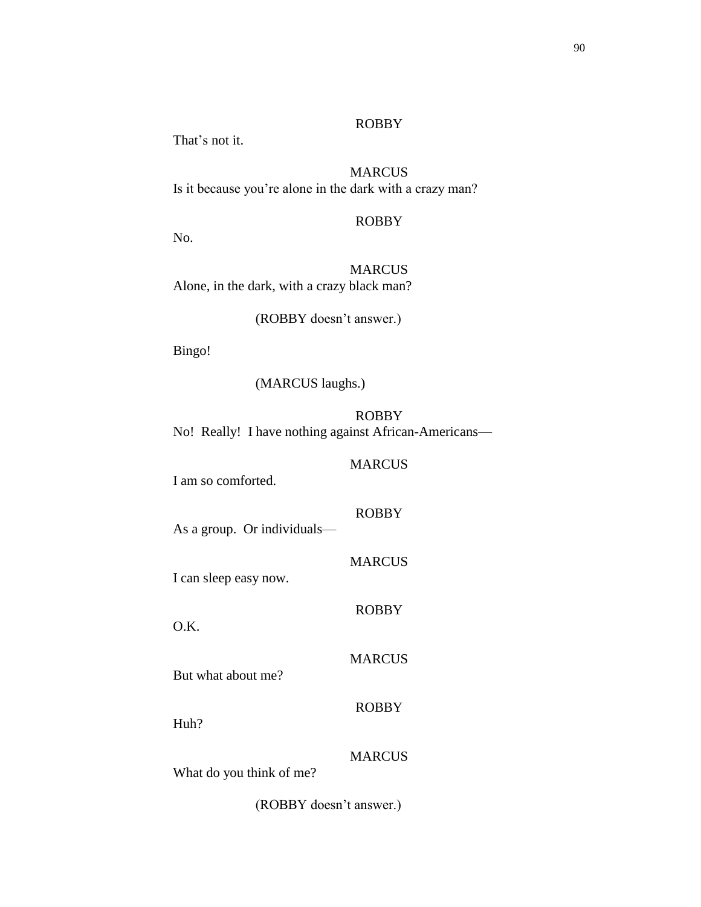ROBBY

That's not it.

MARCUS

Is it because you're alone in the dark with a crazy man?

ROBBY

No.

MARCUS

Alone, in the dark, with a crazy black man?

(ROBBY doesn't answer.)

Bingo!

(MARCUS laughs.)

ROBBY

No! Really! I have nothing against African-Americans—

MARCUS

I am so comforted.

ROBBY

As a group. Or individuals—

MARCUS

I can sleep easy now.

ROBBY

O.K.

MARCUS

But what about me?

ROBBY

Huh?

MARCUS

What do you think of me?

(ROBBY doesn't answer.)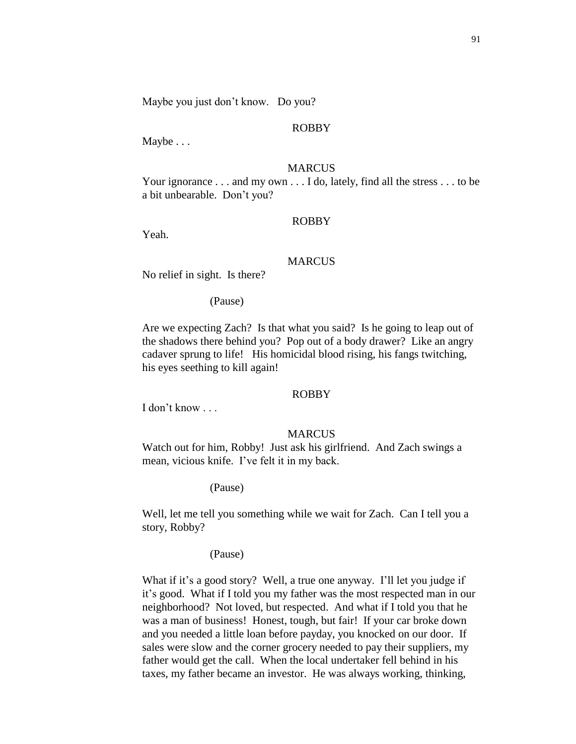Maybe you just don't know. Do you?

ROBBY

Maybe . . .

MARCUS

Your ignorance . . . and my own . . . I do, lately, find all the stress . . . to be a bit unbearable. Don't you?

ROBBY

Yeah.

MARCUS

No relief in sight. Is there?

(Pause)

Are we expecting Zach? Is that what you said? Is he going to leap out of the shadows there behind you? Pop out of a body drawer? Like an angry cadaver sprung to life! His homicidal blood rising, his fangs twitching, his eyes seething to kill again!

ROBBY

I don't know . . .

MARCUS

Watch out for him, Robby! Just ask his girlfriend. And Zach swings a mean, vicious knife. I've felt it in my back.

(Pause)

Well, let me tell you something while we wait for Zach. Can I tell you a story, Robby?

(Pause)

What if it's a good story? Well, a true one anyway. I'll let you judge if it's good. What if I told you my father was the most respected man in our neighborhood? Not loved, but respected. And what if I told you that he was a man of business! Honest, tough, but fair! If your car broke down and you needed a little loan before payday, you knocked on our door. If sales were slow and the corner grocery needed to pay their suppliers, my father would get the call. When the local undertaker fell behind in his taxes, my father became an investor. He was always working, thinking,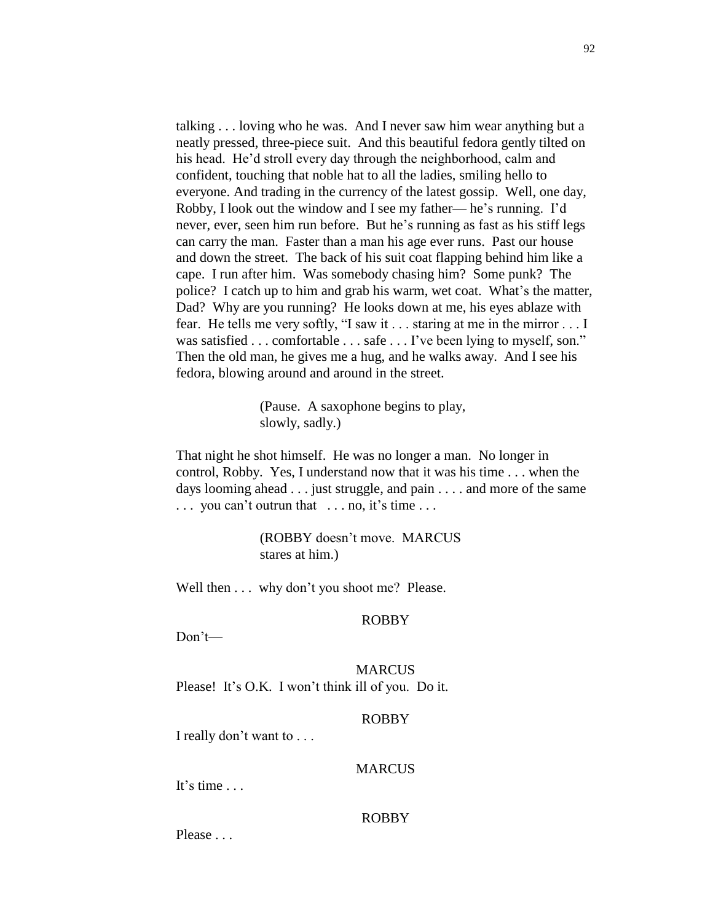talking . . . loving who he was.  And I never saw him wear anything but a neatly pressed, three-piece suit.  And this beautiful fedora gently tilted on his head.  He'd stroll every day through the neighborhood, calm and confident, touching that noble hat to all the ladies, smiling hello to everyone. And trading in the currency of the latest gossip.  Well, one day, Robby, I look out the window and I see my father— he's running.  I'd never, ever, seen him run before.  But he's running as fast as his stiff legs can carry the man.  Faster than a man his age ever runs.  Past our house and down the street.  The back of his suit coat flapping behind him like a cape.  I run after him.  Was somebody chasing him?  Some punk?  The police?  I catch up to him and grab his warm, wet coat.  What's the matter, Dad?  Why are you running?  He looks down at me, his eyes ablaze with fear.  He tells me very softly, "I saw it . . . staring at me in the mirror . . . I was satisfied . . . comfortable . . . safe . . . I've been lying to myself, son." Then the old man, he gives me a hug, and he walks away.  And I see his fedora, blowing around and around in the street.

(Pause.  A saxophone begins to play, slowly, sadly.)

That night he shot himself.  He was no longer a man.  No longer in control, Robby.  Yes, I understand now that it was his time . . . when the days looming ahead . . . just struggle, and pain . . . . and more of the same . . .  you can't outrun that   . . . no, it's time . . .

(ROBBY doesn't move.  MARCUS stares at him.)

Well then . . .  why don't you shoot me?  Please.

ROBBY

Don't—

MARCUS

Please!  It's O.K.  I won't think ill of you.  Do it.

ROBBY

I really don't want to . . .

MARCUS

It's time . . .

ROBBY

Please . . .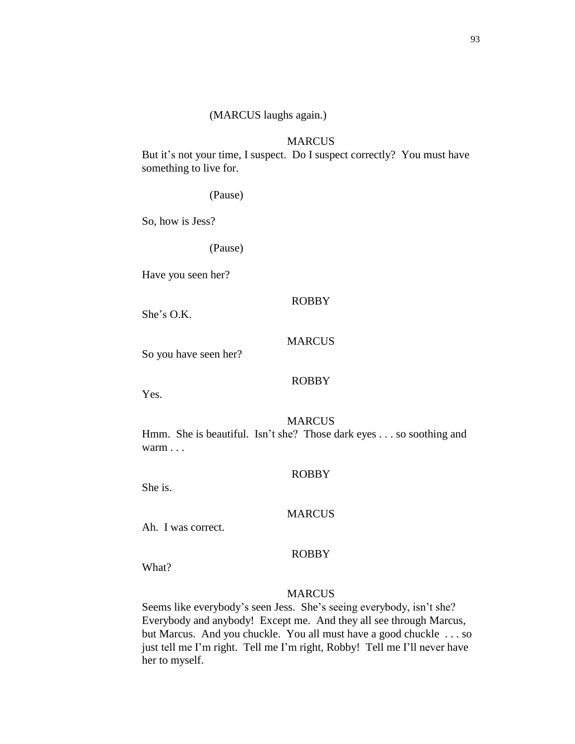(MARCUS laughs again.)

MARCUS

But it's not your time, I suspect.  Do I suspect correctly?  You must have something to live for.

(Pause)

So, how is Jess?

(Pause)

Have you seen her?

ROBBY

She's O.K.

MARCUS

So you have seen her?

ROBBY

Yes.

MARCUS

Hmm.  She is beautiful.  Isn't she?  Those dark eyes . . . so soothing and warm . . .

ROBBY

She is.

MARCUS

Ah.  I was correct.

ROBBY

What?

MARCUS

Seems like everybody's seen Jess.  She's seeing everybody, isn't she?  Everybody and anybody!  Except me.  And they all see through Marcus, but Marcus.  And you chuckle.  You all must have a good chuckle  . . . so just tell me I'm right.  Tell me I'm right, Robby!  Tell me I'll never have her to myself.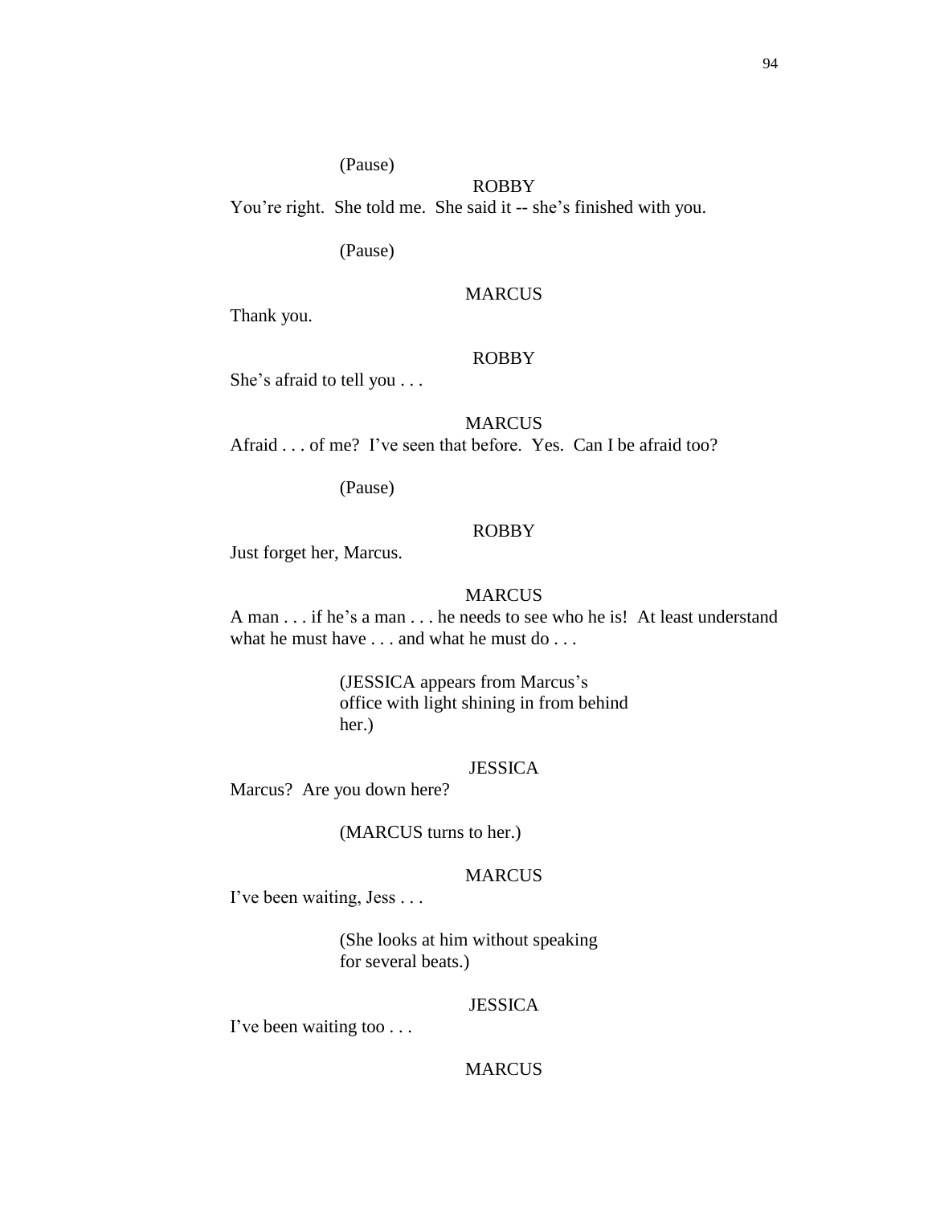(Pause)

ROBBY

You're right. She told me. She said it -- she's finished with you.

(Pause)

MARCUS

Thank you.

ROBBY

She's afraid to tell you . . .

MARCUS

Afraid . . . of me? I've seen that before. Yes. Can I be afraid too?

(Pause)

ROBBY

Just forget her, Marcus.

MARCUS

A man . . . if he's a man . . . he needs to see who he is! At least understand what he must have . . . and what he must do . . .

(JESSICA appears from Marcus's office with light shining in from behind her.)

JESSICA

Marcus? Are you down here?

(MARCUS turns to her.)

MARCUS

I've been waiting, Jess . . .

(She looks at him without speaking for several beats.)

JESSICA

I've been waiting too . . .

MARCUS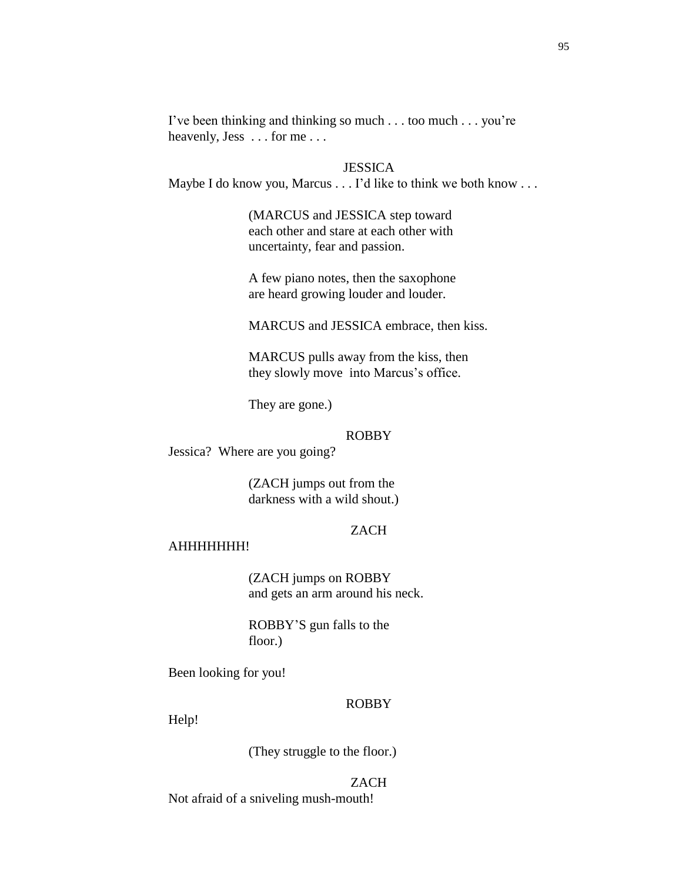I've been thinking and thinking so much . . . too much . . . you're heavenly, Jess . . . for me . . .

JESSICA

Maybe I do know you, Marcus . . . I'd like to think we both know . . .

(MARCUS and JESSICA step toward each other and stare at each other with uncertainty, fear and passion.

A few piano notes, then the saxophone are heard growing louder and louder.

MARCUS and JESSICA embrace, then kiss.

MARCUS pulls away from the kiss, then they slowly move into Marcus's office.

They are gone.)

ROBBY

Jessica? Where are you going?

(ZACH jumps out from the darkness with a wild shout.)

ZACH

AHHHHHHH!

(ZACH jumps on ROBBY and gets an arm around his neck.

ROBBY'S gun falls to the floor.)

Been looking for you!

ROBBY

Help!

(They struggle to the floor.)

ZACH

Not afraid of a sniveling mush-mouth!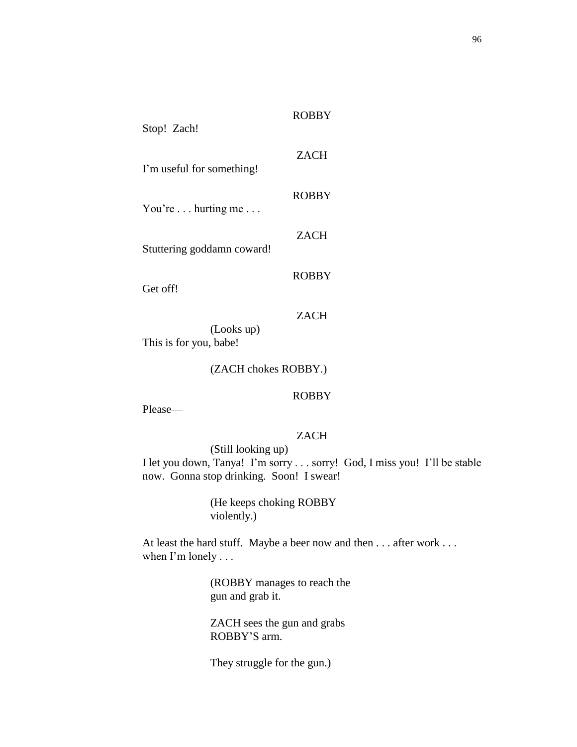ROBBY

Stop! Zach!

ZACH

I'm useful for something!

ROBBY

You're . . . hurting me . . .

ZACH

Stuttering goddamn coward!

ROBBY

Get off!

ZACH

(Looks up)

This is for you, babe!

(ZACH chokes ROBBY.)

ROBBY

Please—

ZACH

(Still looking up)

I let you down, Tanya! I'm sorry . . . sorry! God, I miss you! I'll be stable now. Gonna stop drinking. Soon! I swear!

(He keeps choking ROBBY violently.)

At least the hard stuff. Maybe a beer now and then . . . after work . . . when I'm lonely . . .

(ROBBY manages to reach the gun and grab it.

ZACH sees the gun and grabs ROBBY'S arm.

They struggle for the gun.)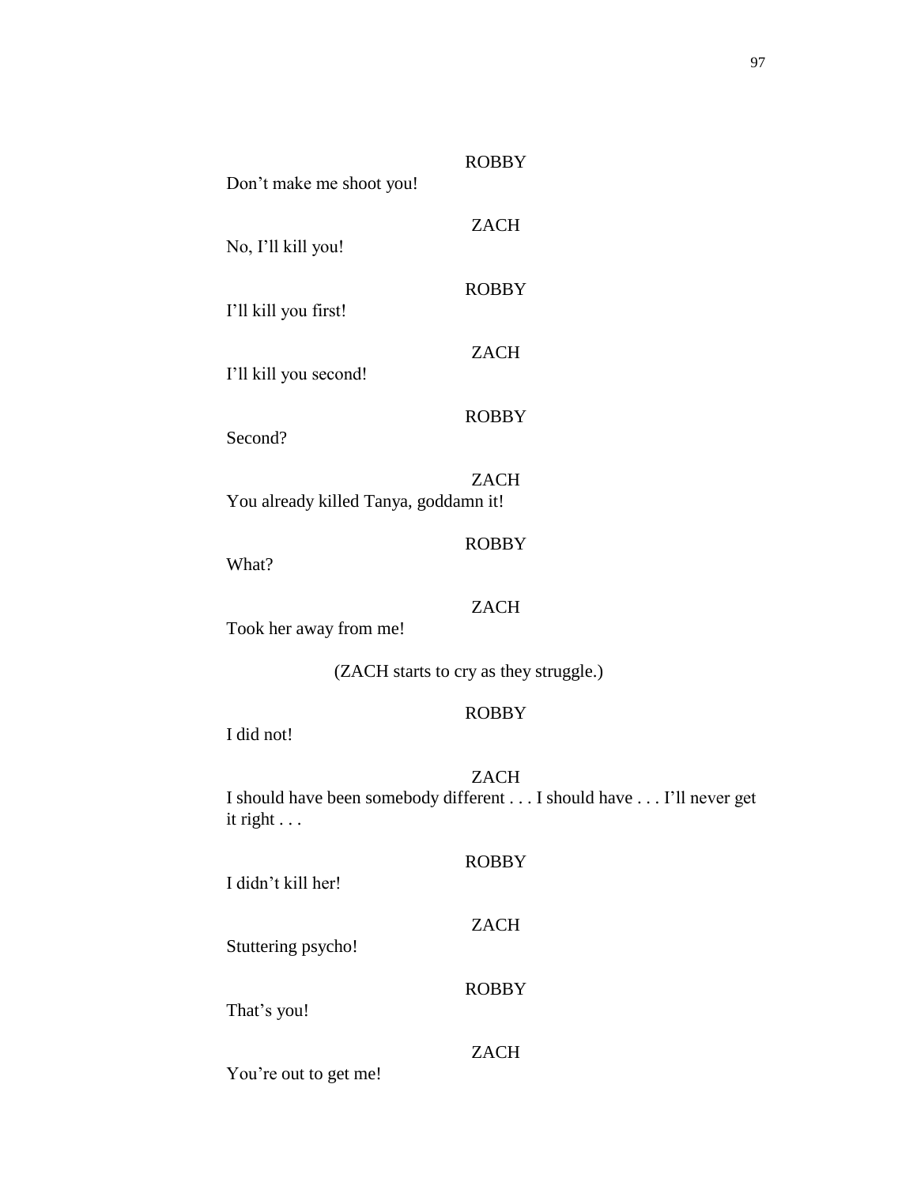ROBBY

Don't make me shoot you!

ZACH

No, I'll kill you!

ROBBY

I'll kill you first!

ZACH

I'll kill you second!

ROBBY

Second?

ZACH

You already killed Tanya, goddamn it!

ROBBY

What?

ZACH

Took her away from me!

(ZACH starts to cry as they struggle.)

ROBBY

I did not!

ZACH

I should have been somebody different . . . I should have . . . I'll never get it right . . .

ROBBY

I didn't kill her!

ZACH

Stuttering psycho!

ROBBY

That's you!

ZACH

You're out to get me!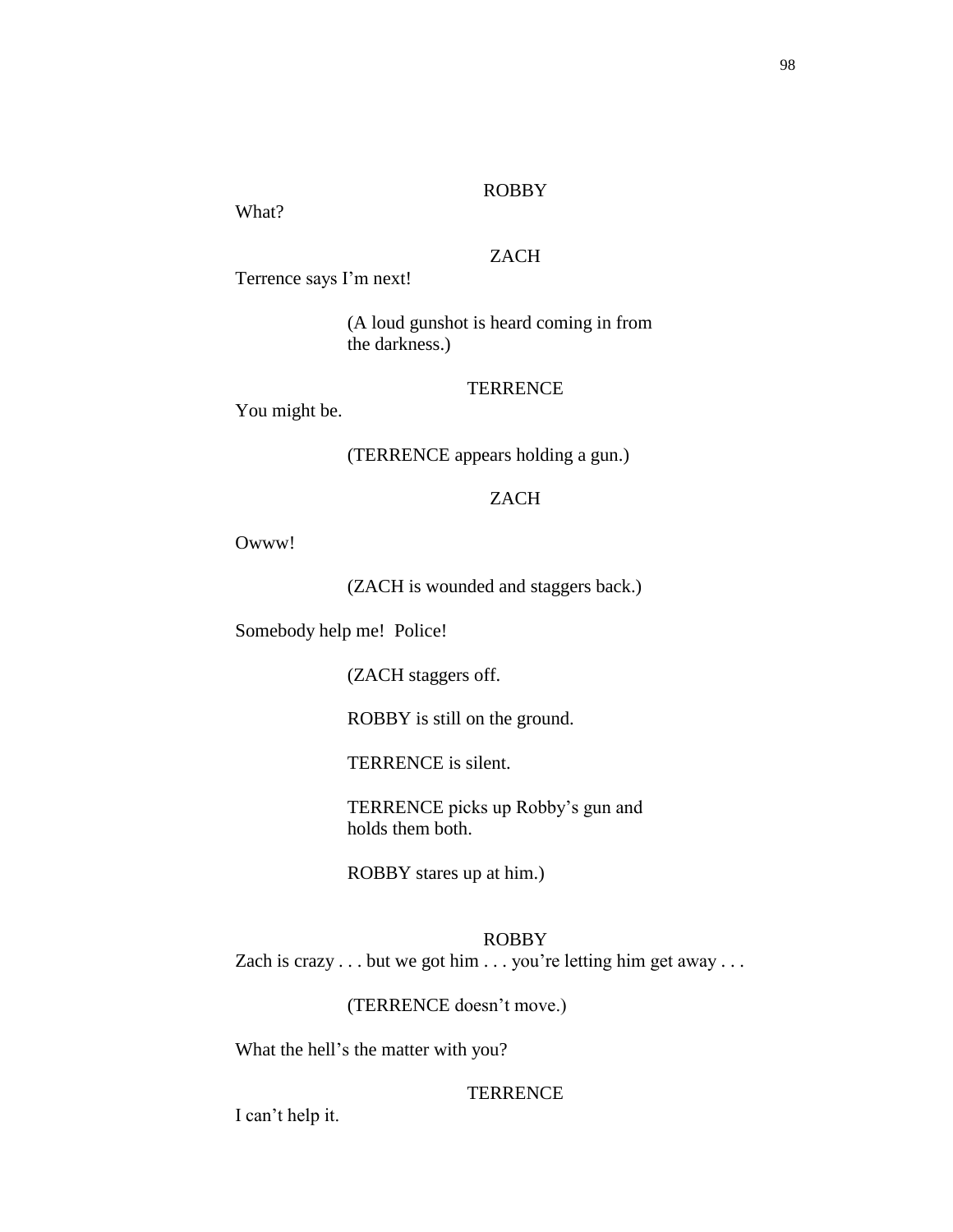ROBBY

What?

ZACH

Terrence says I'm next!

(A loud gunshot is heard coming in from the darkness.)

TERRENCE

You might be.

(TERRENCE appears holding a gun.)

ZACH

Owww!

(ZACH is wounded and staggers back.)

Somebody help me! Police!

(ZACH staggers off.

ROBBY is still on the ground.

TERRENCE is silent.

TERRENCE picks up Robby's gun and holds them both.

ROBBY stares up at him.)

ROBBY

Zach is crazy . . . but we got him . . . you're letting him get away . . .

(TERRENCE doesn't move.)

What the hell's the matter with you?

TERRENCE

I can't help it.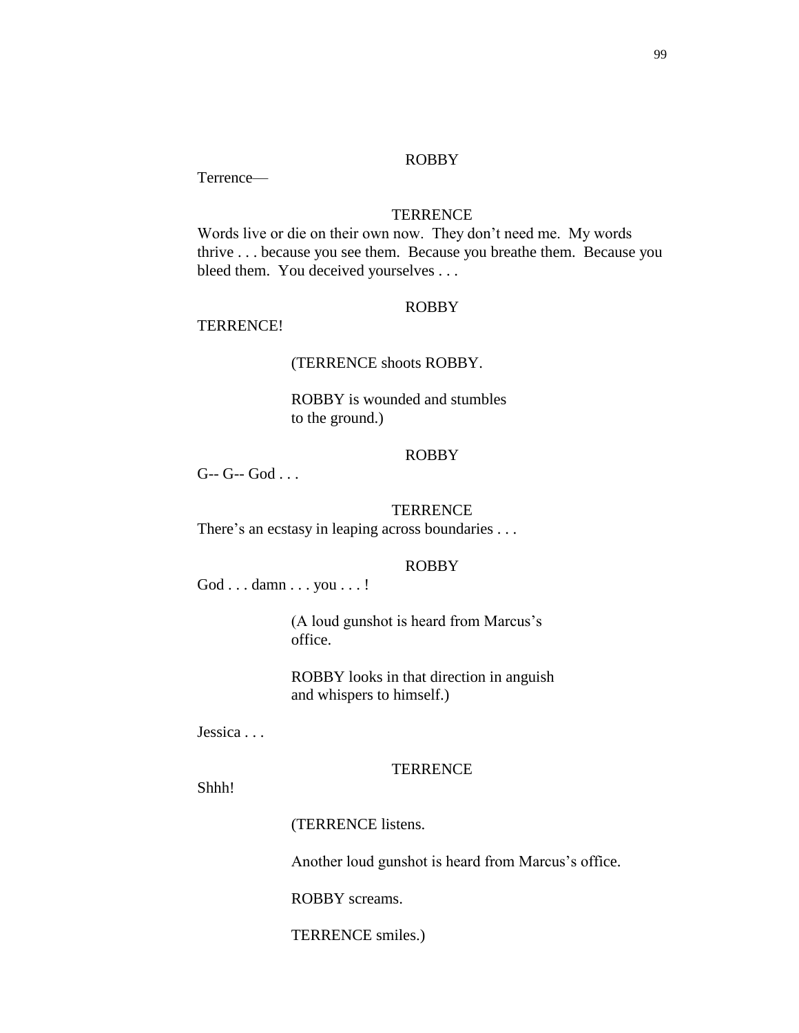ROBBY

Terrence—

TERRENCE

Words live or die on their own now. They don't need me. My words thrive . . . because you see them. Because you breathe them. Because you bleed them. You deceived yourselves . . .

ROBBY

TERRENCE!

(TERRENCE shoots ROBBY.

ROBBY is wounded and stumbles to the ground.)

ROBBY

G-- G-- God . . .

TERRENCE

There's an ecstasy in leaping across boundaries . . .

ROBBY

God . . . damn . . . you . . . !

(A loud gunshot is heard from Marcus's office.

ROBBY looks in that direction in anguish and whispers to himself.)

Jessica . . .

TERRENCE

Shhh!

(TERRENCE listens.

Another loud gunshot is heard from Marcus's office.

ROBBY screams.

TERRENCE smiles.)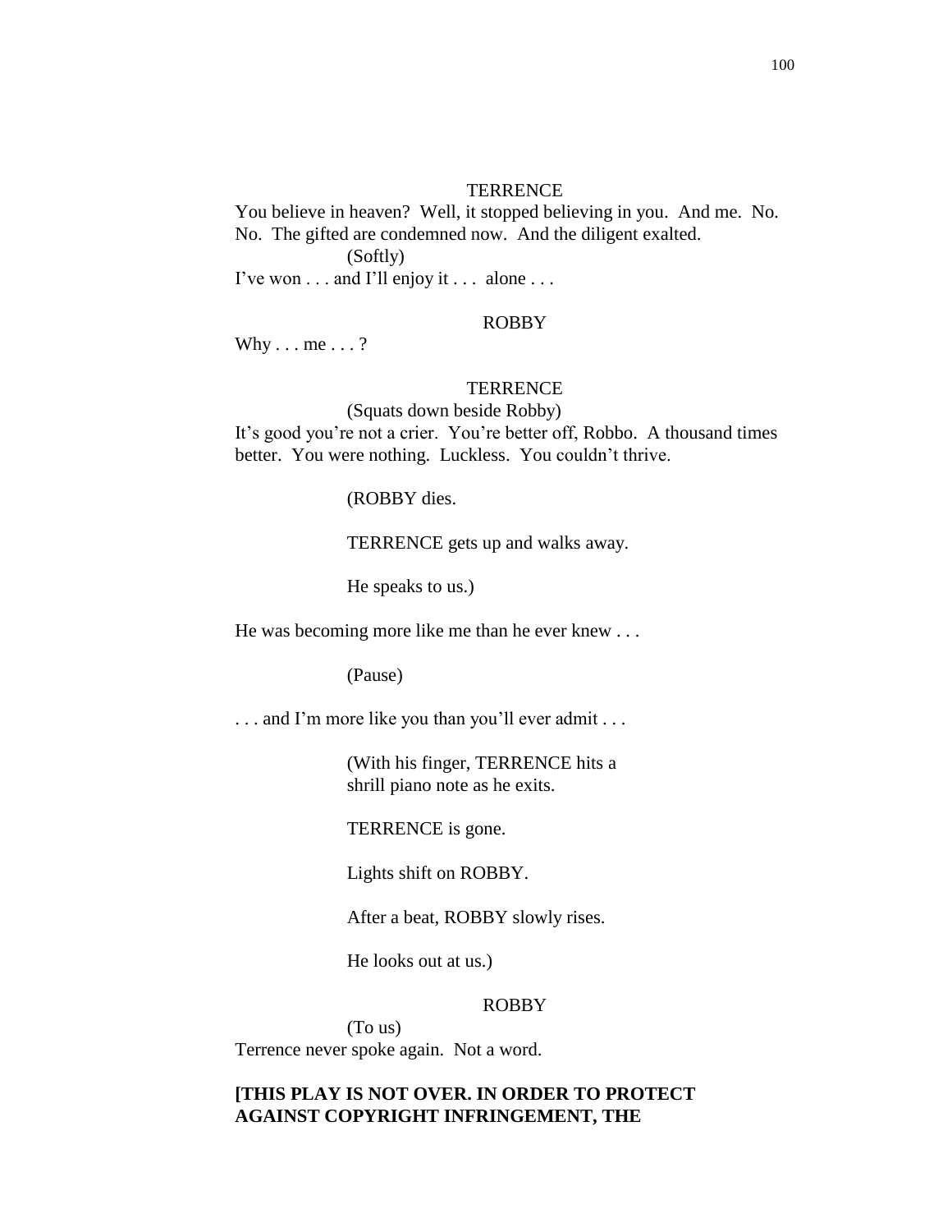TERRENCE

You believe in heaven? Well, it stopped believing in you. And me. No. No. The gifted are condemned now. And the diligent exalted.

(Softly)

I've won . . . and I'll enjoy it . . . alone . . .

ROBBY

Why . . . me . . . ?

TERRENCE

(Squats down beside Robby)

It's good you're not a crier. You're better off, Robbo. A thousand times better. You were nothing. Luckless. You couldn't thrive.

(ROBBY dies.

TERRENCE gets up and walks away.

He speaks to us.)

He was becoming more like me than he ever knew . . .

(Pause)

. . . and I'm more like you than you'll ever admit . . .

(With his finger, TERRENCE hits a shrill piano note as he exits.

TERRENCE is gone.

Lights shift on ROBBY.

After a beat, ROBBY slowly rises.

He looks out at us.)

ROBBY

(To us)

Terrence never spoke again. Not a word.

**[THIS PLAY IS NOT OVER. IN ORDER TO PROTECT AGAINST COPYRIGHT INFRINGEMENT, THE**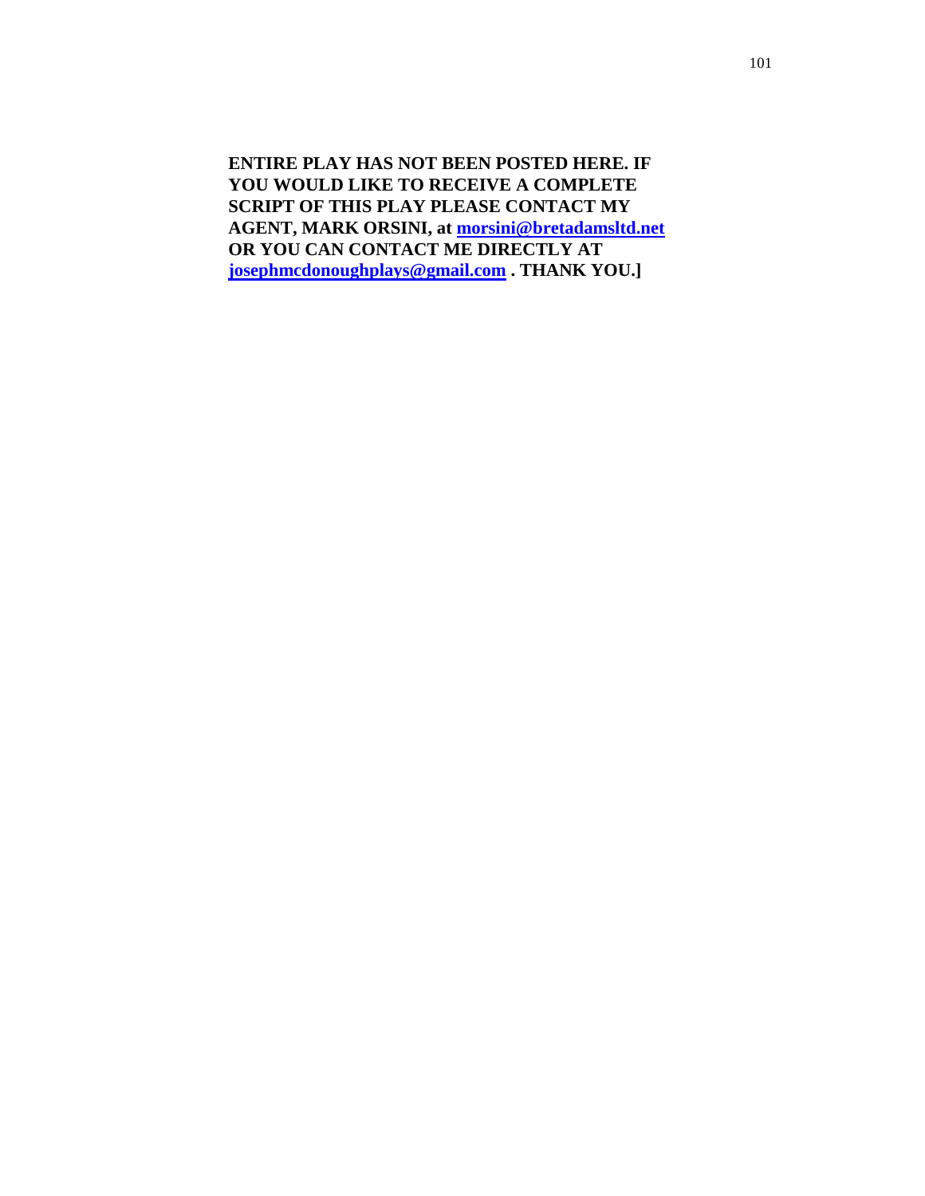**ENTIRE PLAY HAS NOT BEEN POSTED HERE. IF YOU WOULD LIKE TO RECEIVE A COMPLETE SCRIPT OF THIS PLAY PLEASE CONTACT MY AGENT, MARK ORSINI, at [morsini@bretadamsltd.net](mailto:morsini@bretadamsltd.net) OR YOU CAN CONTACT ME DIRECTLY AT [josephmcdonoughplays@gmail.com](mailto:josephmcdonoughplays@gmail.com) . THANK YOU.]**